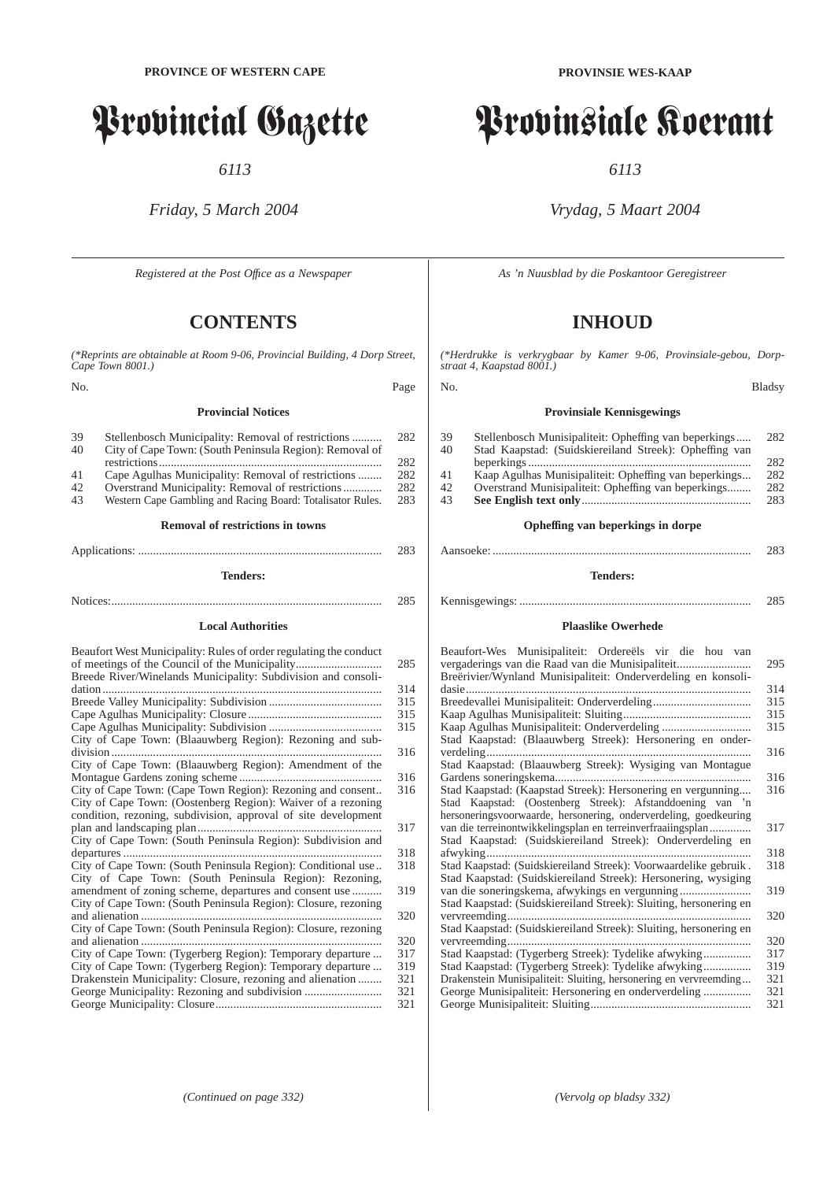**PROVINCE OF WESTERN CAPE**

# Provincial Gazette

*6113*

*Friday, 5 March 2004*

*Registered at the Post Office as a Newspaper*

## CONTENTS

*(\*Reprints are obtainable at Room 9-06, Provincial Building, 4 Dorp Street, Cape Town 8001.)*

| No. | | Page |
|---|---|---|
| | **Provincial Notices** | |
| 39 | Stellenbosch Municipality: Removal of restrictions | 282 |
| 40 | City of Cape Town: (South Peninsula Region): Removal of restrictions | 282 |
| 41 | Cape Agulhas Municipality: Removal of restrictions | 282 |
| 42 | Overstrand Municipality: Removal of restrictions | 282 |
| 43 | Western Cape Gambling and Racing Board: Totalisator Rules. | 283 |
| | **Removal of restrictions in towns** | |
| | Applications: | 283 |
| | **Tenders:** | |
| | Notices: | 285 |
| | **Local Authorities** | |
| | Beaufort West Municipality: Rules of order regulating the conduct of meetings of the Council of the Municipality | 285 |
| | Breede River/Winelands Municipality: Subdivision and consolidation | 314 |
| | Breede Valley Municipality: Subdivision | 315 |
| | Cape Agulhas Municipality: Closure | 315 |
| | Cape Agulhas Municipality: Subdivision | 315 |
| | City of Cape Town: (Blaauwberg Region): Rezoning and subdivision | 316 |
| | City of Cape Town: (Blaauwberg Region): Amendment of the Montague Gardens zoning scheme | 316 |
| | City of Cape Town: (Cape Town Region): Rezoning and consent | 316 |
| | City of Cape Town: (Oostenberg Region): Waiver of a rezoning condition, rezoning, subdivision, approval of site development plan and landscaping plan | 317 |
| | City of Cape Town: (South Peninsula Region): Subdivision and departures | 318 |
| | City of Cape Town: (South Peninsula Region): Conditional use | 318 |
| | City of Cape Town: (South Peninsula Region): Rezoning, amendment of zoning scheme, departures and consent use | 319 |
| | City of Cape Town: (South Peninsula Region): Closure, rezoning and alienation | 320 |
| | City of Cape Town: (South Peninsula Region): Closure, rezoning and alienation | 320 |
| | City of Cape Town: (Tygerberg Region): Temporary departure | 317 |
| | City of Cape Town: (Tygerberg Region): Temporary departure | 319 |
| | Drakenstein Municipality: Closure, rezoning and alienation | 321 |
| | George Municipality: Rezoning and subdivision | 321 |
| | George Municipality: Closure | 321 |

*(Continued on page 332)*

**PROVINSIE WES-KAAP**

# Provinsiale Koerant

*6113*

*Vrydag, 5 Maart 2004*

*As 'n Nuusblad by die Poskantoor Geregistreer*

## INHOUD

*(\*Herdrukke is verkrygbaar by Kamer 9-06, Provinsiale-gebou, Dorpstraat 4, Kaapstad 8001.)*

| No. | | Bladsy |
|---|---|---|
| | **Provinsiale Kennisgewings** | |
| 39 | Stellenbosch Munisipaliteit: Opheffing van beperkings | 282 |
| 40 | Stad Kaapstad: (Suidskiereiland Streek): Opheffing van beperkings | 282 |
| 41 | Kaap Agulhas Munisipaliteit: Opheffing van beperkings | 282 |
| 42 | Overstrand Munisipaliteit: Opheffing van beperkings | 282 |
| 43 | **See English text only** | 283 |
| | **Opheffing van beperkings in dorpe** | |
| | Aansoeke: | 283 |
| | **Tenders:** | |
| | Kennisgewings: | 285 |
| | **Plaaslike Owerhede** | |
| | Beaufort-Wes Munisipaliteit: Ordereëls vir die hou van vergaderings van die Raad van die Munisipaliteit | 295 |
| | Breërivier/Wynland Munisipaliteit: Onderverdeling en konsolidasie | 314 |
| | Breedevallei Munisipaliteit: Onderverdeling | 315 |
| | Kaap Agulhas Munisipaliteit: Sluiting | 315 |
| | Kaap Agulhas Munisipaliteit: Onderverdeling | 315 |
| | Stad Kaapstad: (Blaauwberg Streek): Hersonering en onderverdeling | 316 |
| | Stad Kaapstad: (Blaauwberg Streek): Wysiging van Montague Gardens soneringskema | 316 |
| | Stad Kaapstad: (Kaapstad Streek): Hersonering en vergunning | 316 |
| | Stad Kaapstad: (Oostenberg Streek): Afstanddoening van 'n hersoneringsvoorwaarde, hersonering, onderverdeling, goedkeuring van die terreinontwikkelingsplan en terreinverfraaiingsplan | 317 |
| | Stad Kaapstad: (Suidskiereiland Streek): Onderverdeling en afwyking | 318 |
| | Stad Kaapstad: (Suidskiereiland Streek): Voorwaardelike gebruik | 318 |
| | Stad Kaapstad: (Suidskiereiland Streek): Hersonering, wysiging van die soneringskema, afwykings en vergunning | 319 |
| | Stad Kaapstad: (Suidskiereiland Streek): Sluiting, hersonering en vervreemding | 320 |
| | Stad Kaapstad: (Suidskiereiland Streek): Sluiting, hersonering en vervreemding | 320 |
| | Stad Kaapstad: (Tygerberg Streek): Tydelike afwyking | 317 |
| | Stad Kaapstad: (Tygerberg Streek): Tydelike afwyking | 319 |
| | Drakenstein Munisipaliteit: Sluiting, hersonering en vervreemding | 321 |
| | George Munisipaliteit: Hersonering en onderverdeling | 321 |
| | George Munisipaliteit: Sluiting | 321 |

*(Vervolg op bladsy 332)*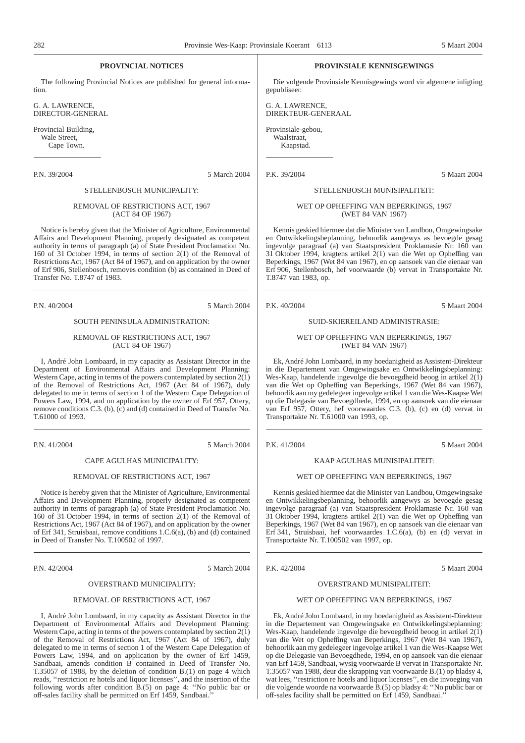## PROVINCIAL NOTICES

The following Provincial Notices are published for general information.

G. A. LAWRENCE,
DIRECTOR-GENERAL

Provincial Building,
Wale Street,
Cape Town.

---

P.N. 39/2004 5 March 2004

STELLENBOSCH MUNICIPALITY:

REMOVAL OF RESTRICTIONS ACT, 1967
(ACT 84 OF 1967)

Notice is hereby given that the Minister of Agriculture, Environmental Affairs and Development Planning, properly designated as competent authority in terms of paragraph (a) of State President Proclamation No. 160 of 31 October 1994, in terms of section 2(1) of the Removal of Restrictions Act, 1967 (Act 84 of 1967), and on application by the owner of Erf 906, Stellenbosch, removes condition (b) as contained in Deed of Transfer No. T.8747 of 1983.

---

P.N. 40/2004 5 March 2004

SOUTH PENINSULA ADMINISTRATION:

REMOVAL OF RESTRICTIONS ACT, 1967
(ACT 84 OF 1967)

I, André John Lombaard, in my capacity as Assistant Director in the Department of Environmental Affairs and Development Planning: Western Cape, acting in terms of the powers contemplated by section 2(1) of the Removal of Restrictions Act, 1967 (Act 84 of 1967), duly delegated to me in terms of section 1 of the Western Cape Delegation of Powers Law, 1994, and on application by the owner of Erf 957, Ottery, remove conditions C.3. (b), (c) and (d) contained in Deed of Transfer No. T.61000 of 1993.

---

P.N. 41/2004 5 March 2004

CAPE AGULHAS MUNICIPALITY:

REMOVAL OF RESTRICTIONS ACT, 1967

Notice is hereby given that the Minister of Agriculture, Environmental Affairs and Development Planning, properly designated as competent authority in terms of paragraph (a) of State President Proclamation No. 160 of 31 October 1994, in terms of section 2(1) of the Removal of Restrictions Act, 1967 (Act 84 of 1967), and on application by the owner of Erf 341, Struisbaai, remove conditions 1.C.6(a), (b) and (d) contained in Deed of Transfer No. T.100502 of 1997.

---

P.N. 42/2004 5 March 2004

OVERSTRAND MUNICIPALITY:

REMOVAL OF RESTRICTIONS ACT, 1967

I, André John Lombaard, in my capacity as Assistant Director in the Department of Environmental Affairs and Development Planning: Western Cape, acting in terms of the powers contemplated by section 2(1) of the Removal of Restrictions Act, 1967 (Act 84 of 1967), duly delegated to me in terms of section 1 of the Western Cape Delegation of Powers Law, 1994, and on application by the owner of Erf 1459, Sandbaai, amends condition B contained in Deed of Transfer No. T.35057 of 1988, by the deletion of condition B.(1) on page 4 which reads, ''restriction re hotels and liquor licenses'', and the insertion of the following words after condition B.(5) on page 4: ''No public bar or off-sales facility shall be permitted on Erf 1459, Sandbaai.''

---

## PROVINSIALE KENNISGEWINGS

Die volgende Provinsiale Kennisgewings word vir algemene inligting gepubliseer.

G. A. LAWRENCE,
DIREKTEUR-GENERAAL

Provinsiale-gebou,
Waalstraat,
Kaapstad.

---

P.K. 39/2004 5 Maart 2004

STELLENBOSCH MUNISIPALITEIT:

WET OP OPHEFFING VAN BEPERKINGS, 1967
(WET 84 VAN 1967)

Kennis geskied hiermee dat die Minister van Landbou, Omgewingsake en Ontwikkelingsbeplanning, behoorlik aangewys as bevoegde gesag ingevolge paragraaf (a) van Staatspresident Proklamasie Nr. 160 van 31 Oktober 1994, kragtens artikel 2(1) van die Wet op Opheffing van Beperkings, 1967 (Wet 84 van 1967), en op aansoek van die eienaar van Erf 906, Stellenbosch, hef voorwaarde (b) vervat in Transportakte Nr. T.8747 van 1983, op.

---

P.K. 40/2004 5 Maart 2004

SUID-SKIEREILAND ADMINISTRASIE:

WET OP OPHEFFING VAN BEPERKINGS, 1967
(WET 84 VAN 1967)

Ek, André John Lombaard, in my hoedanigheid as Assistent-Direkteur in die Departement van Omgewingsake en Ontwikkelingsbeplanning: Wes-Kaap, handelende ingevolge die bevoegdheid beoog in artikel 2(1) van die Wet op Opheffing van Beperkings, 1967 (Wet 84 van 1967), behoorlik aan my gedelegeer ingevolge artikel 1 van die Wes-Kaapse Wet op die Delegasie van Bevoegdhede, 1994, en op aansoek van die eienaar van Erf 957, Ottery, hef voorwaardes C.3. (b), (c) en (d) vervat in Transportakte Nr. T.61000 van 1993, op.

---

P.K. 41/2004 5 Maart 2004

KAAP AGULHAS MUNISIPALITEIT:

WET OP OPHEFFING VAN BEPERKINGS, 1967

Kennis geskied hiermee dat die Minister van Landbou, Omgewingsake en Ontwikkelingsbeplanning, behoorlik aangewys as bevoegde gesag ingevolge paragraaf (a) van Staatspresident Proklamasie Nr. 160 van 31 Oktober 1994, kragtens artikel 2(1) van die Wet op Opheffing van Beperkings, 1967 (Wet 84 van 1967), en op aansoek van die eienaar van Erf 341, Struisbaai, hef voorwaardes 1.C.6(a), (b) en (d) vervat in Transportakte Nr. T.100502 van 1997, op.

---

P.K. 42/2004 5 Maart 2004

OVERSTRAND MUNISIPALITEIT:

WET OP OPHEFFING VAN BEPERKINGS, 1967

Ek, André John Lombaard, in my hoedanigheid as Assistent-Direkteur in die Departement van Omgewingsake en Ontwikkelingsbeplanning: Wes-Kaap, handelende ingevolge die bevoegdheid beoog in artikel 2(1) van die Wet op Opheffing van Beperkings, 1967 (Wet 84 van 1967), behoorlik aan my gedelegeer ingevolge artikel 1 van die Wes-Kaapse Wet op die Delegasie van Bevoegdhede, 1994, en op aansoek van die eienaar van Erf 1459, Sandbaai, wysig voorwaarde B vervat in Transportakte Nr. T.35057 van 1988, deur die skrapping van voorwaarde B.(1) op bladsy 4, wat lees, ''restriction re hotels and liquor licenses'', en die invoeging van die volgende woorde na voorwaarde B.(5) op bladsy 4: ''No public bar or off-sales facility shall be permitted on Erf 1459, Sandbaai.''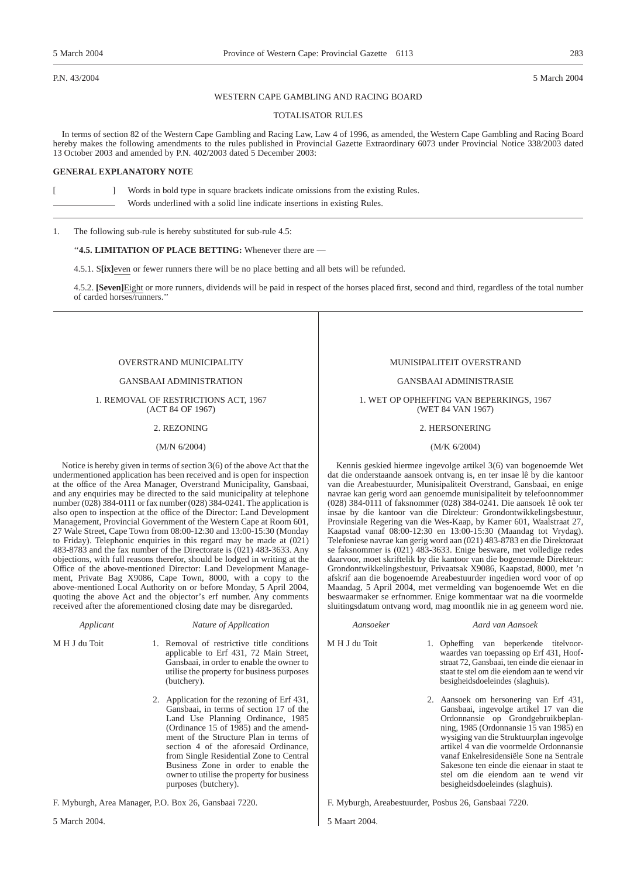P.N. 43/2004 5 March 2004

WESTERN CAPE GAMBLING AND RACING BOARD

TOTALISATOR RULES

In terms of section 82 of the Western Cape Gambling and Racing Law, Law 4 of 1996, as amended, the Western Cape Gambling and Racing Board hereby makes the following amendments to the rules published in Provincial Gazette Extraordinary 6073 under Provincial Notice 338/2003 dated 13 October 2003 and amended by P.N. 402/2003 dated 5 December 2003:

**GENERAL EXPLANATORY NOTE**

[ ] Words in bold type in square brackets indicate omissions from the existing Rules.

\_\_\_\_\_\_\_\_ Words underlined with a solid line indicate insertions in existing Rules.

1. The following sub-rule is hereby substituted for sub-rule 4.5:

''**4.5. LIMITATION OF PLACE BETTING:** Whenever there are —

4.5.1. S**[ix]**<u>even</u> or fewer runners there will be no place betting and all bets will be refunded.

4.5.2. **[Seven]**<u>Eight</u> or more runners, dividends will be paid in respect of the horses placed first, second and third, regardless of the total number of carded horses/runners.''

---

OVERSTRAND MUNICIPALITY

GANSBAAI ADMINISTRATION

1. REMOVAL OF RESTRICTIONS ACT, 1967 (ACT 84 OF 1967)

2. REZONING

(M/N 6/2004)

Notice is hereby given in terms of section 3(6) of the above Act that the undermentioned application has been received and is open for inspection at the office of the Area Manager, Overstrand Municipality, Gansbaai, and any enquiries may be directed to the said municipality at telephone number (028) 384-0111 or fax number (028) 384-0241. The application is also open to inspection at the office of the Director: Land Development Management, Provincial Government of the Western Cape at Room 601, 27 Wale Street, Cape Town from 08:00-12:30 and 13:00-15:30 (Monday to Friday). Telephonic enquiries in this regard may be made at (021) 483-8783 and the fax number of the Directorate is (021) 483-3633. Any objections, with full reasons therefor, should be lodged in writing at the Office of the above-mentioned Director: Land Development Management, Private Bag X9086, Cape Town, 8000, with a copy to the above-mentioned Local Authority on or before Monday, 5 April 2004, quoting the above Act and the objector's erf number. Any comments received after the aforementioned closing date may be disregarded.

| *Applicant* | *Nature of Application* |
|---|---|
| M H J du Toit | 1. Removal of restrictive title conditions applicable to Erf 431, 72 Main Street, Gansbaai, in order to enable the owner to utilise the property for business purposes (butchery). |
| | 2. Application for the rezoning of Erf 431, Gansbaai, in terms of section 17 of the Land Use Planning Ordinance, 1985 (Ordinance 15 of 1985) and the amendment of the Structure Plan in terms of section 4 of the aforesaid Ordinance, from Single Residential Zone to Central Business Zone in order to enable the owner to utilise the property for business purposes (butchery). |

F. Myburgh, Area Manager, P.O. Box 26, Gansbaai 7220.

5 March 2004.

---

MUNISIPALITEIT OVERSTRAND

GANSBAAI ADMINISTRASIE

1. WET OP OPHEFFING VAN BEPERKINGS, 1967 (WET 84 VAN 1967)

2. HERSONERING

(M/K 6/2004)

Kennis geskied hiermee ingevolge artikel 3(6) van bogenoemde Wet dat die onderstaande aansoek ontvang is, en ter insae lê by die kantoor van die Areabestuurder, Munisipaliteit Overstrand, Gansbaai, en enige navrae kan gerig word aan genoemde munisipaliteit by telefoonnommer (028) 384-0111 of faksnommer (028) 384-0241. Die aansoek lê ook ter insae by die kantoor van die Direkteur: Grondontwikkelingsbestuur, Provinsiale Regering van die Wes-Kaap, by Kamer 601, Waalstraat 27, Kaapstad vanaf 08:00-12:30 en 13:00-15:30 (Maandag tot Vrydag). Telefoniese navrae kan gerig word aan (021) 483-8783 en die Direktoraat se faksnommer is (021) 483-3633. Enige besware, met volledige redes daarvoor, moet skriftelik by die kantoor van die bogenoemde Direkteur: Grondontwikkelingsbestuur, Privaatsak X9086, Kaapstad, 8000, met 'n afskrif aan die bogenoemde Areabestuurder ingedien word voor of op Maandag, 5 April 2004, met vermelding van bogenoemde Wet en die beswaarmaker se erfnommer. Enige kommentaar wat na die voormelde sluitingsdatum ontvang word, mag moontlik nie in ag geneem word nie.

| *Aansoeker* | *Aard van Aansoek* |
|---|---|
| M H J du Toit | 1. Opheffing van beperkende titelvoorwaardes van toepassing op Erf 431, Hoofstraat 72, Gansbaai, ten einde die eienaar in staat te stel om die eiendom aan te wend vir besigheidsdoeleindes (slaghuis). |
| | 2. Aansoek om hersonering van Erf 431, Gansbaai, ingevolge artikel 17 van die Ordonnansie op Grondgebruikbeplanning, 1985 (Ordonnansie 15 van 1985) en wysiging van die Struktuurplan ingevolge artikel 4 van die voormelde Ordonnansie vanaf Enkelresidensiële Sone na Sentrale Sakesone ten einde die eienaar in staat te stel om die eiendom aan te wend vir besigheidsdoeleindes (slaghuis). |

F. Myburgh, Areabestuurder, Posbus 26, Gansbaai 7220.

5 Maart 2004.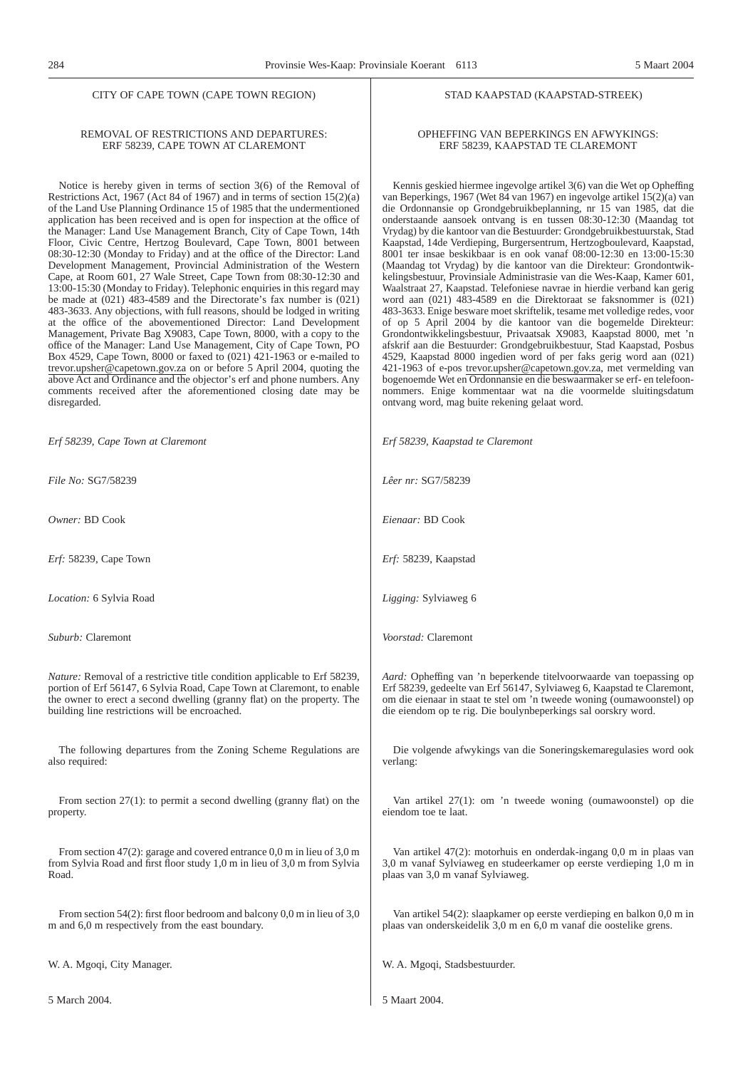CITY OF CAPE TOWN (CAPE TOWN REGION)

REMOVAL OF RESTRICTIONS AND DEPARTURES: ERF 58239, CAPE TOWN AT CLAREMONT

Notice is hereby given in terms of section 3(6) of the Removal of Restrictions Act, 1967 (Act 84 of 1967) and in terms of section 15(2)(a) of the Land Use Planning Ordinance 15 of 1985 that the undermentioned application has been received and is open for inspection at the office of the Manager: Land Use Management Branch, City of Cape Town, 14th Floor, Civic Centre, Hertzog Boulevard, Cape Town, 8001 between 08:30-12:30 (Monday to Friday) and at the office of the Director: Land Development Management, Provincial Administration of the Western Cape, at Room 601, 27 Wale Street, Cape Town from 08:30-12:30 and 13:00-15:30 (Monday to Friday). Telephonic enquiries in this regard may be made at (021) 483-4589 and the Directorate's fax number is (021) 483-3633. Any objections, with full reasons, should be lodged in writing at the office of the abovementioned Director: Land Development Management, Private Bag X9083, Cape Town, 8000, with a copy to the office of the Manager: Land Use Management, City of Cape Town, PO Box 4529, Cape Town, 8000 or faxed to (021) 421-1963 or e-mailed to trevor.upsher@capetown.gov.za on or before 5 April 2004, quoting the above Act and Ordinance and the objector's erf and phone numbers. Any comments received after the aforementioned closing date may be disregarded.

*Erf 58239, Cape Town at Claremont*

*File No:* SG7/58239

*Owner:* BD Cook

*Erf:* 58239, Cape Town

*Location:* 6 Sylvia Road

*Suburb:* Claremont

*Nature:* Removal of a restrictive title condition applicable to Erf 58239, portion of Erf 56147, 6 Sylvia Road, Cape Town at Claremont, to enable the owner to erect a second dwelling (granny flat) on the property. The building line restrictions will be encroached.

The following departures from the Zoning Scheme Regulations are also required:

From section 27(1): to permit a second dwelling (granny flat) on the property.

From section 47(2): garage and covered entrance 0,0 m in lieu of 3,0 m from Sylvia Road and first floor study 1,0 m in lieu of 3,0 m from Sylvia Road.

From section 54(2): first floor bedroom and balcony 0,0 m in lieu of 3,0 m and 6,0 m respectively from the east boundary.

W. A. Mgoqi, City Manager.

5 March 2004.

STAD KAAPSTAD (KAAPSTAD-STREEK)

OPHEFFING VAN BEPERKINGS EN AFWYKINGS: ERF 58239, KAAPSTAD TE CLAREMONT

Kennis geskied hiermee ingevolge artikel 3(6) van die Wet op Opheffing van Beperkings, 1967 (Wet 84 van 1967) en ingevolge artikel 15(2)(a) van die Ordonnansie op Grondgebruikbeplanning, nr 15 van 1985, dat die onderstaande aansoek ontvang is en tussen 08:30-12:30 (Maandag tot Vrydag) by die kantoor van die Bestuurder: Grondgebruikbestuurstak, Stad Kaapstad, 14de Verdieping, Burgersentrum, Hertzogboulevard, Kaapstad, 8001 ter insae beskikbaar is en ook vanaf 08:00-12:30 en 13:00-15:30 (Maandag tot Vrydag) by die kantoor van die Direkteur: Grondontwikkelingsbestuur, Provinsiale Administrasie van die Wes-Kaap, Kamer 601, Waalstraat 27, Kaapstad. Telefoniese navrae in hierdie verband kan gerig word aan (021) 483-4589 en die Direktoraat se faksnommer is (021) 483-3633. Enige besware moet skriftelik, tesame met volledige redes, voor of op 5 April 2004 by die kantoor van die bogemelde Direkteur: Grondontwikkelingsbestuur, Privaatsak X9083, Kaapstad 8000, met 'n afskrif aan die Bestuurder: Grondgebruikbestuur, Stad Kaapstad, Posbus 4529, Kaapstad 8000 ingedien word of per faks gerig word aan (021) 421-1963 of e-pos trevor.upsher@capetown.gov.za, met vermelding van bogenoemde Wet en Ordonnansie en die beswaarmaker se erf- en telefoonnommers. Enige kommentaar wat na die voormelde sluitingsdatum ontvang word, mag buite rekening gelaat word.

*Erf 58239, Kaapstad te Claremont*

*Lêer nr:* SG7/58239

*Eienaar:* BD Cook

*Erf:* 58239, Kaapstad

*Ligging:* Sylviaweg 6

*Voorstad:* Claremont

*Aard:* Opheffing van 'n beperkende titelvoorwaarde van toepassing op Erf 58239, gedeelte van Erf 56147, Sylviaweg 6, Kaapstad te Claremont, om die eienaar in staat te stel om 'n tweede woning (oumawoonstel) op die eiendom op te rig. Die boulynbeperkings sal oorskry word.

Die volgende afwykings van die Soneringskemaregulasies word ook verlang:

Van artikel 27(1): om 'n tweede woning (oumawoonstel) op die eiendom toe te laat.

Van artikel 47(2): motorhuis en onderdak-ingang 0,0 m in plaas van 3,0 m vanaf Sylviaweg en studeerkamer op eerste verdieping 1,0 m in plaas van 3,0 m vanaf Sylviaweg.

Van artikel 54(2): slaapkamer op eerste verdieping en balkon 0,0 m in plaas van onderskeidelik 3,0 m en 6,0 m vanaf die oostelike grens.

W. A. Mgoqi, Stadsbestuurder.

5 Maart 2004.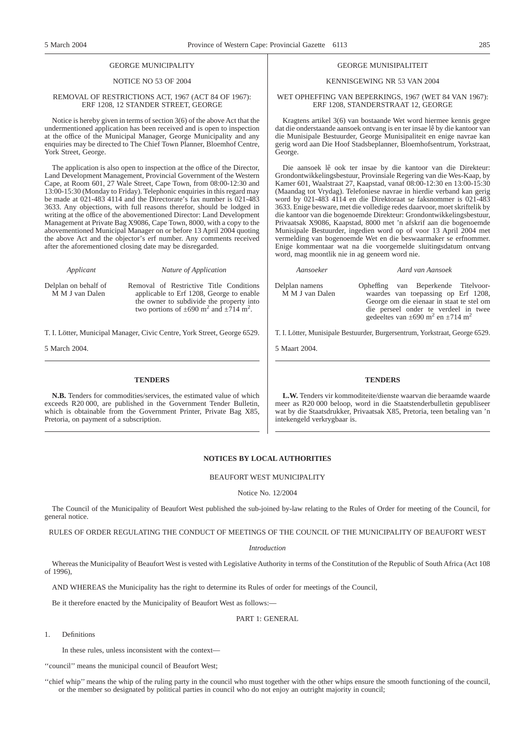GEORGE MUNICIPALITY

NOTICE NO 53 OF 2004

REMOVAL OF RESTRICTIONS ACT, 1967 (ACT 84 OF 1967): ERF 1208, 12 STANDER STREET, GEORGE

Notice is hereby given in terms of section 3(6) of the above Act that the undermentioned application has been received and is open to inspection at the office of the Municipal Manager, George Municipality and any enquiries may be directed to The Chief Town Planner, Bloemhof Centre, York Street, George.

The application is also open to inspection at the office of the Director, Land Development Management, Provincial Government of the Western Cape, at Room 601, 27 Wale Street, Cape Town, from 08:00-12:30 and 13:00-15:30 (Monday to Friday). Telephonic enquiries in this regard may be made at 021-483 4114 and the Directorate's fax number is 021-483 3633. Any objections, with full reasons therefor, should be lodged in writing at the office of the abovementioned Director: Land Development Management at Private Bag X9086, Cape Town, 8000, with a copy to the abovementioned Municipal Manager on or before 13 April 2004 quoting the above Act and the objector's erf number. Any comments received after the aforementioned closing date may be disregarded.

| *Applicant* | *Nature of Application* |
|---|---|
| Delplan on behalf of M M J van Dalen | Removal of Restrictive Title Conditions applicable to Erf 1208, George to enable the owner to subdivide the property into two portions of ±690 $m^2$ and ±714 $m^2$. |

T. I. Lötter, Municipal Manager, Civic Centre, York Street, George 6529.

5 March 2004.

GEORGE MUNISIPALITEIT

KENNISGEWING NR 53 VAN 2004

WET OPHEFFING VAN BEPERKINGS, 1967 (WET 84 VAN 1967): ERF 1208, STANDERSTRAAT 12, GEORGE

Kragtens artikel 3(6) van bostaande Wet word hiermee kennis gegee dat die onderstaande aansoek ontvang is en ter insae lê by die kantoor van die Munisipale Bestuurder, George Munisipaliteit en enige navrae kan gerig word aan Die Hoof Stadsbeplanner, Bloemhofsentrum, Yorkstraat, George.

Die aansoek lê ook ter insae by die kantoor van die Direkteur: Grondontwikkelingsbestuur, Provinsiale Regering van die Wes-Kaape, by Kamer 601, Waalstraat 27, Kaapstad, vanaf 08:00-12:30 en 13:00-15:30 (Maandag tot Vrydag). Telefoniese navrae in hierdie verband kan gerig word by 021-483 4114 en die Direktoraat se faksnommer is 021-483 3633. Enige besware, met die volledige redes daarvoor, moet skriftelik by die kantoor van die bogenoemde Direkteur: Grondontwikkelingsbestuur, Privaatsak X9086, Kaapstad, 8000 met 'n afskrif aan die bogenoemde Munisipale Bestuurder, ingedien word op of voor 13 April 2004 met vermelding van bogenoemde Wet en die beswaarmaker se erfnommer. Enige kommentaar wat na die voorgemelde sluitingsdatum ontvang word, mag moontlik nie in ag geneem word nie.

| *Aansoeker* | *Aard van Aansoek* |
|---|---|
| Delplan namens M M J van Dalen | Opheffing van Beperkende Titelvoorwaardes van toepassing op Erf 1208, George om die eienaar in staat te stel om die perseel onder te verdeel in twee gedeeltes van ±690 $m^2$ en ±714 $m^2$ |

T. I. Lötter, Munisipale Bestuurder, Burgersentrum, Yorkstraat, George 6529.

5 Maart 2004.

**TENDERS**

**N.B.** Tenders for commodities/services, the estimated value of which exceeds R20 000, are published in the Government Tender Bulletin, which is obtainable from the Government Printer, Private Bag X85, Pretoria, on payment of a subscription.

**TENDERS**

**L.W.** Tenders vir kommoditeite/dienste waarvan die beraamde waarde meer as R20 000 beloop, word in die Staatstenderbulletin gepubliseer wat by die Staatsdrukker, Privaatsak X85, Pretoria, teen betaling van 'n intekengeld verkrygbaar is.

**NOTICES BY LOCAL AUTHORITIES**

BEAUFORT WEST MUNICIPALITY

Notice No. 12/2004

The Council of the Municipality of Beaufort West published the sub-joined by-law relating to the Rules of Order for meeting of the Council, for general notice.

RULES OF ORDER REGULATING THE CONDUCT OF MEETINGS OF THE COUNCIL OF THE MUNICIPALITY OF BEAUFORT WEST

*Introduction*

Whereas the Municipality of Beaufort West is vested with Legislative Authority in terms of the Constitution of the Republic of South Africa (Act 108 of 1996),

AND WHEREAS the Municipality has the right to determine its Rules of order for meetings of the Council,

Be it therefore enacted by the Municipality of Beaufort West as follows:—

PART 1: GENERAL

1. Definitions

In these rules, unless inconsistent with the context—

''council'' means the municipal council of Beaufort West;

''chief whip'' means the whip of the ruling party in the council who must together with the other whips ensure the smooth functioning of the council, or the member so designated by political parties in council who do not enjoy an outright majority in council;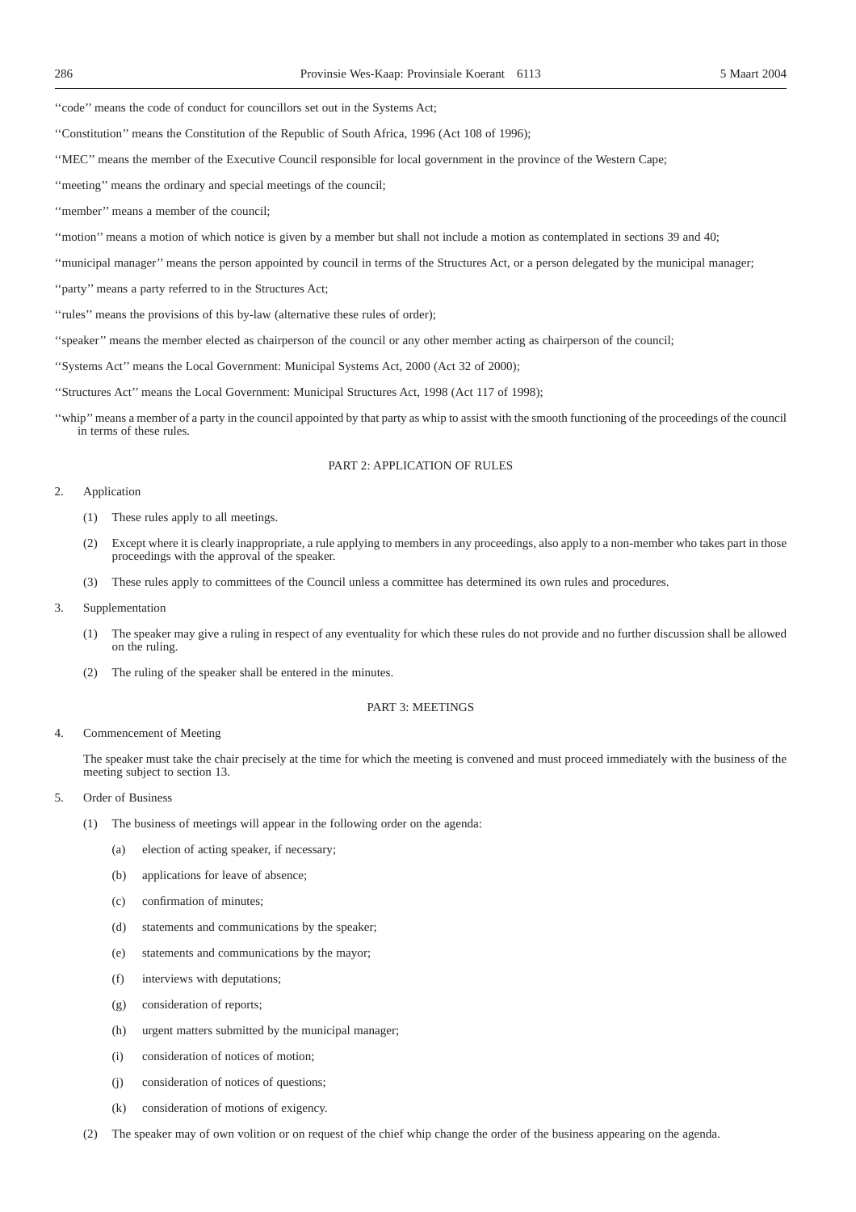''code'' means the code of conduct for councillors set out in the Systems Act;

''Constitution'' means the Constitution of the Republic of South Africa, 1996 (Act 108 of 1996);

''MEC'' means the member of the Executive Council responsible for local government in the province of the Western Cape;

''meeting'' means the ordinary and special meetings of the council;

''member'' means a member of the council;

''motion'' means a motion of which notice is given by a member but shall not include a motion as contemplated in sections 39 and 40;

''municipal manager'' means the person appointed by council in terms of the Structures Act, or a person delegated by the municipal manager;

''party'' means a party referred to in the Structures Act;

''rules'' means the provisions of this by-law (alternative these rules of order);

''speaker'' means the member elected as chairperson of the council or any other member acting as chairperson of the council;

''Systems Act'' means the Local Government: Municipal Systems Act, 2000 (Act 32 of 2000);

''Structures Act'' means the Local Government: Municipal Structures Act, 1998 (Act 117 of 1998);

''whip'' means a member of a party in the council appointed by that party as whip to assist with the smooth functioning of the proceedings of the council in terms of these rules.

## PART 2: APPLICATION OF RULES

2. Application

   (1) These rules apply to all meetings.

   (2) Except where it is clearly inappropriate, a rule applying to members in any proceedings, also apply to a non-member who takes part in those proceedings with the approval of the speaker.

   (3) These rules apply to committees of the Council unless a committee has determined its own rules and procedures.

3. Supplementation

   (1) The speaker may give a ruling in respect of any eventuality for which these rules do not provide and no further discussion shall be allowed on the ruling.

   (2) The ruling of the speaker shall be entered in the minutes.

## PART 3: MEETINGS

4. Commencement of Meeting

   The speaker must take the chair precisely at the time for which the meeting is convened and must proceed immediately with the business of the meeting subject to section 13.

5. Order of Business

   (1) The business of meetings will appear in the following order on the agenda:

      (a) election of acting speaker, if necessary;

      (b) applications for leave of absence;

      (c) confirmation of minutes;

      (d) statements and communications by the speaker;

      (e) statements and communications by the mayor;

      (f) interviews with deputations;

      (g) consideration of reports;

      (h) urgent matters submitted by the municipal manager;

      (i) consideration of notices of motion;

      (j) consideration of notices of questions;

      (k) consideration of motions of exigency.

   (2) The speaker may of own volition or on request of the chief whip change the order of the business appearing on the agenda.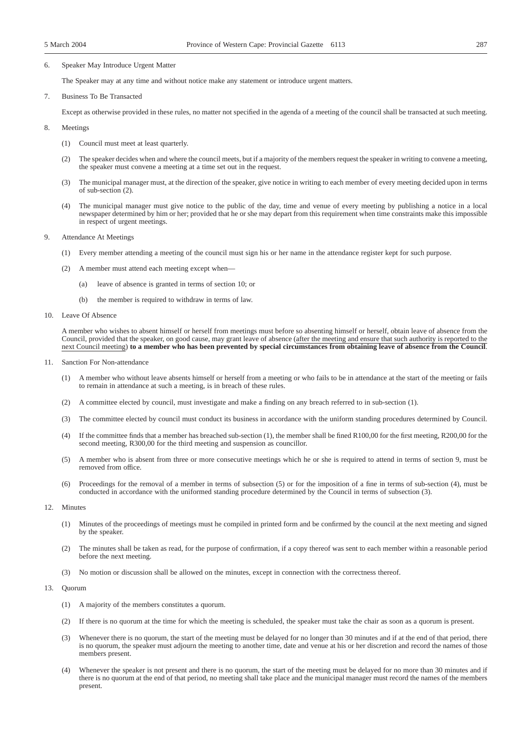6. Speaker May Introduce Urgent Matter

The Speaker may at any time and without notice make any statement or introduce urgent matters.

7. Business To Be Transacted

Except as otherwise provided in these rules, no matter not specified in the agenda of a meeting of the council shall be transacted at such meeting.

8. Meetings

(1) Council must meet at least quarterly.

(2) The speaker decides when and where the council meets, but if a majority of the members request the speaker in writing to convene a meeting, the speaker must convene a meeting at a time set out in the request.

(3) The municipal manager must, at the direction of the speaker, give notice in writing to each member of every meeting decided upon in terms of sub-section (2).

(4) The municipal manager must give notice to the public of the day, time and venue of every meeting by publishing a notice in a local newspaper determined by him or her; provided that he or she may depart from this requirement when time constraints make this impossible in respect of urgent meetings.

9. Attendance At Meetings

(1) Every member attending a meeting of the council must sign his or her name in the attendance register kept for such purpose.

(2) A member must attend each meeting except when—

(a) leave of absence is granted in terms of section 10; or

(b) the member is required to withdraw in terms of law.

10. Leave Of Absence

A member who wishes to absent himself or herself from meetings must before so absenting himself or herself, obtain leave of absence from the Council, provided that the speaker, on good cause, may grant leave of absence (<u>after the meeting and ensure that such authority is reported to the next Council meeting</u>) **to a member who has been prevented by special circumstances from obtaining leave of absence from the Council**.

11. Sanction For Non-attendance

(1) A member who without leave absents himself or herself from a meeting or who fails to be in attendance at the start of the meeting or fails to remain in attendance at such a meeting, is in breach of these rules.

(2) A committee elected by council, must investigate and make a finding on any breach referred to in sub-section (1).

(3) The committee elected by council must conduct its business in accordance with the uniform standing procedures determined by Council.

(4) If the committee finds that a member has breached sub-section (1), the member shall be fined R100,00 for the first meeting, R200,00 for the second meeting, R300,00 for the third meeting and suspension as councillor.

(5) A member who is absent from three or more consecutive meetings which he or she is required to attend in terms of section 9, must be removed from office.

(6) Proceedings for the removal of a member in terms of subsection (5) or for the imposition of a fine in terms of sub-section (4), must be conducted in accordance with the uniformed standing procedure determined by the Council in terms of subsection (3).

12. Minutes

(1) Minutes of the proceedings of meetings must he compiled in printed form and be confirmed by the council at the next meeting and signed by the speaker.

(2) The minutes shall be taken as read, for the purpose of confirmation, if a copy thereof was sent to each member within a reasonable period before the next meeting.

(3) No motion or discussion shall be allowed on the minutes, except in connection with the correctness thereof.

13. Quorum

(1) A majority of the members constitutes a quorum.

(2) If there is no quorum at the time for which the meeting is scheduled, the speaker must take the chair as soon as a quorum is present.

(3) Whenever there is no quorum, the start of the meeting must be delayed for no longer than 30 minutes and if at the end of that period, there is no quorum, the speaker must adjourn the meeting to another time, date and venue at his or her discretion and record the names of those members present.

(4) Whenever the speaker is not present and there is no quorum, the start of the meeting must be delayed for no more than 30 minutes and if there is no quorum at the end of that period, no meeting shall take place and the municipal manager must record the names of the members present.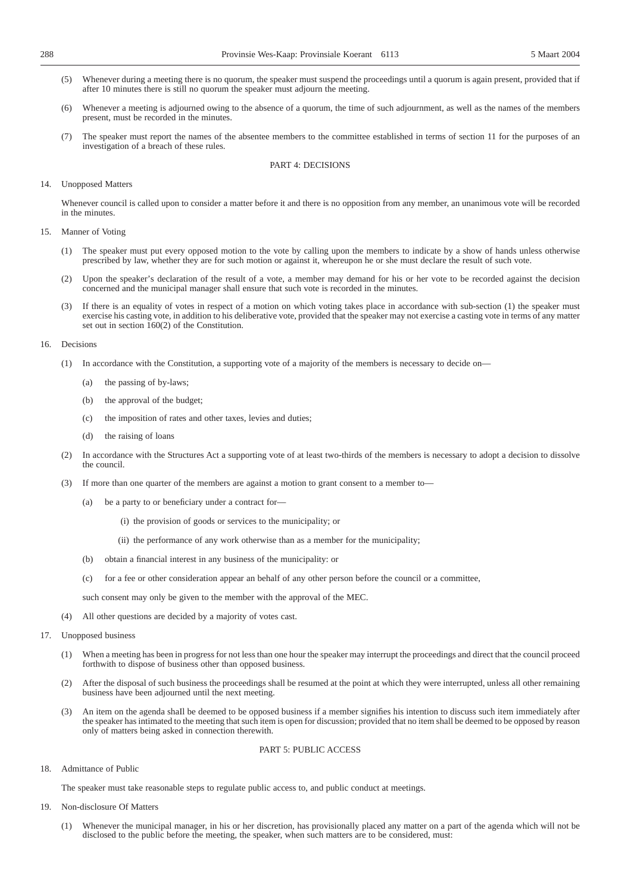(5) Whenever during a meeting there is no quorum, the speaker must suspend the proceedings until a quorum is again present, provided that if after 10 minutes there is still no quorum the speaker must adjourn the meeting.

(6) Whenever a meeting is adjourned owing to the absence of a quorum, the time of such adjournment, as well as the names of the members present, must be recorded in the minutes.

(7) The speaker must report the names of the absentee members to the committee established in terms of section 11 for the purposes of an investigation of a breach of these rules.

## PART 4: DECISIONS

14. Unopposed Matters

Whenever council is called upon to consider a matter before it and there is no opposition from any member, an unanimous vote will be recorded in the minutes.

15. Manner of Voting

(1) The speaker must put every opposed motion to the vote by calling upon the members to indicate by a show of hands unless otherwise prescribed by law, whether they are for such motion or against it, whereupon he or she must declare the result of such vote.

(2) Upon the speaker's declaration of the result of a vote, a member may demand for his or her vote to be recorded against the decision concerned and the municipal manager shall ensure that such vote is recorded in the minutes.

(3) If there is an equality of votes in respect of a motion on which voting takes place in accordance with sub-section (1) the speaker must exercise his casting vote, in addition to his deliberative vote, provided that the speaker may not exercise a casting vote in terms of any matter set out in section 160(2) of the Constitution.

16. Decisions

(1) In accordance with the Constitution, a supporting vote of a majority of the members is necessary to decide on—

(a) the passing of by-laws;

(b) the approval of the budget;

(c) the imposition of rates and other taxes, levies and duties;

(d) the raising of loans

(2) In accordance with the Structures Act a supporting vote of at least two-thirds of the members is necessary to adopt a decision to dissolve the council.

(3) If more than one quarter of the members are against a motion to grant consent to a member to—

(a) be a party to or beneficiary under a contract for—

(i) the provision of goods or services to the municipality; or

(ii) the performance of any work otherwise than as a member for the municipality;

(b) obtain a financial interest in any business of the municipality: or

(c) for a fee or other consideration appear an behalf of any other person before the council or a committee,

such consent may only be given to the member with the approval of the MEC.

(4) All other questions are decided by a majority of votes cast.

17. Unopposed business

(1) When a meeting has been in progress for not less than one hour the speaker may interrupt the proceedings and direct that the council proceed forthwith to dispose of business other than opposed business.

(2) After the disposal of such business the proceedings shall be resumed at the point at which they were interrupted, unless all other remaining business have been adjourned until the next meeting.

(3) An item on the agenda shall be deemed to be opposed business if a member signifies his intention to discuss such item immediately after the speaker has intimated to the meeting that such item is open for discussion; provided that no item shall be deemed to be opposed by reason only of matters being asked in connection therewith.

## PART 5: PUBLIC ACCESS

18. Admittance of Public

The speaker must take reasonable steps to regulate public access to, and public conduct at meetings.

19. Non-disclosure Of Matters

(1) Whenever the municipal manager, in his or her discretion, has provisionally placed any matter on a part of the agenda which will not be disclosed to the public before the meeting, the speaker, when such matters are to be considered, must: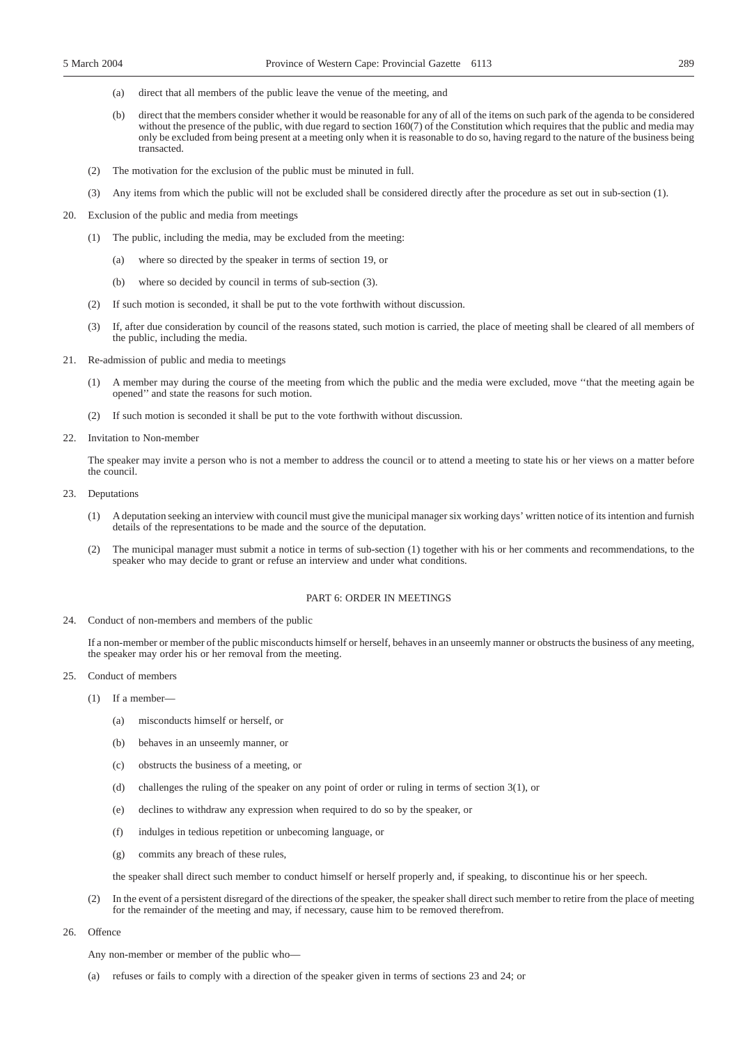(a) direct that all members of the public leave the venue of the meeting, and

(b) direct that the members consider whether it would be reasonable for any of all of the items on such park of the agenda to be considered without the presence of the public, with due regard to section 160(7) of the Constitution which requires that the public and media may only be excluded from being present at a meeting only when it is reasonable to do so, having regard to the nature of the business being transacted.

(2) The motivation for the exclusion of the public must be minuted in full.

(3) Any items from which the public will not be excluded shall be considered directly after the procedure as set out in sub-section (1).

20. Exclusion of the public and media from meetings

(1) The public, including the media, may be excluded from the meeting:

(a) where so directed by the speaker in terms of section 19, or

(b) where so decided by council in terms of sub-section (3).

(2) If such motion is seconded, it shall be put to the vote forthwith without discussion.

(3) If, after due consideration by council of the reasons stated, such motion is carried, the place of meeting shall be cleared of all members of the public, including the media.

21. Re-admission of public and media to meetings

(1) A member may during the course of the meeting from which the public and the media were excluded, move ''that the meeting again be opened'' and state the reasons for such motion.

(2) If such motion is seconded it shall be put to the vote forthwith without discussion.

22. Invitation to Non-member

The speaker may invite a person who is not a member to address the council or to attend a meeting to state his or her views on a matter before the council.

23. Deputations

(1) A deputation seeking an interview with council must give the municipal manager six working days' written notice of its intention and furnish details of the representations to be made and the source of the deputation.

(2) The municipal manager must submit a notice in terms of sub-section (1) together with his or her comments and recommendations, to the speaker who may decide to grant or refuse an interview and under what conditions.

## PART 6: ORDER IN MEETINGS

24. Conduct of non-members and members of the public

If a non-member or member of the public misconducts himself or herself, behaves in an unseemly manner or obstructs the business of any meeting, the speaker may order his or her removal from the meeting.

25. Conduct of members

(1) If a member—

(a) misconducts himself or herself, or

(b) behaves in an unseemly manner, or

(c) obstructs the business of a meeting, or

(d) challenges the ruling of the speaker on any point of order or ruling in terms of section 3(1), or

(e) declines to withdraw any expression when required to do so by the speaker, or

(f) indulges in tedious repetition or unbecoming language, or

(g) commits any breach of these rules,

the speaker shall direct such member to conduct himself or herself properly and, if speaking, to discontinue his or her speech.

(2) In the event of a persistent disregard of the directions of the speaker, the speaker shall direct such member to retire from the place of meeting for the remainder of the meeting and may, if necessary, cause him to be removed therefrom.

26. Offence

Any non-member or member of the public who—

(a) refuses or fails to comply with a direction of the speaker given in terms of sections 23 and 24; or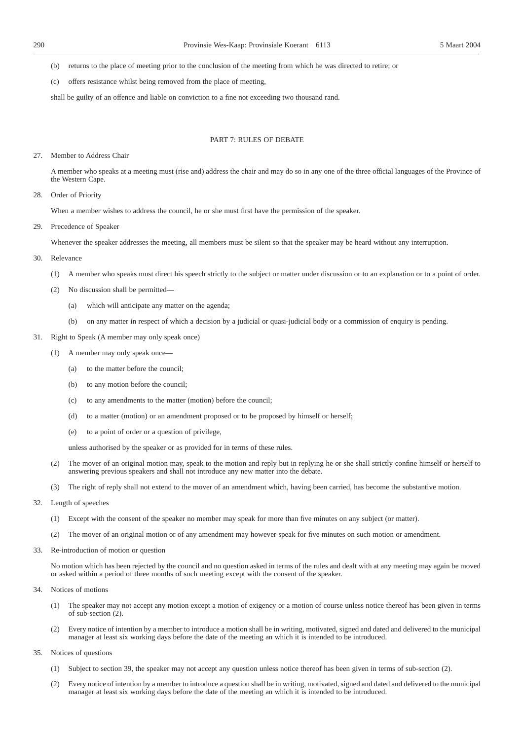(b) returns to the place of meeting prior to the conclusion of the meeting from which he was directed to retire; or

(c) offers resistance whilst being removed from the place of meeting,

shall be guilty of an offence and liable on conviction to a fine not exceeding two thousand rand.

## PART 7: RULES OF DEBATE

27. Member to Address Chair

A member who speaks at a meeting must (rise and) address the chair and may do so in any one of the three official languages of the Province of the Western Cape.

28. Order of Priority

When a member wishes to address the council, he or she must first have the permission of the speaker.

29. Precedence of Speaker

Whenever the speaker addresses the meeting, all members must be silent so that the speaker may be heard without any interruption.

30. Relevance

(1) A member who speaks must direct his speech strictly to the subject or matter under discussion or to an explanation or to a point of order.

(2) No discussion shall be permitted—

(a) which will anticipate any matter on the agenda;

(b) on any matter in respect of which a decision by a judicial or quasi-judicial body or a commission of enquiry is pending.

31. Right to Speak (A member may only speak once)

(1) A member may only speak once—

(a) to the matter before the council;

(b) to any motion before the council;

(c) to any amendments to the matter (motion) before the council;

(d) to a matter (motion) or an amendment proposed or to be proposed by himself or herself;

(e) to a point of order or a question of privilege,

unless authorised by the speaker or as provided for in terms of these rules.

(2) The mover of an original motion may, speak to the motion and reply but in replying he or she shall strictly confine himself or herself to answering previous speakers and shall not introduce any new matter into the debate.

(3) The right of reply shall not extend to the mover of an amendment which, having been carried, has become the substantive motion.

32. Length of speeches

(1) Except with the consent of the speaker no member may speak for more than five minutes on any subject (or matter).

(2) The mover of an original motion or of any amendment may however speak for five minutes on such motion or amendment.

33. Re-introduction of motion or question

No motion which has been rejected by the council and no question asked in terms of the rules and dealt with at any meeting may again be moved or asked within a period of three months of such meeting except with the consent of the speaker.

34. Notices of motions

(1) The speaker may not accept any motion except a motion of exigency or a motion of course unless notice thereof has been given in terms of sub-section (2).

(2) Every notice of intention by a member to introduce a motion shall be in writing, motivated, signed and dated and delivered to the municipal manager at least six working days before the date of the meeting an which it is intended to be introduced.

35. Notices of questions

(1) Subject to section 39, the speaker may not accept any question unless notice thereof has been given in terms of sub-section (2).

(2) Every notice of intention by a member to introduce a question shall be in writing, motivated, signed and dated and delivered to the municipal manager at least six working days before the date of the meeting an which it is intended to be introduced.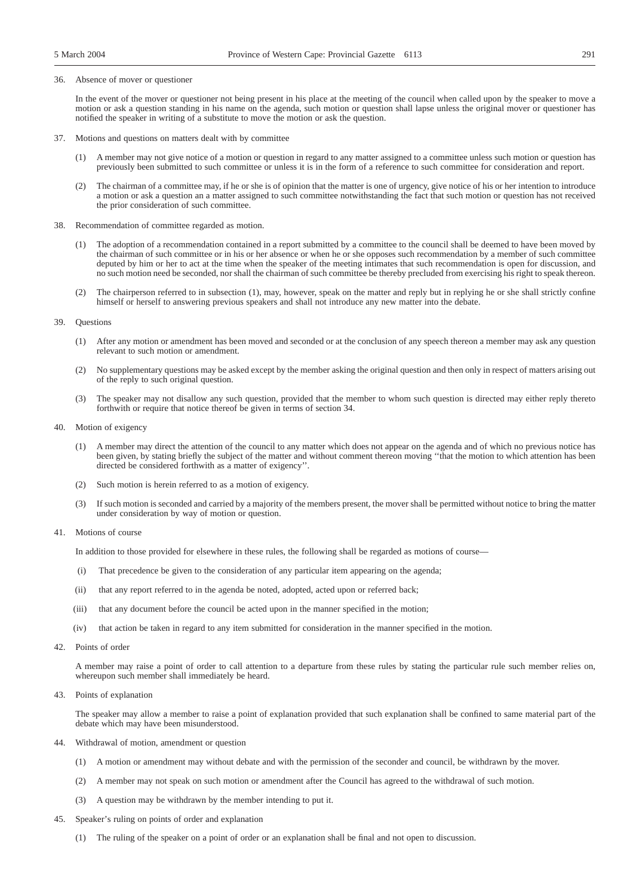36. Absence of mover or questioner

In the event of the mover or questioner not being present in his place at the meeting of the council when called upon by the speaker to move a motion or ask a question standing in his name on the agenda, such motion or question shall lapse unless the original mover or questioner has notified the speaker in writing of a substitute to move the motion or ask the question.

37. Motions and questions on matters dealt with by committee

(1) A member may not give notice of a motion or question in regard to any matter assigned to a committee unless such motion or question has previously been submitted to such committee or unless it is in the form of a reference to such committee for consideration and report.

(2) The chairman of a committee may, if he or she is of opinion that the matter is one of urgency, give notice of his or her intention to introduce a motion or ask a question an a matter assigned to such committee notwithstanding the fact that such motion or question has not received the prior consideration of such committee.

38. Recommendation of committee regarded as motion.

(1) The adoption of a recommendation contained in a report submitted by a committee to the council shall be deemed to have been moved by the chairman of such committee or in his or her absence or when he or she opposes such recommendation by a member of such committee deputed by him or her to act at the time when the speaker of the meeting intimates that such recommendation is open for discussion, and no such motion need be seconded, nor shall the chairman of such committee be thereby precluded from exercising his right to speak thereon.

(2) The chairperson referred to in subsection (1), may, however, speak on the matter and reply but in replying he or she shall strictly confine himself or herself to answering previous speakers and shall not introduce any new matter into the debate.

39. Questions

(1) After any motion or amendment has been moved and seconded or at the conclusion of any speech thereon a member may ask any question relevant to such motion or amendment.

(2) No supplementary questions may be asked except by the member asking the original question and then only in respect of matters arising out of the reply to such original question.

(3) The speaker may not disallow any such question, provided that the member to whom such question is directed may either reply thereto forthwith or require that notice thereof be given in terms of section 34.

40. Motion of exigency

(1) A member may direct the attention of the council to any matter which does not appear on the agenda and of which no previous notice has been given, by stating briefly the subject of the matter and without comment thereon moving ''that the motion to which attention has been directed be considered forthwith as a matter of exigency''.

(2) Such motion is herein referred to as a motion of exigency.

(3) If such motion is seconded and carried by a majority of the members present, the mover shall be permitted without notice to bring the matter under consideration by way of motion or question.

41. Motions of course

In addition to those provided for elsewhere in these rules, the following shall be regarded as motions of course—

(i) That precedence be given to the consideration of any particular item appearing on the agenda;

(ii) that any report referred to in the agenda be noted, adopted, acted upon or referred back;

(iii) that any document before the council be acted upon in the manner specified in the motion;

(iv) that action be taken in regard to any item submitted for consideration in the manner specified in the motion.

42. Points of order

A member may raise a point of order to call attention to a departure from these rules by stating the particular rule such member relies on, whereupon such member shall immediately be heard.

43. Points of explanation

The speaker may allow a member to raise a point of explanation provided that such explanation shall be confined to same material part of the debate which may have been misunderstood.

44. Withdrawal of motion, amendment or question

(1) A motion or amendment may without debate and with the permission of the seconder and council, be withdrawn by the mover.

(2) A member may not speak on such motion or amendment after the Council has agreed to the withdrawal of such motion.

(3) A question may be withdrawn by the member intending to put it.

45. Speaker's ruling on points of order and explanation

(1) The ruling of the speaker on a point of order or an explanation shall be final and not open to discussion.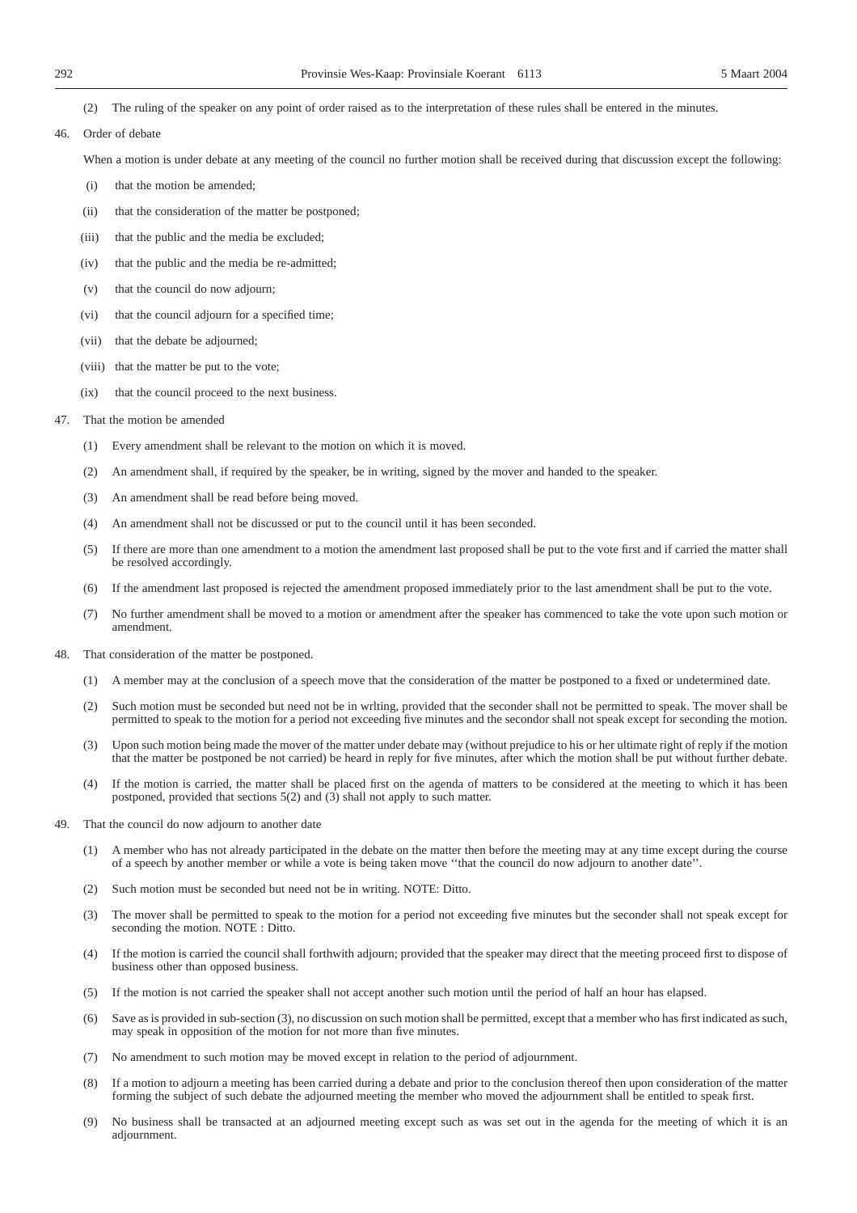(2) The ruling of the speaker on any point of order raised as to the interpretation of these rules shall be entered in the minutes.

46. Order of debate

When a motion is under debate at any meeting of the council no further motion shall be received during that discussion except the following:

(i) that the motion be amended;

(ii) that the consideration of the matter be postponed;

(iii) that the public and the media be excluded;

(iv) that the public and the media be re-admitted;

(v) that the council do now adjourn;

(vi) that the council adjourn for a specified time;

(vii) that the debate be adjourned;

(viii) that the matter be put to the vote;

(ix) that the council proceed to the next business.

47. That the motion be amended

(1) Every amendment shall be relevant to the motion on which it is moved.

(2) An amendment shall, if required by the speaker, be in writing, signed by the mover and handed to the speaker.

(3) An amendment shall be read before being moved.

(4) An amendment shall not be discussed or put to the council until it has been seconded.

(5) If there are more than one amendment to a motion the amendment last proposed shall be put to the vote first and if carried the matter shall be resolved accordingly.

(6) If the amendment last proposed is rejected the amendment proposed immediately prior to the last amendment shall be put to the vote.

(7) No further amendment shall be moved to a motion or amendment after the speaker has commenced to take the vote upon such motion or amendment.

48. That consideration of the matter be postponed.

(1) A member may at the conclusion of a speech move that the consideration of the matter be postponed to a fixed or undetermined date.

(2) Such motion must be seconded but need not be in wrlting, provided that the seconder shall not be permitted to speak. The mover shall be permitted to speak to the motion for a period not exceeding five minutes and the secondor shall not speak except for seconding the motion.

(3) Upon such motion being made the mover of the matter under debate may (without prejudice to his or her ultimate right of reply if the motion that the matter be postponed be not carried) be heard in reply for five minutes, after which the motion shall be put without further debate.

(4) If the motion is carried, the matter shall be placed first on the agenda of matters to be considered at the meeting to which it has been postponed, provided that sections 5(2) and (3) shall not apply to such matter.

49. That the council do now adjourn to another date

(1) A member who has not already participated in the debate on the matter then before the meeting may at any time except during the course of a speech by another member or while a vote is being taken move ''that the council do now adjourn to another date''.

(2) Such motion must be seconded but need not be in writing. NOTE: Ditto.

(3) The mover shall be permitted to speak to the motion for a period not exceeding five minutes but the seconder shall not speak except for seconding the motion. NOTE : Ditto.

(4) If the motion is carried the council shall forthwith adjourn; provided that the speaker may direct that the meeting proceed first to dispose of business other than opposed business.

(5) If the motion is not carried the speaker shall not accept another such motion until the period of half an hour has elapsed.

(6) Save as is provided in sub-section (3), no discussion on such motion shall be permitted, except that a member who has first indicated as such, may speak in opposition of the motion for not more than five minutes.

(7) No amendment to such motion may be moved except in relation to the period of adjournment.

(8) If a motion to adjourn a meeting has been carried during a debate and prior to the conclusion thereof then upon consideration of the matter forming the subject of such debate the adjourned meeting the member who moved the adjournment shall be entitled to speak first.

(9) No business shall be transacted at an adjourned meeting except such as was set out in the agenda for the meeting of which it is an adjournment.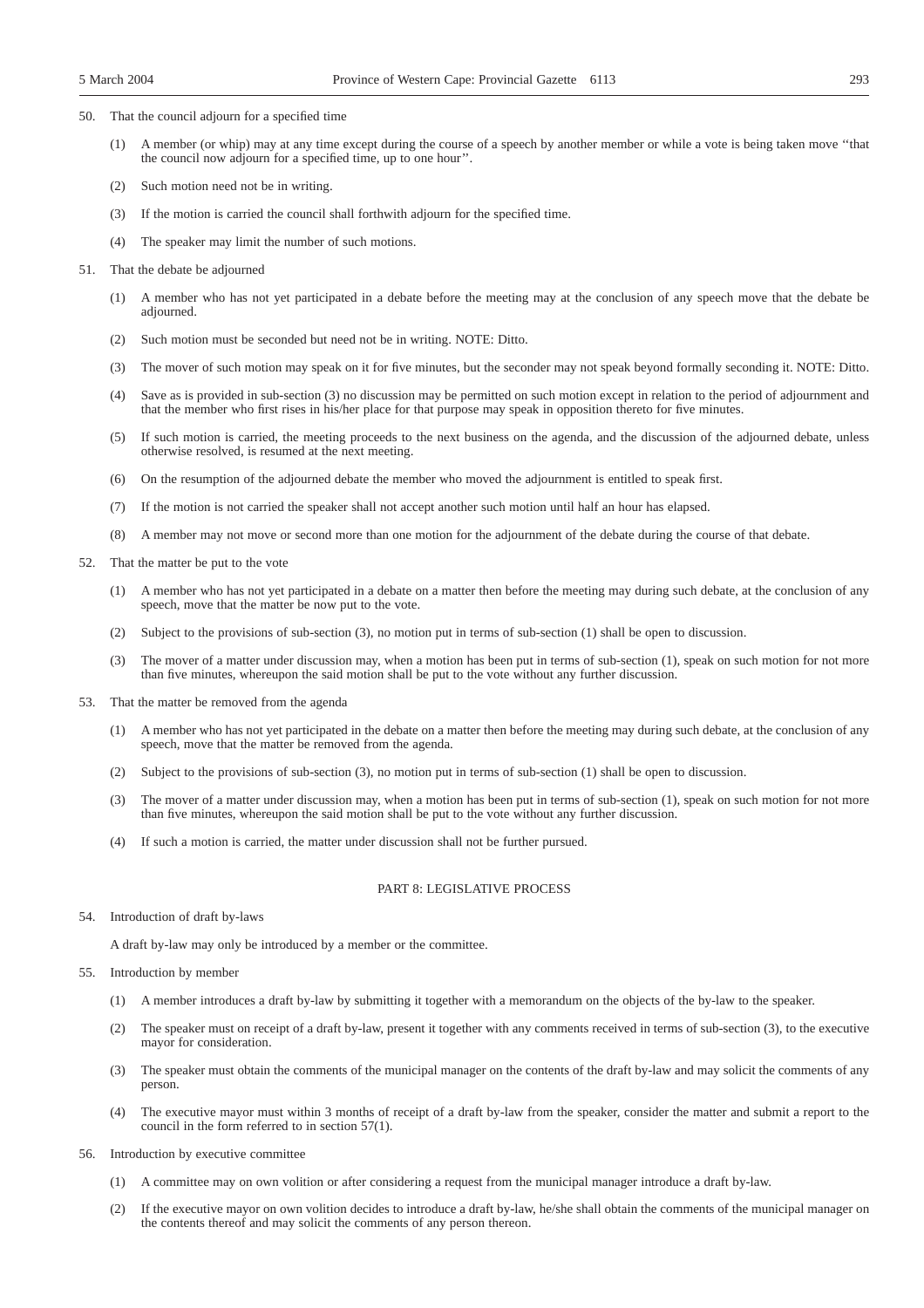50. That the council adjourn for a specified time

    (1) A member (or whip) may at any time except during the course of a speech by another member or while a vote is being taken move ''that the council now adjourn for a specified time, up to one hour''.

    (2) Such motion need not be in writing.

    (3) If the motion is carried the council shall forthwith adjourn for the specified time.

    (4) The speaker may limit the number of such motions.

51. That the debate be adjourned

    (1) A member who has not yet participated in a debate before the meeting may at the conclusion of any speech move that the debate be adjourned.

    (2) Such motion must be seconded but need not be in writing. NOTE: Ditto.

    (3) The mover of such motion may speak on it for five minutes, but the seconder may not speak beyond formally seconding it. NOTE: Ditto.

    (4) Save as is provided in sub-section (3) no discussion may be permitted on such motion except in relation to the period of adjournment and that the member who first rises in his/her place for that purpose may speak in opposition thereto for five minutes.

    (5) If such motion is carried, the meeting proceeds to the next business on the agenda, and the discussion of the adjourned debate, unless otherwise resolved, is resumed at the next meeting.

    (6) On the resumption of the adjourned debate the member who moved the adjournment is entitled to speak first.

    (7) If the motion is not carried the speaker shall not accept another such motion until half an hour has elapsed.

    (8) A member may not move or second more than one motion for the adjournment of the debate during the course of that debate.

52. That the matter be put to the vote

    (1) A member who has not yet participated in a debate on a matter then before the meeting may during such debate, at the conclusion of any speech, move that the matter be now put to the vote.

    (2) Subject to the provisions of sub-section (3), no motion put in terms of sub-section (1) shall be open to discussion.

    (3) The mover of a matter under discussion may, when a motion has been put in terms of sub-section (1), speak on such motion for not more than five minutes, whereupon the said motion shall be put to the vote without any further discussion.

53. That the matter be removed from the agenda

    (1) A member who has not yet participated in the debate on a matter then before the meeting may during such debate, at the conclusion of any speech, move that the matter be removed from the agenda.

    (2) Subject to the provisions of sub-section (3), no motion put in terms of sub-section (1) shall be open to discussion.

    (3) The mover of a matter under discussion may, when a motion has been put in terms of sub-section (1), speak on such motion for not more than five minutes, whereupon the said motion shall be put to the vote without any further discussion.

    (4) If such a motion is carried, the matter under discussion shall not be further pursued.

## PART 8: LEGISLATIVE PROCESS

54. Introduction of draft by-laws

    A draft by-law may only be introduced by a member or the committee.

55. Introduction by member

    (1) A member introduces a draft by-law by submitting it together with a memorandum on the objects of the by-law to the speaker.

    (2) The speaker must on receipt of a draft by-law, present it together with any comments received in terms of sub-section (3), to the executive mayor for consideration.

    (3) The speaker must obtain the comments of the municipal manager on the contents of the draft by-law and may solicit the comments of any person.

    (4) The executive mayor must within 3 months of receipt of a draft by-law from the speaker, consider the matter and submit a report to the council in the form referred to in section 57(1).

56. Introduction by executive committee

    (1) A committee may on own volition or after considering a request from the municipal manager introduce a draft by-law.

    (2) If the executive mayor on own volition decides to introduce a draft by-law, he/she shall obtain the comments of the municipal manager on the contents thereof and may solicit the comments of any person thereon.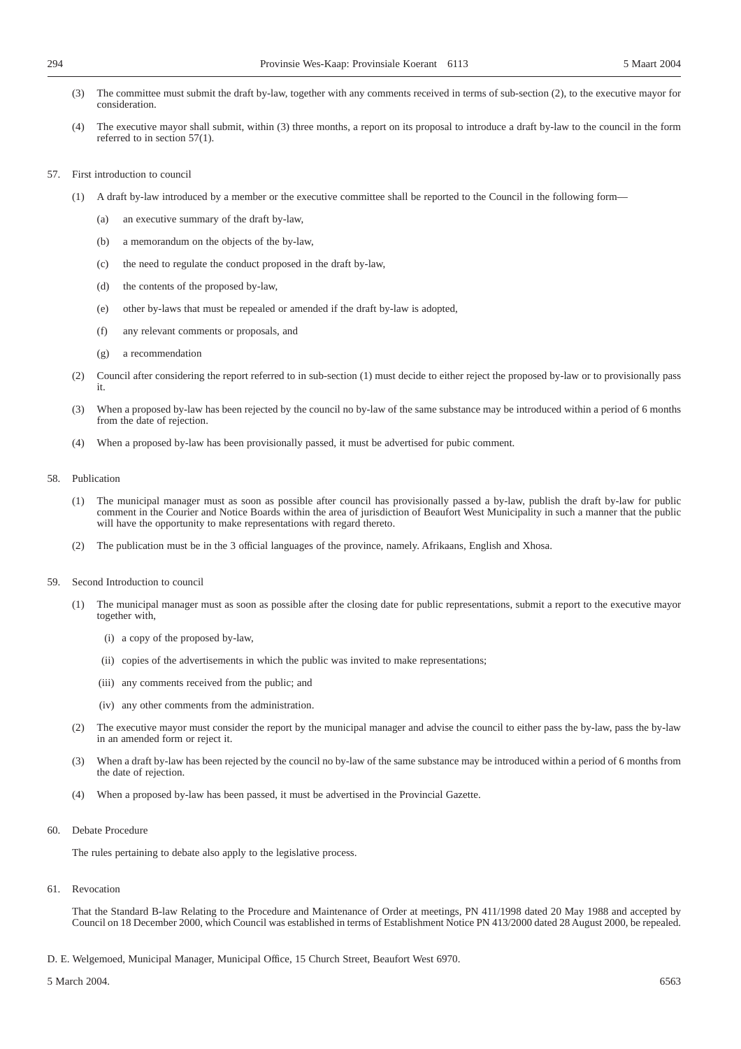(3) The committee must submit the draft by-law, together with any comments received in terms of sub-section (2), to the executive mayor for consideration.

(4) The executive mayor shall submit, within (3) three months, a report on its proposal to introduce a draft by-law to the council in the form referred to in section 57(1).

57. First introduction to council

(1) A draft by-law introduced by a member or the executive committee shall be reported to the Council in the following form—

(a) an executive summary of the draft by-law,

(b) a memorandum on the objects of the by-law,

(c) the need to regulate the conduct proposed in the draft by-law,

(d) the contents of the proposed by-law,

(e) other by-laws that must be repealed or amended if the draft by-law is adopted,

(f) any relevant comments or proposals, and

(g) a recommendation

(2) Council after considering the report referred to in sub-section (1) must decide to either reject the proposed by-law or to provisionally pass it.

(3) When a proposed by-law has been rejected by the council no by-law of the same substance may be introduced within a period of 6 months from the date of rejection.

(4) When a proposed by-law has been provisionally passed, it must be advertised for pubic comment.

58. Publication

(1) The municipal manager must as soon as possible after council has provisionally passed a by-law, publish the draft by-law for public comment in the Courier and Notice Boards within the area of jurisdiction of Beaufort West Municipality in such a manner that the public will have the opportunity to make representations with regard thereto.

(2) The publication must be in the 3 official languages of the province, namely. Afrikaans, English and Xhosa.

59. Second Introduction to council

(1) The municipal manager must as soon as possible after the closing date for public representations, submit a report to the executive mayor together with,

(i) a copy of the proposed by-law,

(ii) copies of the advertisements in which the public was invited to make representations;

(iii) any comments received from the public; and

(iv) any other comments from the administration.

(2) The executive mayor must consider the report by the municipal manager and advise the council to either pass the by-law, pass the by-law in an amended form or reject it.

(3) When a draft by-law has been rejected by the council no by-law of the same substance may be introduced within a period of 6 months from the date of rejection.

(4) When a proposed by-law has been passed, it must be advertised in the Provincial Gazette.

60. Debate Procedure

The rules pertaining to debate also apply to the legislative process.

61. Revocation

That the Standard B-law Relating to the Procedure and Maintenance of Order at meetings, PN 411/1998 dated 20 May 1988 and accepted by Council on 18 December 2000, which Council was established in terms of Establishment Notice PN 413/2000 dated 28 August 2000, be repealed.

D. E. Welgemoed, Municipal Manager, Municipal Office, 15 Church Street, Beaufort West 6970.

5 March 2004. 6563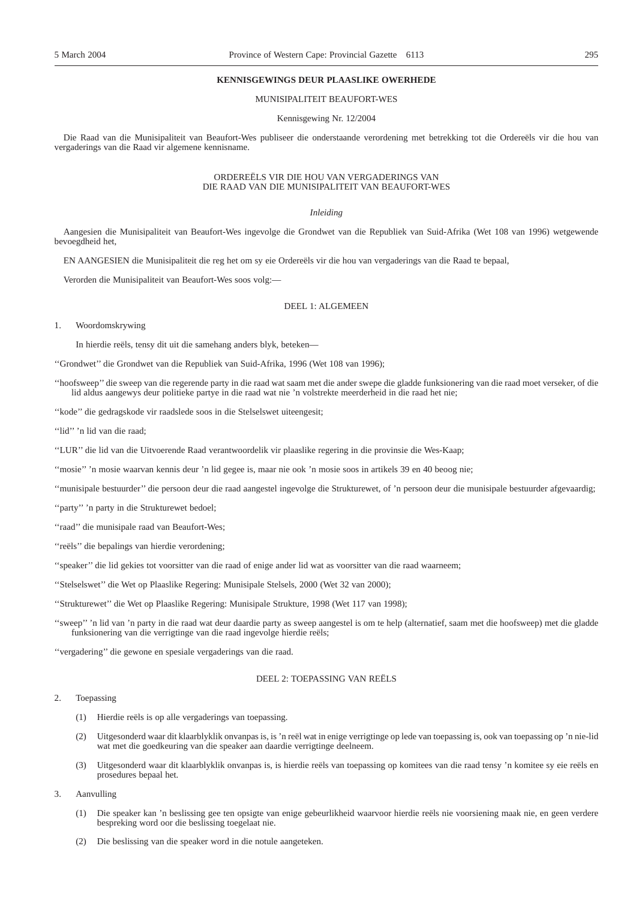**KENNISGEWINGS DEUR PLAASLIKE OWERHEDE**

MUNISIPALITEIT BEAUFORT-WES

Kennisgewing Nr. 12/2004

Die Raad van die Munisipaliteit van Beaufort-Wes publiseer die onderstaande verordening met betrekking tot die Ordereëls vir die hou van vergaderings van die Raad vir algemene kennisname.

ORDEREËLS VIR DIE HOU VAN VERGADERINGS VAN
DIE RAAD VAN DIE MUNISIPALITEIT VAN BEAUFORT-WES

*Inleiding*

Aangesien die Munisipaliteit van Beaufort-Wes ingevolge die Grondwet van die Republiek van Suid-Afrika (Wet 108 van 1996) wetgewende bevoegdheid het,

EN AANGESIEN die Munisipaliteit die reg het om sy eie Ordereëls vir die hou van vergaderings van die Raad te bepaal,

Verorden die Munisipaliteit van Beaufort-Wes soos volg:—

DEEL 1: ALGEMEEN

1. Woordomskrywing

In hierdie reëls, tensy dit uit die samehang anders blyk, beteken—

''Grondwet'' die Grondwet van die Republiek van Suid-Afrika, 1996 (Wet 108 van 1996);

''hoofsweep'' die sweep van die regerende party in die raad wat saam met die ander swepe die gladde funksionering van die raad moet verseker, of die lid aldus aangewys deur politieke partye in die raad wat nie 'n volstrekte meerderheid in die raad het nie;

''kode'' die gedragskode vir raadslede soos in die Stelselswet uiteengesit;

''lid'' 'n lid van die raad;

''LUR'' die lid van die Uitvoerende Raad verantwoordelik vir plaaslike regering in die provinsie die Wes-Kaap;

''mosie'' 'n mosie waarvan kennis deur 'n lid gegee is, maar nie ook 'n mosie soos in artikels 39 en 40 beoog nie;

''munisipale bestuurder'' die persoon deur die raad aangestel ingevolge die Struktuurwet, of 'n persoon deur die munisipale bestuurder afgevaardig;

''party'' 'n party in die Struktuurwet bedoel;

''raad'' die munisipale raad van Beaufort-Wes;

''reëls'' die bepalings van hierdie verordening;

''speaker'' die lid gekies tot voorsitter van die raad of enige ander lid wat as voorsitter van die raad waarneem;

''Stelselswet'' die Wet op Plaaslike Regering: Munisipale Stelsels, 2000 (Wet 32 van 2000);

''Struktuurwet'' die Wet op Plaaslike Regering: Munisipale Strukture, 1998 (Wet 117 van 1998);

''sweep'' 'n lid van 'n party in die raad wat deur daardie party as sweep aangestel is om te help (alternatief, saam met die hoofsweep) met die gladde funksionering van die verrigtinge van die raad ingevolge hierdie reëls;

''vergadering'' die gewone en spesiale vergaderings van die raad.

DEEL 2: TOEPASSING VAN REËLS

2. Toepassing

(1) Hierdie reëls is op alle vergaderings van toepassing.

(2) Uitgesonderd waar dit klaarblyklik onvanpas is, is 'n reël wat in enige verrigtinge op lede van toepassing is, ook van toepassing op 'n nie-lid wat met die goedkeuring van die speaker aan daardie verrigtinge deelneem.

(3) Uitgesonderd waar dit klaarblyklik onvanpas is, is hierdie reëls van toepassing op komitees van die raad tensy 'n komitee sy eie reëls en prosedures bepaal het.

3. Aanvulling

(1) Die speaker kan 'n beslissing gee ten opsigte van enige gebeurlikheid waarvoor hierdie reëls nie voorsiening maak nie, en geen verdere bespreking word oor die beslissing toegelaat nie.

(2) Die beslissing van die speaker word in die notule aangeteken.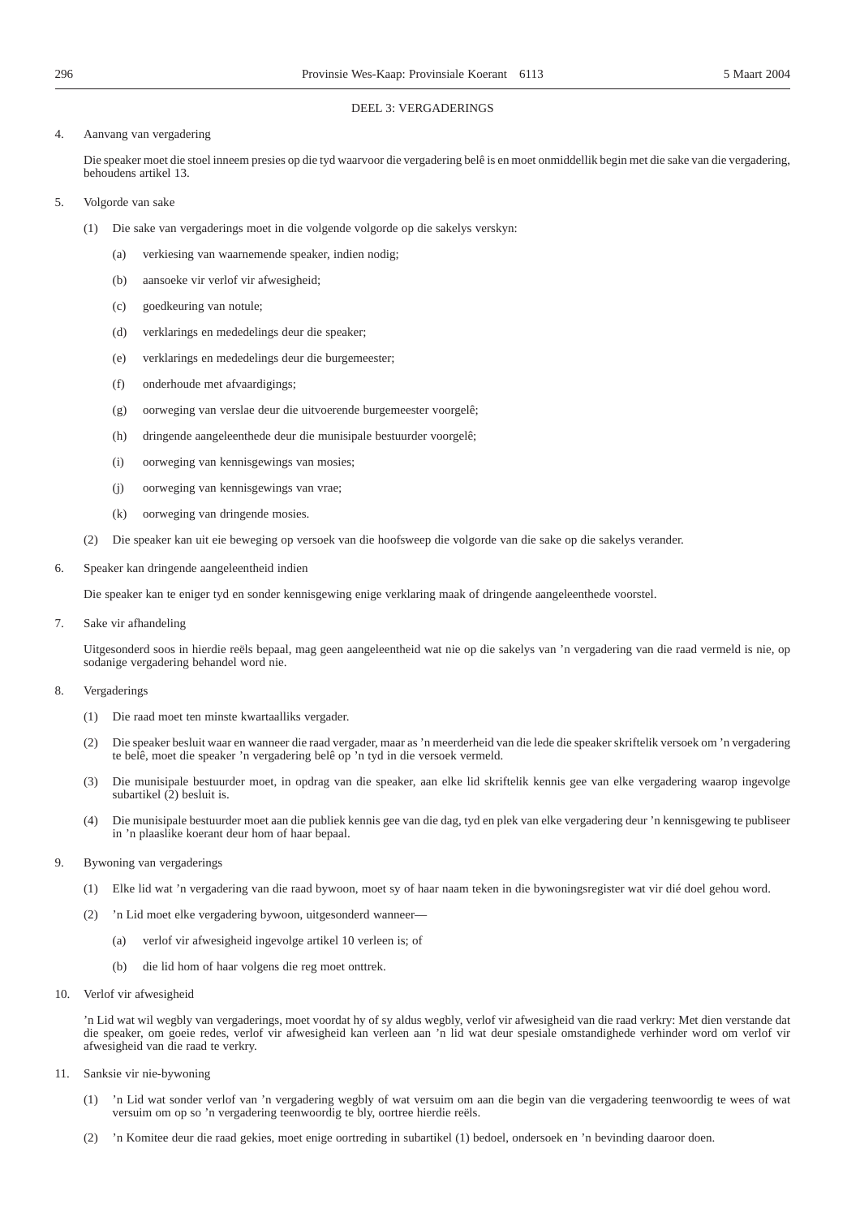## DEEL 3: VERGADERINGS

4. Aanvang van vergadering

Die speaker moet die stoel inneem presies op die tyd waarvoor die vergadering belê is en moet onmiddellik begin met die sake van die vergadering, behoudens artikel 13.

5. Volgorde van sake

(1) Die sake van vergaderings moet in die volgende volgorde op die sakelys verskyn:

(a) verkiesing van waarnemende speaker, indien nodig;

(b) aansoeke vir verlof vir afwesigheid;

(c) goedkeuring van notule;

(d) verklarings en mededelings deur die speaker;

(e) verklarings en mededelings deur die burgemeester;

(f) onderhoude met afvaardigings;

(g) oorweging van verslae deur die uitvoerende burgemeester voorgelê;

(h) dringende aangeleenthede deur die munisipale bestuurder voorgelê;

(i) oorweging van kennisgewings van mosies;

(j) oorweging van kennisgewings van vrae;

(k) oorweging van dringende mosies.

(2) Die speaker kan uit eie beweging op versoek van die hoofsweep die volgorde van die sake op die sakelys verander.

6. Speaker kan dringende aangeleentheid indien

Die speaker kan te eniger tyd en sonder kennisgewing enige verklaring maak of dringende aangeleenthede voorstel.

7. Sake vir afhandeling

Uitgesonderd soos in hierdie reëls bepaal, mag geen aangeleentheid wat nie op die sakelys van 'n vergadering van die raad vermeld is nie, op sodanige vergadering behandel word nie.

8. Vergaderings

(1) Die raad moet ten minste kwartaalliks vergader.

(2) Die speaker besluit waar en wanneer die raad vergader, maar as 'n meerderheid van die lede die speaker skriftelik versoek om 'n vergadering te belê, moet die speaker 'n vergadering belê op 'n tyd in die versoek vermeld.

(3) Die munisipale bestuurder moet, in opdrag van die speaker, aan elke lid skriftelik kennis gee van elke vergadering waarop ingevolge subartikel (2) besluit is.

(4) Die munisipale bestuurder moet aan die publiek kennis gee van die dag, tyd en plek van elke vergadering deur 'n kennisgewing te publiseer in 'n plaaslike koerant deur hom of haar bepaal.

9. Bywoning van vergaderings

(1) Elke lid wat 'n vergadering van die raad bywoon, moet sy of haar naam teken in die bywoningsregister wat vir dié doel gehou word.

(2) 'n Lid moet elke vergadering bywoon, uitgesonderd wanneer—

(a) verlof vir afwesigheid ingevolge artikel 10 verleen is; of

(b) die lid hom of haar volgens die reg moet onttrek.

10. Verlof vir afwesigheid

'n Lid wat wil wegbly van vergaderings, moet voordat hy of sy aldus wegbly, verlof vir afwesigheid van die raad verkry: Met dien verstande dat die speaker, om goeie redes, verlof vir afwesigheid kan verleen aan 'n lid wat deur spesiale omstandighede verhinder word om verlof vir afwesigheid van die raad te verkry.

11. Sanksie vir nie-bywoning

(1) 'n Lid wat sonder verlof van 'n vergadering wegbly of wat versuim om aan die begin van die vergadering teenwoordig te wees of wat versuim om op so 'n vergadering teenwoordig te bly, oortree hierdie reëls.

(2) 'n Komitee deur die raad gekies, moet enige oortreding in subartikel (1) bedoel, ondersoek en 'n bevinding daaroor doen.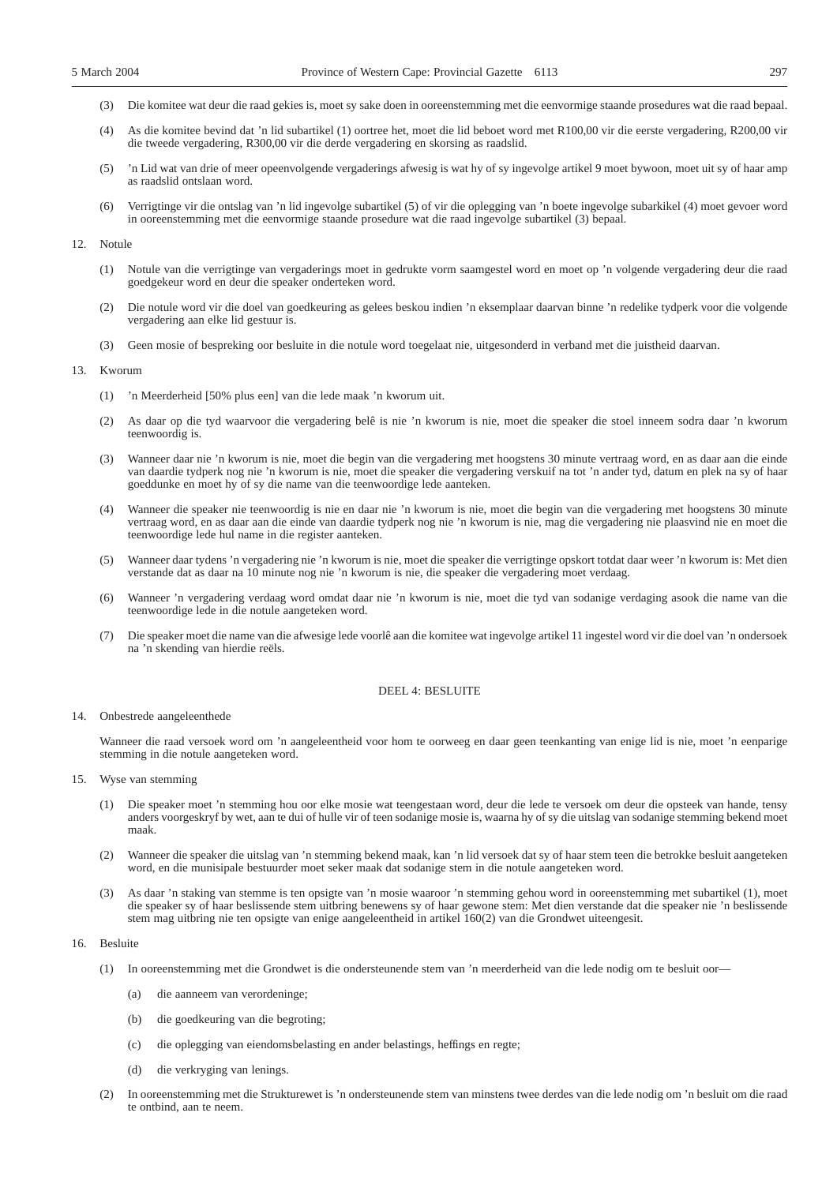(3) Die komitee wat deur die raad gekies is, moet sy sake doen in ooreenstemming met die eenvormige staande prosedures wat die raad bepaal.

(4) As die komitee bevind dat 'n lid subartikel (1) oortree het, moet die lid beboet word met R100,00 vir die eerste vergadering, R200,00 vir die tweede vergadering, R300,00 vir die derde vergadering en skorsing as raadslid.

(5) 'n Lid wat van drie of meer opeenvolgende vergaderings afwesig is wat hy of sy ingevolge artikel 9 moet bywoon, moet uit sy of haar amp as raadslid ontslaan word.

(6) Verrigtinge vir die ontslag van 'n lid ingevolge subartikel (5) of vir die oplegging van 'n boete ingevolge subarkikel (4) moet gevoer word in ooreenstemming met die eenvormige staande prosedure wat die raad ingevolge subartikel (3) bepaal.

12. Notule

(1) Notule van die verrigtinge van vergaderings moet in gedrukte vorm saamgestel word en moet op 'n volgende vergadering deur die raad goedgekeur word en deur die speaker onderteken word.

(2) Die notule word vir die doel van goedkeuring as gelees beskou indien 'n eksemplaar daarvan binne 'n redelike tydperk voor die volgende vergadering aan elke lid gestuur is.

(3) Geen mosie of bespreking oor besluite in die notule word toegelaat nie, uitgesonderd in verband met die juistheid daarvan.

13. Kworum

(1) 'n Meerderheid [50% plus een] van die lede maak 'n kworum uit.

(2) As daar op die tyd waarvoor die vergadering belê is nie 'n kworum is nie, moet die speaker die stoel inneem sodra daar 'n kworum teenwoordig is.

(3) Wanneer daar nie 'n kworum is nie, moet die begin van die vergadering met hoogstens 30 minute vertraag word, en as daar aan die einde van daardie tydperk nog nie 'n kworum is nie, moet die speaker die vergadering verskuif na tot 'n ander tyd, datum en plek na sy of haar goeddunke en moet hy of sy die name van die teenwoordige lede aanteken.

(4) Wanneer die speaker nie teenwoordig is nie en daar nie 'n kworum is nie, moet die begin van die vergadering met hoogstens 30 minute vertraag word, en as daar aan die einde van daardie tydperk nog nie 'n kworum is nie, mag die vergadering nie plaasvind nie en moet die teenwoordige lede hul name in die register aanteken.

(5) Wanneer daar tydens 'n vergadering nie 'n kworum is nie, moet die speaker die verrigtinge opskort totdat daar weer 'n kworum is: Met dien verstande dat as daar na 10 minute nog nie 'n kworum is nie, die speaker die vergadering moet verdaag.

(6) Wanneer 'n vergadering verdaag word omdat daar nie 'n kworum is nie, moet die tyd van sodanige verdaging asook die name van die teenwoordige lede in die notule aangeteken word.

(7) Die speaker moet die name van die afwesige lede voorlê aan die komitee wat ingevolge artikel 11 ingestel word vir die doel van 'n ondersoek na 'n skending van hierdie reëls.

## DEEL 4: BESLUITE

14. Onbestrede aangeleenthede

Wanneer die raad versoek word om 'n aangeleentheid voor hom te oorweeg en daar geen teenkanting van enige lid is nie, moet 'n eenparige stemming in die notule aangeteken word.

15. Wyse van stemming

(1) Die speaker moet 'n stemming hou oor elke mosie wat teengestaan word, deur die lede te versoek om deur die opsteek van hande, tensy anders voorgeskryf by wet, aan te dui of hulle vir of teen sodanige mosie is, waarna hy of sy die uitslag van sodanige stemming bekend moet maak.

(2) Wanneer die speaker die uitslag van 'n stemming bekend maak, kan 'n lid versoek dat sy of haar stem teen die betrokke besluit aangeteken word, en die munisipale bestuurder moet seker maak dat sodanige stem in die notule aangeteken word.

(3) As daar 'n staking van stemme is ten opsigte van 'n mosie waaroor 'n stemming gehou word in ooreenstemming met subartikel (1), moet die speaker sy of haar beslissende stem uitbring benewens sy of haar gewone stem: Met dien verstande dat die speaker nie 'n beslissende stem mag uitbring nie ten opsigte van enige aangeleentheid in artikel 160(2) van die Grondwet uiteengesit.

16. Besluite

(1) In ooreenstemming met die Grondwet is die ondersteunende stem van 'n meerderheid van die lede nodig om te besluit oor—

(a) die aanneem van verordeninge;

(b) die goedkeuring van die begroting;

(c) die oplegging van eiendomsbelasting en ander belastings, heffings en regte;

(d) die verkryging van lenings.

(2) In ooreenstemming met die Strukturewet is 'n ondersteunende stem van minstens twee derdes van die lede nodig om 'n besluit om die raad te ontbind, aan te neem.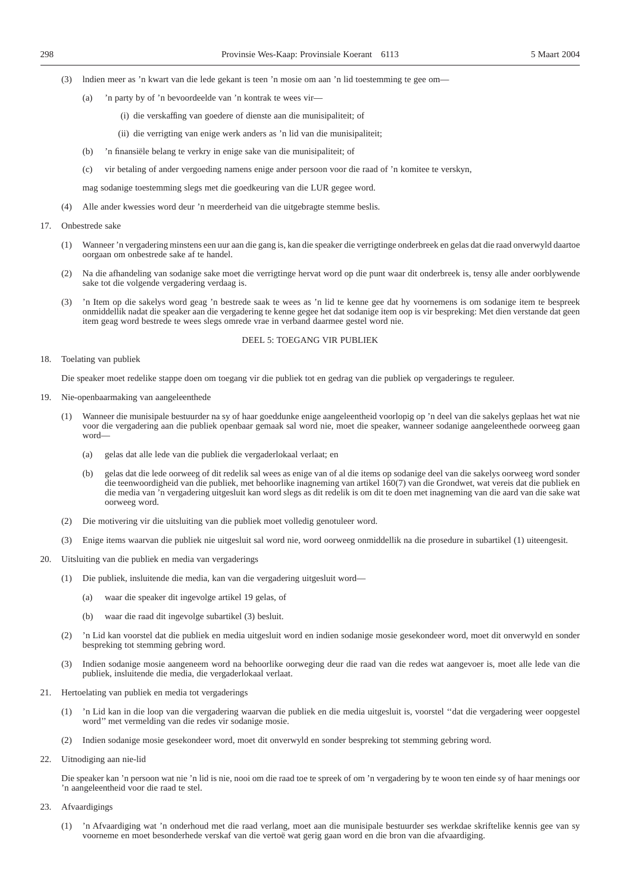(3) Indien meer as 'n kwart van die lede gekant is teen 'n mosie om aan 'n lid toestemming te gee om—

(a) 'n party by of 'n bevoordeelde van 'n kontrak te wees vir—

(i) die verskaffing van goedere of dienste aan die munisipaliteit; of

(ii) die verrigting van enige werk anders as 'n lid van die munisipaliteit;

(b) 'n finansiële belang te verkry in enige sake van die munisipaliteit; of

(c) vir betaling of ander vergoeding namens enige ander persoon voor die raad of 'n komitee te verskyn,

mag sodanige toestemming slegs met die goedkeuring van die LUR gegee word.

(4) Alle ander kwessies word deur 'n meerderheid van die uitgebragte stemme beslis.

17. Onbestrede sake

(1) Wanneer 'n vergadering minstens een uur aan die gang is, kan die speaker die verrigtinge onderbreek en gelas dat die raad onverwyld daartoe oorgaan om onbestrede sake af te handel.

(2) Na die afhandeling van sodanige sake moet die verrigtinge hervat word op die punt waar dit onderbreek is, tensy alle ander oorblywende sake tot die volgende vergadering verdaag is.

(3) 'n Item op die sakelys word geag 'n bestrede saak te wees as 'n lid te kenne gee dat hy voornemens is om sodanige item te bespreek onmiddellik nadat die speaker aan die vergadering te kenne gegee het dat sodanige item oop is vir bespreking: Met dien verstande dat geen item geag word bestrede te wees slegs omrede vrae in verband daarmee gestel word nie.

## DEEL 5: TOEGANG VIR PUBLIEK

18. Toelating van publiek

Die speaker moet redelike stappe doen om toegang vir die publiek tot en gedrag van die publiek op vergaderings te reguleer.

19. Nie-openbaarmaking van aangeleenthede

(1) Wanneer die munisipale bestuurder na sy of haar goeddunke enige aangeleentheid voorlopig op 'n deel van die sakelys geplaas het wat nie voor die vergadering aan die publiek openbaar gemaak sal word nie, moet die speaker, wanneer sodanige aangeleenthede oorweeg gaan word—

(a) gelas dat alle lede van die publiek die vergaderlokaal verlaat; en

(b) gelas dat die lede oorweeg of dit redelik sal wees as enige van of al die items op sodanige deel van die sakelys oorweeg word sonder die teenwoordigheid van die publiek, met behoorlike inagneming van artikel 160(7) van die Grondwet, wat vereis dat die publiek en die media van 'n vergadering uitgesluit kan word slegs as dit redelik is om dit te doen met inagneming van die aard van die sake wat oorweeg word.

(2) Die motivering vir die uitsluiting van die publiek moet volledig genotuleer word.

(3) Enige items waarvan die publiek nie uitgesluit sal word nie, word oorweeg onmiddellik na die prosedure in subartikel (1) uiteengesit.

20. Uitsluiting van die publiek en media van vergaderings

(1) Die publiek, insluitende die media, kan van die vergadering uitgesluit word—

(a) waar die speaker dit ingevolge artikel 19 gelas, of

(b) waar die raad dit ingevolge subartikel (3) besluit.

(2) 'n Lid kan voorstel dat die publiek en media uitgesluit word en indien sodanige mosie gesekondeer word, moet dit onverwyld en sonder bespreking tot stemming gebring word.

(3) Indien sodanige mosie aangeneem word na behoorlike oorweging deur die raad van die redes wat aangevoer is, moet alle lede van die publiek, insluitende die media, die vergaderlokaal verlaat.

21. Hertoelating van publiek en media tot vergaderings

(1) 'n Lid kan in die loop van die vergadering waarvan die publiek en die media uitgesluit is, voorstel ''dat die vergadering weer oopgestel word'' met vermelding van die redes vir sodanige mosie.

(2) Indien sodanige mosie gesekondeer word, moet dit onverwyld en sonder bespreking tot stemming gebring word.

22. Uitnodiging aan nie-lid

Die speaker kan 'n persoon wat nie 'n lid is nie, nooi om die raad toe te spreek of om 'n vergadering by te woon ten einde sy of haar menings oor 'n aangeleentheid voor die raad te stel.

23. Afvaardigings

(1) 'n Afvaardiging wat 'n onderhoud met die raad verlang, moet aan die munisipale bestuurder ses werkdae skriftelike kennis gee van sy voorneme en moet besonderhede verskaf van die vertoë wat gerig gaan word en die bron van die afvaardiging.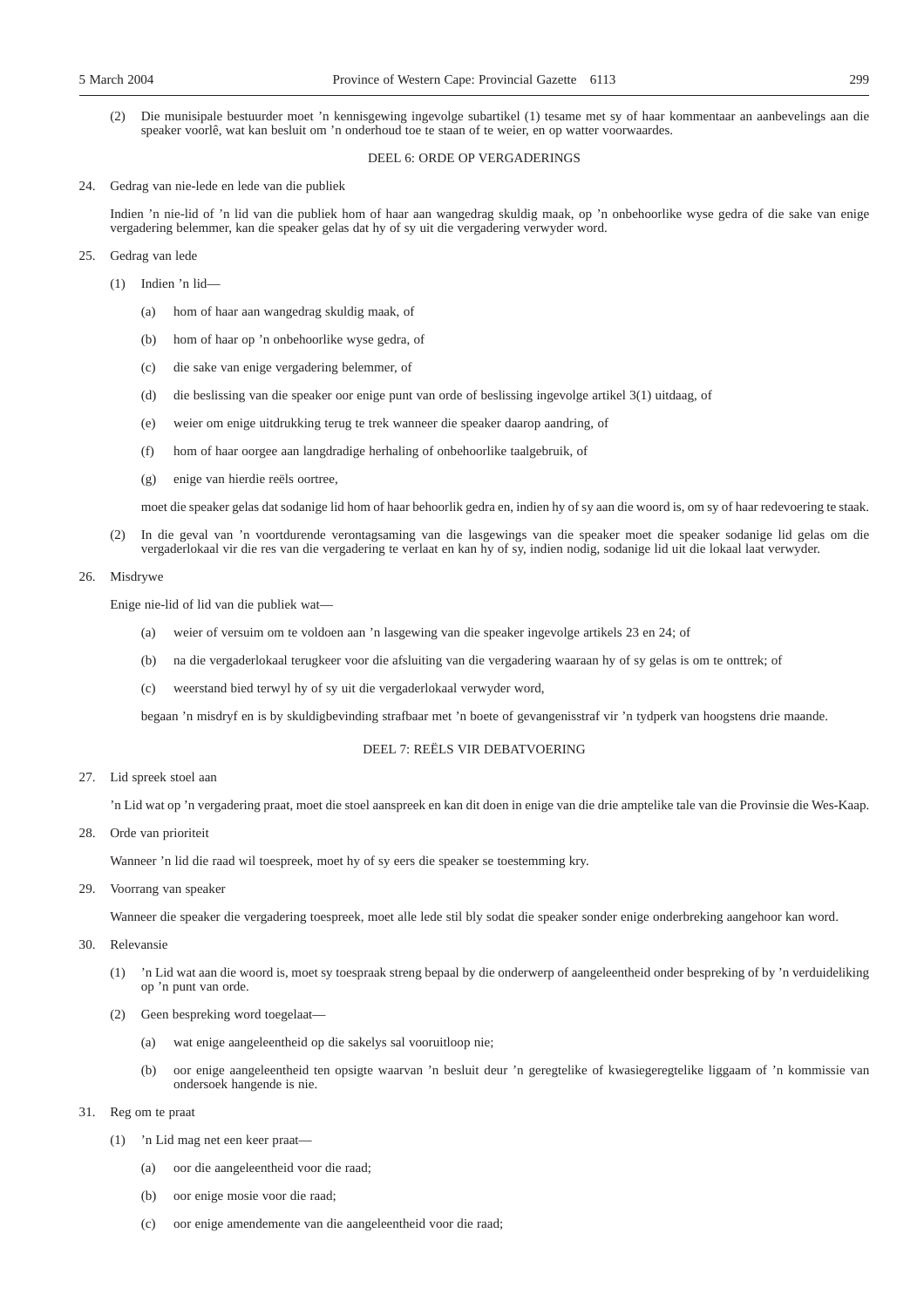(2) Die munisipale bestuurder moet 'n kennisgewing ingevolge subartikel (1) tesame met sy of haar kommentaar an aanbevelings aan die speaker voorlê, wat kan besluit om 'n onderhoud toe te staan of te weier, en op watter voorwaardes.

## DEEL 6: ORDE OP VERGADERINGS

24. Gedrag van nie-lede en lede van die publiek

Indien 'n nie-lid of 'n lid van die publiek hom of haar aan wangedrag skuldig maak, op 'n onbehoorlike wyse gedra of die sake van enige vergadering belemmer, kan die speaker gelas dat hy of sy uit die vergadering verwyder word.

25. Gedrag van lede

(1) Indien 'n lid—

(a) hom of haar aan wangedrag skuldig maak, of

(b) hom of haar op 'n onbehoorlike wyse gedra, of

(c) die sake van enige vergadering belemmer, of

(d) die beslissing van die speaker oor enige punt van orde of beslissing ingevolge artikel 3(1) uitdaag, of

(e) weier om enige uitdrukking terug te trek wanneer die speaker daarop aandring, of

(f) hom of haar oorgee aan langdradige herhaling of onbehoorlike taalgebruik, of

(g) enige van hierdie reëls oortree,

moet die speaker gelas dat sodanige lid hom of haar behoorlik gedra en, indien hy of sy aan die woord is, om sy of haar redevoering te staak.

(2) In die geval van 'n voortdurende verontagsaming van die lasgewings van die speaker moet die speaker sodanige lid gelas om die vergaderlokaal vir die res van die vergadering te verlaat en kan hy of sy, indien nodig, sodanige lid uit die lokaal laat verwyder.

26. Misdrywe

Enige nie-lid of lid van die publiek wat—

(a) weier of versuim om te voldoen aan 'n lasgewing van die speaker ingevolge artikels 23 en 24; of

(b) na die vergaderlokaal terugkeer voor die afsluiting van die vergadering waaraan hy of sy gelas is om te onttrek; of

(c) weerstand bied terwyl hy of sy uit die vergaderlokaal verwyder word,

begaan 'n misdryf en is by skuldigbevinding strafbaar met 'n boete of gevangenisstraf vir 'n tydperk van hoogstens drie maande.

## DEEL 7: REËLS VIR DEBATVOERING

27. Lid spreek stoel aan

'n Lid wat op 'n vergadering praat, moet die stoel aanspreek en kan dit doen in enige van die drie amptelike tale van die Provinsie die Wes-Kaap.

28. Orde van prioriteit

Wanneer 'n lid die raad wil toespreek, moet hy of sy eers die speaker se toestemming kry.

29. Voorrang van speaker

Wanneer die speaker die vergadering toespreek, moet alle lede stil bly sodat die speaker sonder enige onderbreking aangehoor kan word.

30. Relevansie

(1) 'n Lid wat aan die woord is, moet sy toespraak streng bepaal by die onderwerp of aangeleentheid onder bespreking of by 'n verduideliking op 'n punt van orde.

(2) Geen bespreking word toegelaat—

(a) wat enige aangeleentheid op die sakelys sal vooruitloop nie;

(b) oor enige aangeleentheid ten opsigte waarvan 'n besluit deur 'n geregtelike of kwasiegeregtelike liggaam of 'n kommissie van ondersoek hangende is nie.

31. Reg om te praat

(1) 'n Lid mag net een keer praat—

(a) oor die aangeleentheid voor die raad;

(b) oor enige mosie voor die raad;

(c) oor enige amendemente van die aangeleentheid voor die raad;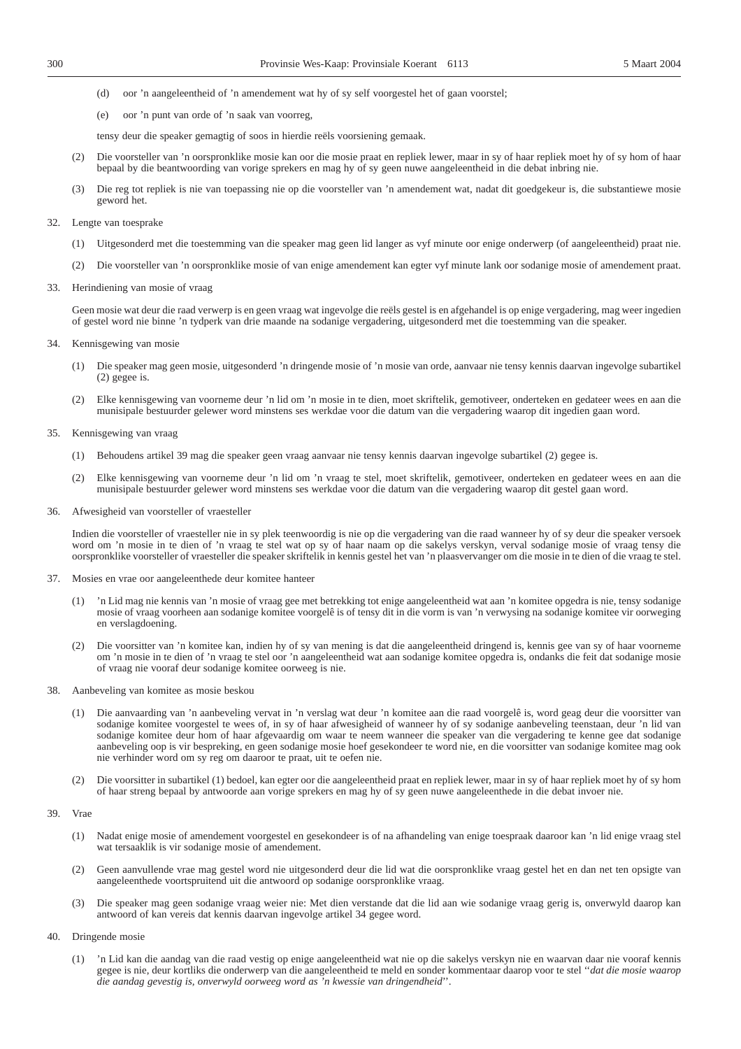(d) oor ’n aangeleentheid of ’n amendement wat hy of sy self voorgestel het of gaan voorstel;

(e) oor ’n punt van orde of ’n saak van voorreg,

tensy deur die speaker gemagtig of soos in hierdie reëls voorsiening gemaak.

(2) Die voorsteller van ’n oorspronklike mosie kan oor die mosie praat en repliek lewer, maar in sy of haar repliek moet hy of sy hom of haar bepaal by die beantwoording van vorige sprekers en mag hy of sy geen nuwe aangeleentheid in die debat inbring nie.

(3) Die reg tot repliek is nie van toepassing nie op die voorsteller van ’n amendement wat, nadat dit goedgekeur is, die substantiewe mosie geword het.

32. Lengte van toesprake

(1) Uitgesonderd met die toestemming van die speaker mag geen lid langer as vyf minute oor enige onderwerp (of aangeleentheid) praat nie.

(2) Die voorsteller van ’n oorspronklike mosie of van enige amendement kan egter vyf minute lank oor sodanige mosie of amendement praat.

33. Herindiening van mosie of vraag

Geen mosie wat deur die raad verwerp is en geen vraag wat ingevolge die reëls gestel is en afgehandel is op enige vergadering, mag weer ingedien of gestel word nie binne ’n tydperk van drie maande na sodanige vergadering, uitgesonderd met die toestemming van die speaker.

34. Kennisgewing van mosie

(1) Die speaker mag geen mosie, uitgesonderd ’n dringende mosie of ’n mosie van orde, aanvaar nie tensy kennis daarvan ingevolge subartikel (2) gegee is.

(2) Elke kennisgewing van voorneme deur ’n lid om ’n mosie in te dien, moet skriftelik, gemotiveer, onderteken en gedateer wees en aan die munisipale bestuurder gelewer word minstens ses werkdae voor die datum van die vergadering waarop dit ingedien gaan word.

35. Kennisgewing van vraag

(1) Behoudens artikel 39 mag die speaker geen vraag aanvaar nie tensy kennis daarvan ingevolge subartikel (2) gegee is.

(2) Elke kennisgewing van voorneme deur ’n lid om ’n vraag te stel, moet skriftelik, gemotiveer, onderteken en gedateer wees en aan die munisipale bestuurder gelewer word minstens ses werkdae voor die datum van die vergadering waarop dit gestel gaan word.

36. Afwesigheid van voorsteller of vraesteller

Indien die voorsteller of vraesteller nie in sy plek teenwoordig is nie op die vergadering van die raad wanneer hy of sy deur die speaker versoek word om ’n mosie in te dien of ’n vraag te stel wat op sy of haar naam op die sakelys verskyn, verval sodanige mosie of vraag tensy die oorspronklike voorsteller of vraesteller die speaker skriftelik in kennis gestel het van ’n plaasvervanger om die mosie in te dien of die vraag te stel.

37. Mosies en vrae oor aangeleenthede deur komitee hanteer

(1) ’n Lid mag nie kennis van ’n mosie of vraag gee met betrekking tot enige aangeleentheid wat aan ’n komitee opgedra is nie, tensy sodanige mosie of vraag voorheen aan sodanige komitee voorgelê is of tensy dit in die vorm is van ’n verwysing na sodanige komitee vir oorweging en verslagdoening.

(2) Die voorsitter van ’n komitee kan, indien hy of sy van mening is dat die aangeleentheid dringend is, kennis gee van sy of haar voorneme om ’n mosie in te dien of ’n vraag te stel oor ’n aangeleentheid wat aan sodanige komitee opgedra is, ondanks die feit dat sodanige mosie of vraag nie vooraf deur sodanige komitee oorweeg is nie.

38. Aanbeveling van komitee as mosie beskou

(1) Die aanvaarding van ’n aanbeveling vervat in ’n verslag wat deur ’n komitee aan die raad voorgelê is, word geag deur die voorsitter van sodanige komitee voorgestel te wees of, in sy of haar afwesigheid of wanneer hy of sy sodanige aanbeveling teenstaan, deur ’n lid van sodanige komitee deur hom of haar afgevaardig om waar te neem wanneer die speaker van die vergadering te kenne gee dat sodanige aanbeveling oop is vir bespreking, en geen sodanige mosie hoef gesekondeer te word nie, en die voorsitter van sodanige komitee mag ook nie verhinder word om sy reg om daaroor te praat, uit te oefen nie.

(2) Die voorsitter in subartikel (1) bedoel, kan egter oor die aangeleentheid praat en repliek lewer, maar in sy of haar repliek moet hy of sy hom of haar streng bepaal by antwoorde aan vorige sprekers en mag hy of sy geen nuwe aangeleenthede in die debat invoer nie.

39. Vrae

(1) Nadat enige mosie of amendement voorgestel en gesekondeer is of na afhandeling van enige toespraak daaroor kan ’n lid enige vraag stel wat tersaaklik is vir sodanige mosie of amendement.

(2) Geen aanvullende vrae mag gestel word nie uitgesonderd deur die lid wat die oorspronklike vraag gestel het en dan net ten opsigte van aangeleenthede voortspruitend uit die antwoord op sodanige oorspronklike vraag.

(3) Die speaker mag geen sodanige vraag weier nie: Met dien verstande dat die lid aan wie sodanige vraag gerig is, onverwyld daarop kan antwoord of kan vereis dat kennis daarvan ingevolge artikel 34 gegee word.

40. Dringende mosie

(1) ’n Lid kan die aandag van die raad vestig op enige aangeleentheid wat nie op die sakelys verskyn nie en waarvan daar nie vooraf kennis gegee is nie, deur kortliks die onderwerp van die aangeleentheid te meld en sonder kommentaar daarop voor te stel ‘‘*dat die mosie waarop die aandag gevestig is, onverwyld oorweeg word as ’n kwessie van dringendheid*’’.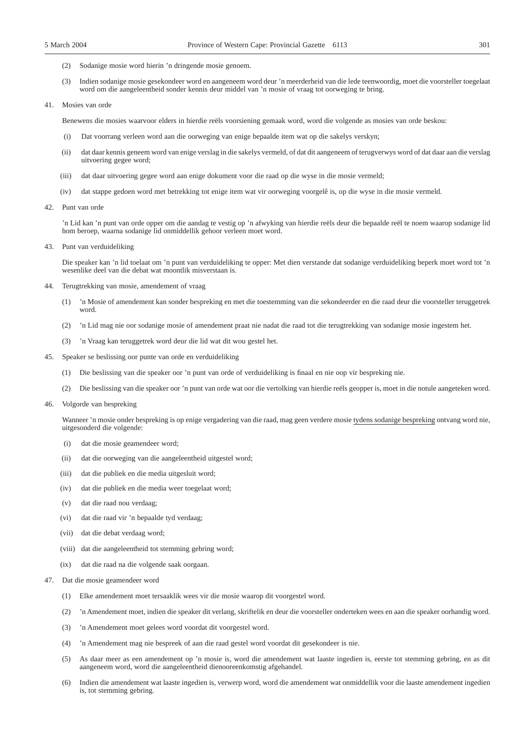(2) Sodanige mosie word hierin 'n dringende mosie genoem.

(3) Indien sodanige mosie gesekondeer word en aangeneem word deur 'n meerderheid van die lede teenwoordig, moet die voorsteller toegelaat word om die aangeleentheid sonder kennis deur middel van 'n mosie of vraag tot oorweging te bring.

41. Mosies van orde

Benewens die mosies waarvoor elders in hierdie reëls voorsiening gemaak word, word die volgende as mosies van orde beskou:

(i) Dat voorrang verleen word aan die oorweging van enige bepaalde item wat op die sakelys verskyn;

(ii) dat daar kennis geneem word van enige verslag in die sakelys vermeld, of dat dit aangeneem of terugverwys word of dat daar aan die verslag uitvoering gegee word;

(iii) dat daar uitvoering gegee word aan enige dokument voor die raad op die wyse in die mosie vermeld;

(iv) dat stappe gedoen word met betrekking tot enige item wat vir oorweging voorgelê is, op die wyse in die mosie vermeld.

42. Punt van orde

'n Lid kan 'n punt van orde opper om die aandag te vestig op 'n afwyking van hierdie reëls deur die bepaalde reël te noem waarop sodanige lid hom beroep, waarna sodanige lid onmiddellik gehoor verleen moet word.

43. Punt van verduideliking

Die speaker kan 'n lid toelaat om 'n punt van verduideliking te opper: Met dien verstande dat sodanige verduideliking beperk moet word tot 'n wesenlike deel van die debat wat moontlik misverstaan is.

44. Terugtrekking van mosie, amendement of vraag

(1) 'n Mosie of amendement kan sonder bespreking en met die toestemming van die sekondeerder en die raad deur die voorsteller teruggetrek word.

(2) 'n Lid mag nie oor sodanige mosie of amendement praat nie nadat die raad tot die terugtrekking van sodanige mosie ingestem het.

(3) 'n Vraag kan teruggetrek word deur die lid wat dit wou gestel het.

45. Speaker se beslissing oor punte van orde en verduideliking

(1) Die beslissing van die speaker oor 'n punt van orde of verduideliking is finaal en nie oop vir bespreking nie.

(2) Die beslissing van die speaker oor 'n punt van orde wat oor die vertolking van hierdie reëls geopper is, moet in die notule aangeteken word.

46. Volgorde van bespreking

Wanneer 'n mosie onder bespreking is op enige vergadering van die raad, mag geen verdere mosie <u>tydens sodanige bespreking</u> ontvang word nie, uitgesonderd die volgende:

(i) dat die mosie geamendeer word;

(ii) dat die oorweging van die aangeleentheid uitgestel word;

(iii) dat die publiek en die media uitgesluit word;

(iv) dat die publiek en die media weer toegelaat word;

(v) dat die raad nou verdaag;

(vi) dat die raad vir 'n bepaalde tyd verdaag;

(vii) dat die debat verdaag word;

(viii) dat die aangeleentheid tot stemming gebring word;

(ix) dat die raad na die volgende saak oorgaan.

47. Dat die mosie geamendeer word

(1) Elke amendement moet tersaaklik wees vir die mosie waarop dit voorgestel word.

(2) 'n Amendement moet, indien die speaker dit verlang, skriftelik en deur die voorsteller onderteken wees en aan die speaker oorhandig word.

(3) 'n Amendement moet gelees word voordat dit voorgestel word.

(4) 'n Amendement mag nie bespreek of aan die raad gestel word voordat dit gesekondeer is nie.

(5) As daar meer as een amendement op 'n mosie is, word die amendement wat laaste ingedien is, eerste tot stemming gebring, en as dit aangeneem word, word die aangeleentheid dienooreenkomstig afgehandel.

(6) Indien die amendement wat laaste ingedien is, verwerp word, word die amendement wat onmiddellik voor die laaste amendement ingedien is, tot stemming gebring.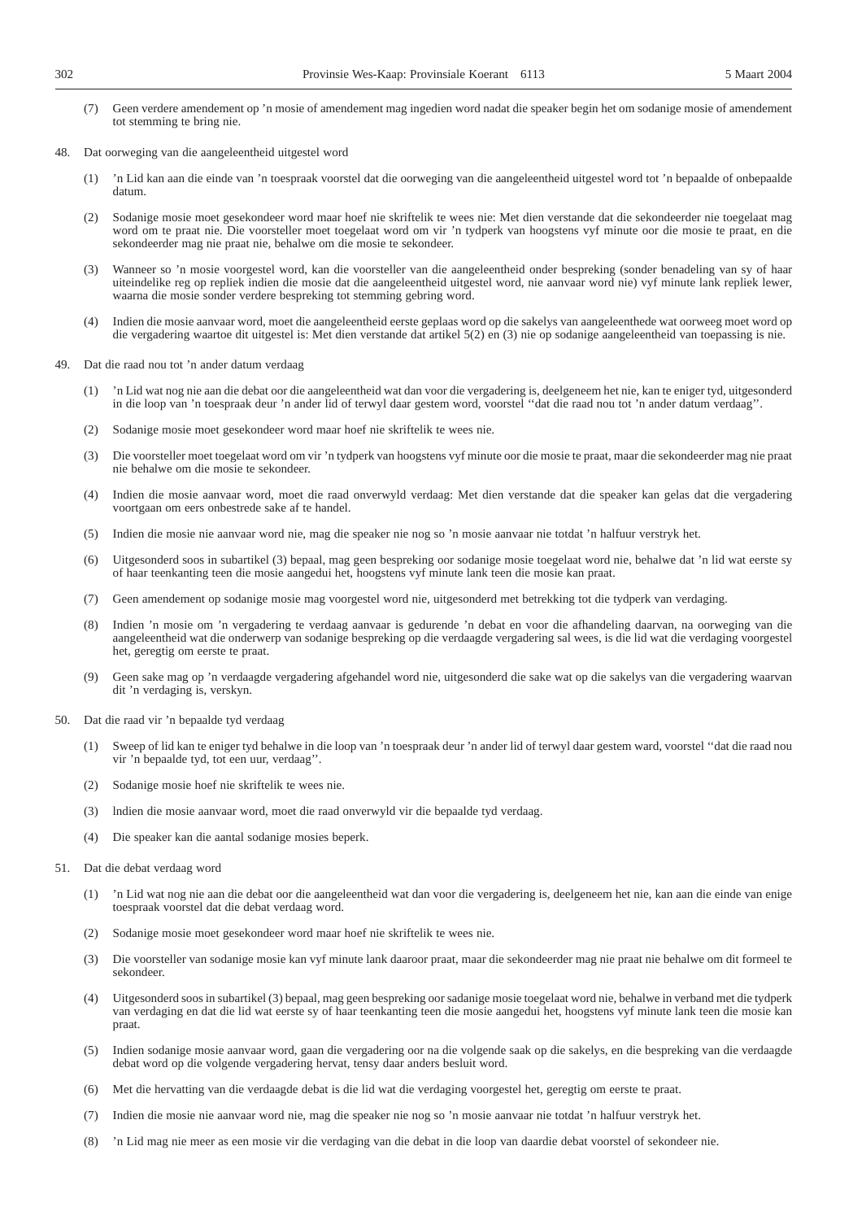(7) Geen verdere amendement op 'n mosie of amendement mag ingedien word nadat die speaker begin het om sodanige mosie of amendement tot stemming te bring nie.

48. Dat oorweging van die aangeleentheid uitgestel word

(1) 'n Lid kan aan die einde van 'n toespraak voorstel dat die oorweging van die aangeleentheid uitgestel word tot 'n bepaalde of onbepaalde datum.

(2) Sodanige mosie moet gesekondeer word maar hoef nie skriftelik te wees nie: Met dien verstande dat die sekondeerder nie toegelaat mag word om te praat nie. Die voorsteller moet toegelaat word om vir 'n tydperk van hoogstens vyf minute oor die mosie te praat, en die sekondeerder mag nie praat nie, behalwe om die mosie te sekondeer.

(3) Wanneer so 'n mosie voorgestel word, kan die voorsteller van die aangeleentheid onder bespreking (sonder benadeling van sy of haar uiteindelike reg op repliek indien die mosie dat die aangeleentheid uitgestel word, nie aanvaar word nie) vyf minute lank repliek lewer, waarna die mosie sonder verdere bespreking tot stemming gebring word.

(4) Indien die mosie aanvaar word, moet die aangeleentheid eerste geplaas word op die sakelys van aangeleenthede wat oorweeg moet word op die vergadering waartoe dit uitgestel is: Met dien verstande dat artikel 5(2) en (3) nie op sodanige aangeleentheid van toepassing is nie.

49. Dat die raad nou tot 'n ander datum verdaag

(1) 'n Lid wat nog nie aan die debat oor die aangeleentheid wat dan voor die vergadering is, deelgeneem het nie, kan te eniger tyd, uitgesonderd in die loop van 'n toespraak deur 'n ander lid of terwyl daar gestem word, voorstel ''dat die raad nou tot 'n ander datum verdaag''.

(2) Sodanige mosie moet gesekondeer word maar hoef nie skriftelik te wees nie.

(3) Die voorsteller moet toegelaat word om vir 'n tydperk van hoogstens vyf minute oor die mosie te praat, maar die sekondeerder mag nie praat nie behalwe om die mosie te sekondeer.

(4) Indien die mosie aanvaar word, moet die raad onverwyld verdaag: Met dien verstande dat die speaker kan gelas dat die vergadering voortgaan om eers onbestrede sake af te handel.

(5) Indien die mosie nie aanvaar word nie, mag die speaker nie nog so 'n mosie aanvaar nie totdat 'n halfuur verstryk het.

(6) Uitgesonderd soos in subartikel (3) bepaal, mag geen bespreking oor sodanige mosie toegelaat word nie, behalwe dat 'n lid wat eerste sy of haar teenkanting teen die mosie aangedui het, hoogstens vyf minute lank teen die mosie kan praat.

(7) Geen amendement op sodanige mosie mag voorgestel word nie, uitgesonderd met betrekking tot die tydperk van verdaging.

(8) Indien 'n mosie om 'n vergadering te verdaag aanvaar is gedurende 'n debat en voor die afhandeling daarvan, na oorweging van die aangeleentheid wat die onderwerp van sodanige bespreking op die verdaagde vergadering sal wees, is die lid wat die verdaging voorgestel het, geregtig om eerste te praat.

(9) Geen sake mag op 'n verdaagde vergadering afgehandel word nie, uitgesonderd die sake wat op die sakelys van die vergadering waarvan dit 'n verdaging is, verskyn.

50. Dat die raad vir 'n bepaalde tyd verdaag

(1) Sweep of lid kan te eniger tyd behalwe in die loop van 'n toespraak deur 'n ander lid of terwyl daar gestem ward, voorstel ''dat die raad nou vir 'n bepaalde tyd, tot een uur, verdaag''.

(2) Sodanige mosie hoef nie skriftelik te wees nie.

(3) lndien die mosie aanvaar word, moet die raad onverwyld vir die bepaalde tyd verdaag.

(4) Die speaker kan die aantal sodanige mosies beperk.

51. Dat die debat verdaag word

(1) 'n Lid wat nog nie aan die debat oor die aangeleentheid wat dan voor die vergadering is, deelgeneem het nie, kan aan die einde van enige toespraak voorstel dat die debat verdaag word.

(2) Sodanige mosie moet gesekondeer word maar hoef nie skriftelik te wees nie.

(3) Die voorsteller van sodanige mosie kan vyf minute lank daaroor praat, maar die sekondeerder mag nie praat nie behalwe om dit formeel te sekondeer.

(4) Uitgesonderd soos in subartikel (3) bepaal, mag geen bespreking oor sadanige mosie toegelaat word nie, behalwe in verband met die tydperk van verdaging en dat die lid wat eerste sy of haar teenkanting teen die mosie aangedui het, hoogstens vyf minute lank teen die mosie kan praat.

(5) Indien sodanige mosie aanvaar word, gaan die vergadering oor na die volgende saak op die sakelys, en die bespreking van die verdaagde debat word op die volgende vergadering hervat, tensy daar anders besluit word.

(6) Met die hervatting van die verdaagde debat is die lid wat die verdaging voorgestel het, geregtig om eerste te praat.

(7) Indien die mosie nie aanvaar word nie, mag die speaker nie nog so 'n mosie aanvaar nie totdat 'n halfuur verstryk het.

(8) 'n Lid mag nie meer as een mosie vir die verdaging van die debat in die loop van daardie debat voorstel of sekondeer nie.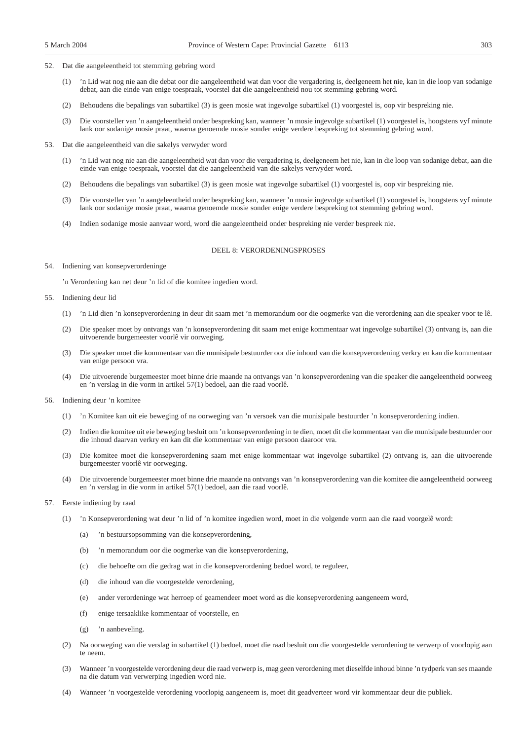52. Dat die aangeleentheid tot stemming gebring word

    (1) 'n Lid wat nog nie aan die debat oor die aangeleentheid wat dan voor die vergadering is, deelgeneem het nie, kan in die loop van sodanige debat, aan die einde van enige toespraak, voorstel dat die aangeleentheid nou tot stemming gebring word.

    (2) Behoudens die bepalings van subartikel (3) is geen mosie wat ingevolge subartikel (1) voorgestel is, oop vir bespreking nie.

    (3) Die voorsteller van 'n aangeleentheid onder bespreking kan, wanneer 'n mosie ingevolge subartikel (1) voorgestel is, hoogstens vyf minute lank oor sodanige mosie praat, waarna genoemde mosie sonder enige verdere bespreking tot stemming gebring word.

53. Dat die aangeleentheid van die sakelys verwyder word

    (1) 'n Lid wat nog nie aan die aangeleentheid wat dan voor die vergadering is, deelgeneem het nie, kan in die loop van sodanige debat, aan die einde van enige toespraak, voorstel dat die aangeleentheid van die sakelys verwyder word.

    (2) Behoudens die bepalings van subartikel (3) is geen mosie wat ingevolge subartikel (1) voorgestel is, oop vir bespreking nie.

    (3) Die voorsteller van 'n aangeleentheid onder bespreking kan, wanneer 'n mosie ingevolge subartikel (1) voorgestel is, hoogstens vyf minute lank oor sodanige mosie praat, waarna genoemde mosie sonder enige verdere bespreking tot stemming gebring word.

    (4) Indien sodanige mosie aanvaar word, word die aangeleentheid onder bespreking nie verder bespreek nie.

## DEEL 8: VERORDENINGSPROSES

54. Indiening van konsepverordeninge

    'n Verordening kan net deur 'n lid of die komitee ingedien word.

55. Indiening deur lid

    (1) 'n Lid dien 'n konsepverordening in deur dit saam met 'n memorandum oor die oogmerke van die verordening aan die speaker voor te lê.

    (2) Die speaker moet by ontvangs van 'n konsepverordening dit saam met enige kommentaar wat ingevolge subartikel (3) ontvang is, aan die uitvoerende burgemeester voorlê vir oorweging.

    (3) Die speaker moet die kommentaar van die munisipale bestuurder oor die inhoud van die konsepverordening verkry en kan die kommentaar van enige persoon vra.

    (4) Die uitvoerende burgemeester moet binne drie maande na ontvangs van 'n konsepverordening van die speaker die aangeleentheid oorweeg en 'n verslag in die vorm in artikel 57(1) bedoel, aan die raad voorlê.

56. Indiening deur 'n komitee

    (1) 'n Komitee kan uit eie beweging of na oorweging van 'n versoek van die munisipale bestuurder 'n konsepverordening indien.

    (2) Indien die komitee uit eie beweging besluit om 'n konsepverordening in te dien, moet dit die kommentaar van die munisipale bestuurder oor die inhoud daarvan verkry en kan dit die kommentaar van enige persoon daaroor vra.

    (3) Die komitee moet die konsepverordening saam met enige kommentaar wat ingevolge subartikel (2) ontvang is, aan die uitvoerende burgemeester voorlê vir oorweging.

    (4) Die uitvoerende burgemeester moet binne drie maande na ontvangs van 'n konsepverordening van die komitee die aangeleentheid oorweeg en 'n verslag in die vorm in artikel 57(1) bedoel, aan die raad voorlê.

57. Eerste indiening by raad

    (1) 'n Konsepverordening wat deur 'n lid of 'n komitee ingedien word, moet in die volgende vorm aan die raad voorgelê word:

        (a) 'n bestuursopsomming van die konsepverordening,

        (b) 'n memorandum oor die oogmerke van die konsepverordening,

        (c) die behoefte om die gedrag wat in die konsepverordening bedoel word, te reguleer,

        (d) die inhoud van die voorgestelde verordening,

        (e) ander verordeninge wat herroep of geamendeer moet word as die konsepverordening aangeneem word,

        (f) enige tersaaklike kommentaar of voorstelle, en

        (g) 'n aanbeveling.

    (2) Na oorweging van die verslag in subartikel (1) bedoel, moet die raad besluit om die voorgestelde verordening te verwerp of voorlopig aan te neem.

    (3) Wanneer 'n voorgestelde verordening deur die raad verwerp is, mag geen verordening met dieselfde inhoud binne 'n tydperk van ses maande na die datum van verwerping ingedien word nie.

    (4) Wanneer 'n voorgestelde verordening voorlopig aangeneem is, moet dit geadverteer word vir kommentaar deur die publiek.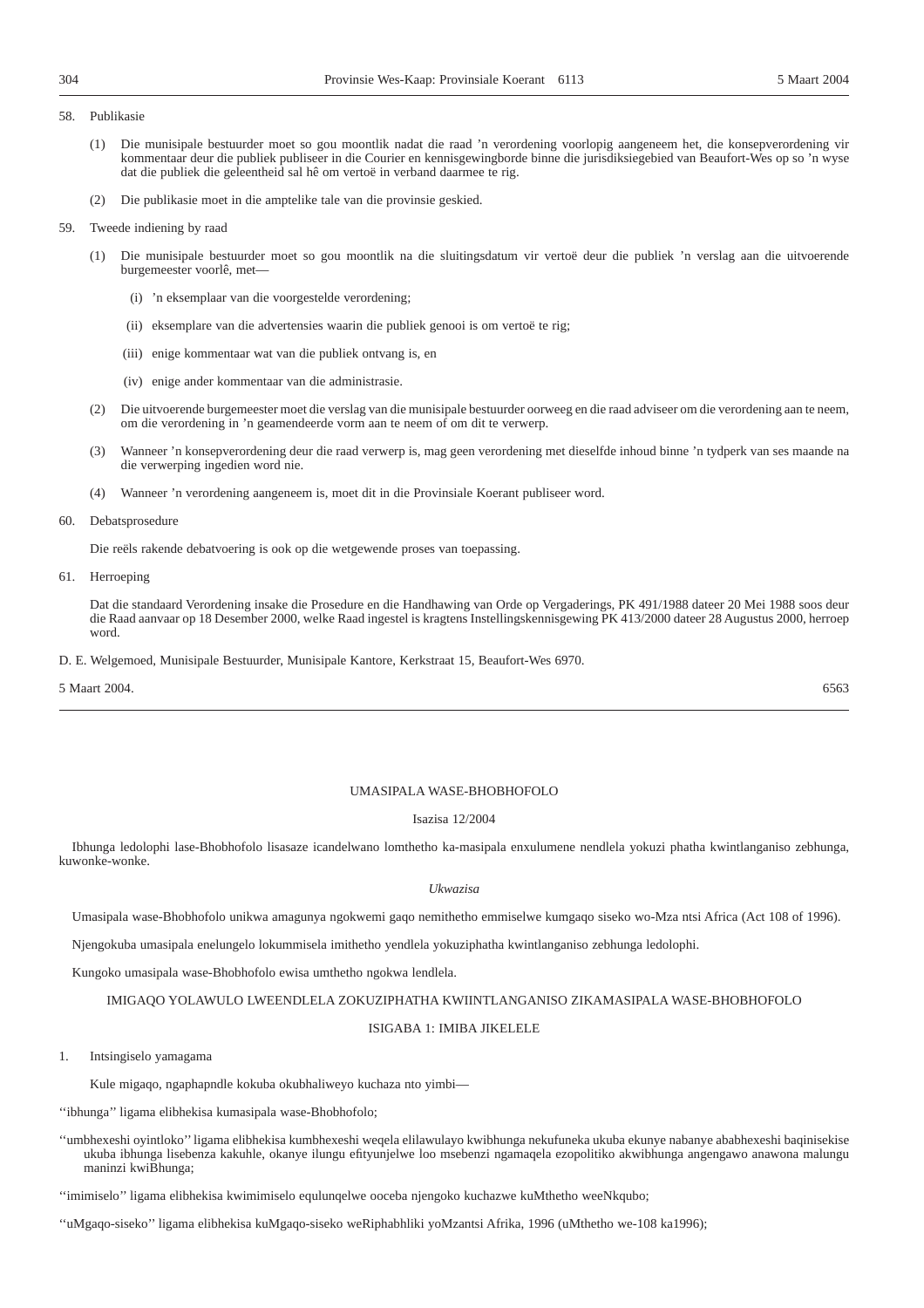58. Publikasie

(1) Die munisipale bestuurder moet so gou moontlik nadat die raad 'n verordening voorlopig aangeneem het, die konsepverordening vir kommentaar deur die publiek publiseer in die Courier en kennisgewingborde binne die jurisdiksiegebied van Beaufort-Wes op so 'n wyse dat die publiek die geleentheid sal hê om vertoë in verband daarmee te rig.

(2) Die publikasie moet in die amptelike tale van die provinsie geskied.

59. Tweede indiening by raad

(1) Die munisipale bestuurder moet so gou moontlik na die sluitingsdatum vir vertoë deur die publiek 'n verslag aan die uitvoerende burgemeester voorlê, met—

(i) 'n eksemplaar van die voorgestelde verordening;

(ii) eksemplare van die advertensies waarin die publiek genooi is om vertoë te rig;

(iii) enige kommentaar wat van die publiek ontvang is, en

(iv) enige ander kommentaar van die administrasie.

(2) Die uitvoerende burgemeester moet die verslag van die munisipale bestuurder oorweeg en die raad adviseer om die verordening aan te neem, om die verordening in 'n geamendeerde vorm aan te neem of om dit te verwerp.

(3) Wanneer 'n konsepverordening deur die raad verwerp is, mag geen verordening met dieselfde inhoud binne 'n tydperk van ses maande na die verwerping ingedien word nie.

(4) Wanneer 'n verordening aangeneem is, moet dit in die Provinsiale Koerant publiseer word.

60. Debatsprosedure

Die reëls rakende debatvoering is ook op die wetgewende proses van toepassing.

61. Herroeping

Dat die standaard Verordening insake die Prosedure en die Handhawing van Orde op Vergaderings, PK 491/1988 dateer 20 Mei 1988 soos deur die Raad aanvaar op 18 Desember 2000, welke Raad ingestel is kragtens Instellingskennisgewing PK 413/2000 dateer 28 Augustus 2000, herroep word.

D. E. Welgemoed, Munisipale Bestuurder, Munisipale Kantore, Kerkstraat 15, Beaufort-Wes 6970.

5 Maart 2004. 6563

---

UMASIPALA WASE-BHOBHOFOLO

Isazisa 12/2004

Ibhunga ledolophi lase-Bhobhofolo lisasaze icandelwano lomthetho ka-masipala enxulumene nendlela yokuzi phatha kwintlanganiso zebhunga, kuwonke-wonke.

*Ukwazisa*

Umasipala wase-Bhobhofolo unikwa amagunya ngokwemi gaqo nemithetho emmiselwe kumgaqo siseko wo-Mza ntsi Africa (Act 108 of 1996).

Njengokuba umasipala enelungelo lokummisela imithetho yendlela yokuziphatha kwintlanganiso zebhunga ledolophi.

Kungoko umasipala wase-Bhobhofolo ewisa umthetho ngokwa lendlela.

IMIGAQO YOLAWULO LWEENDLELA ZOKUZIPHATHA KWIINTLANGANISO ZIKAMASIPALA WASE-BHOBHOFOLO

ISIGABA 1: IMIBA JIKELELE

1. Intsingiselo yamagama

Kule migaqo, ngaphapndle kokuba okubhaliweyo kuchaza nto yimbi—

''ibhunga'' ligama elibhekisa kumasipala wase-Bhobhofolo;

''umbhexeshi oyintloko'' ligama elibhekisa kumbhexeshi weqela elilawulayo kwibhunga nekufuneka ukuba ekunye nabanye ababhexeshi baqinisekise ukuba ibhunga lisebenza kakuhle, okanye ilungu efityunjelwe loo msebenzi ngamaqela ezopolitiko akwibhunga angengawo anawona malungu maninzi kwiBhunga;

''imimiselo'' ligama elibhekisa kwimimiselo equlunqelwe ooceba njengoko kuchazwe kuMthetho weeNkqubo;

''uMgaqo-siseko'' ligama elibhekisa kuMgaqo-siseko weRiphabhliki yoMzantsi Afrika, 1996 (uMthetho we-108 ka1996);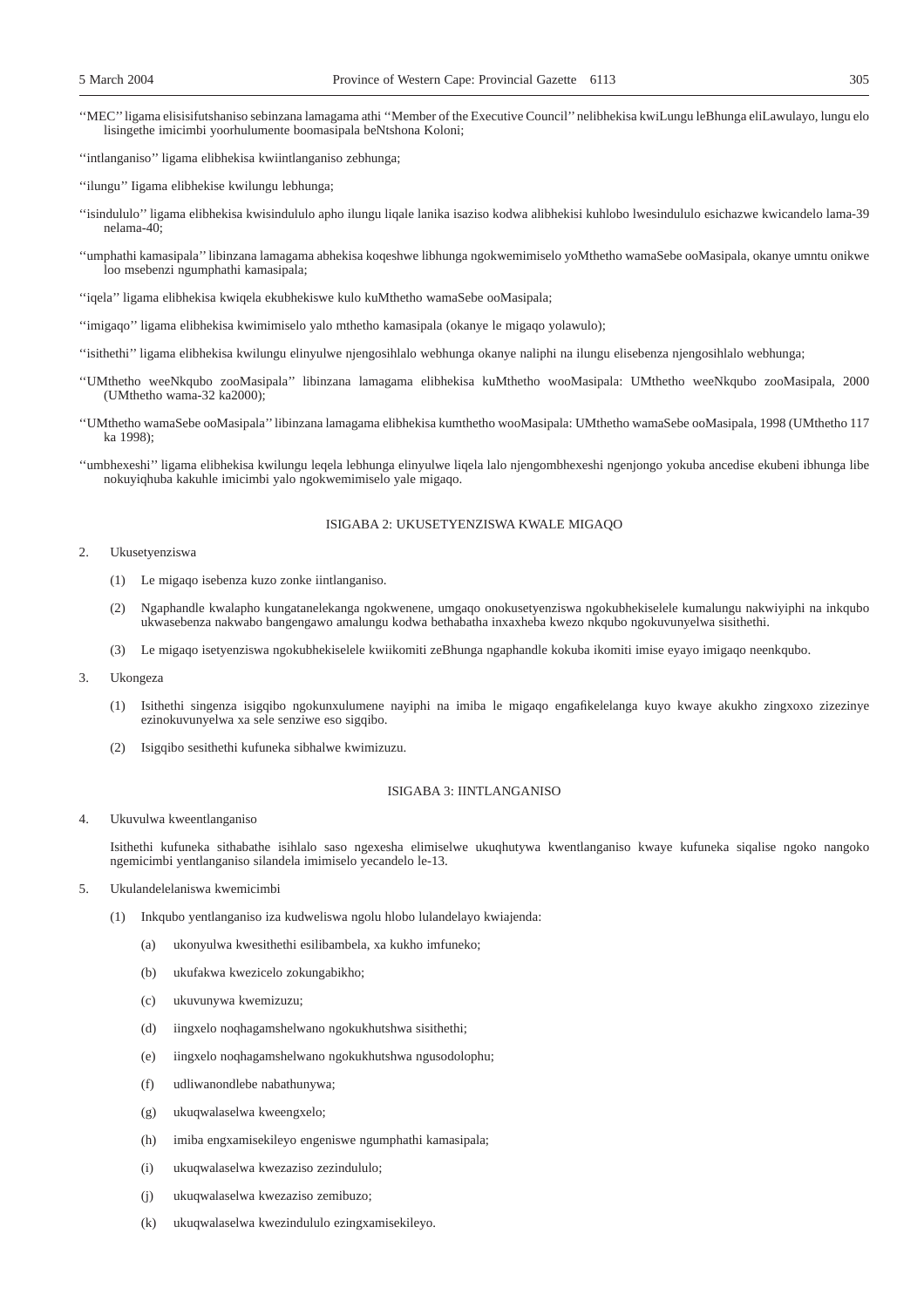''MEC'' ligama elisisifutshaniso sebinzana lamagama athi ''Member of the Executive Council'' nelibhekisa kwiLungu leBhunga eliLawulayo, lungu elo lisingethe imicimbi yoorhulumente boomasipala beNtshona Koloni;

''intlanganiso'' ligama elibhekisa kwiintlanganiso zebhunga;

''ilungu'' Iigama elibhekise kwilungu lebhunga;

''isindululo'' ligama elibhekisa kwisindululo apho ilungu liqale lanika isaziso kodwa alibhekisi kuhlobo lwesindululo esichazwe kwicandelo lama-39 nelama-40;

''umphathi kamasipala'' libinzana lamagama abhekisa koqeshwe libhunga ngokwemimiselo yoMthetho wamaSebe ooMasipala, okanye umntu onikwe loo msebenzi ngumphathi kamasipala;

''iqela'' ligama elibhekisa kwiqela ekubhekiswe kulo kuMthetho wamaSebe ooMasipala;

''imigaqo'' ligama elibhekisa kwimimiselo yalo mthetho kamasipala (okanye le migaqo yolawulo);

''isithethi'' ligama elibhekisa kwilungu elinyulwe njengosihlalo webhunga okanye naliphi na ilungu elisebenza njengosihlalo webhunga;

''UMthetho weeNkqubo zooMasipala'' libinzana lamagama elibhekisa kuMthetho wooMasipala: UMthetho weeNkqubo zooMasipala, 2000 (UMthetho wama-32 ka2000);

''UMthetho wamaSebe ooMasipala'' libinzana lamagama elibhekisa kumthetho wooMasipala: UMthetho wamaSebe ooMasipala, 1998 (UMthetho 117 ka 1998);

''umbhexeshi'' ligama elibhekisa kwilungu leqela lebhunga elinyulwe liqela lalo njengombhexeshi ngenjongo yokuba ancedise ekubeni ibhunga libe nokuyiqhuba kakuhle imicimbi yalo ngokwemimiselo yale migaqo.

## ISIGABA 2: UKUSETYENZISWA KWALE MIGAQO

2. Ukusetyenziswa

   (1) Le migaqo isebenza kuzo zonke iintlanganiso.

   (2) Ngaphandle kwalapho kungatanelekanga ngokwenene, umgaqo onokusetyenziswa ngokubhekiselele kumalungu nakwiyiphi na inkqubo ukwasebenza nakwabo bangengawo amalungu kodwa bethabatha inxaxheba kwezo nkqubo ngokuvunyelwa sisithethi.

   (3) Le migaqo isetyenziswa ngokubhekiselele kwiikomiti zeBhunga ngaphandle kokuba ikomiti imise eyayo imigaqo neenkqubo.

3. Ukongeza

   (1) Isithethi singenza isigqibo ngokunxulumene nayiphi na imiba le migaqo engafikelelanga kuyo kwaye akukho zingxoxo zizezinye ezinokuvunyelwa xa sele senziwe eso sigqibo.

   (2) Isigqibo sesithethi kufuneka sibhalwe kwimizuzu.

## ISIGABA 3: IINTLANGANISO

4. Ukuvulwa kweentlanganiso

   Isithethi kufuneka sithabathe isihlalo saso ngexesha elimiselwe ukuqhutywa kwentlanganiso kwaye kufuneka siqalise ngoko nangoko ngemicimbi yentlanganiso silandela imimiselo yecandelo le-13.

5. Ukulandelelaniswa kwemicimbi

   (1) Inkqubo yentlanganiso iza kudweliswa ngolu hlobo lulandelayo kwiajenda:

      (a) ukonyulwa kwesithethi esilibambela, xa kukho imfuneko;

      (b) ukufakwa kwezicelo zokungabikho;

      (c) ukuvunywa kwemizuzu;

      (d) iingxelo noqhagamshelwano ngokukhutshwa sisithethi;

      (e) iingxelo noqhagamshelwano ngokukhutshwa ngusodolophu;

      (f) udliwanondlebe nabathunywa;

      (g) ukuqwalaselwa kweengxelo;

      (h) imiba engxamisekileyo engeniswe ngumphathi kamasipala;

      (i) ukuqwalaselwa kwezaziso zezindululo;

      (j) ukuqwalaselwa kwezaziso zemibuzo;

      (k) ukuqwalaselwa kwezindululo ezingxamisekileyo.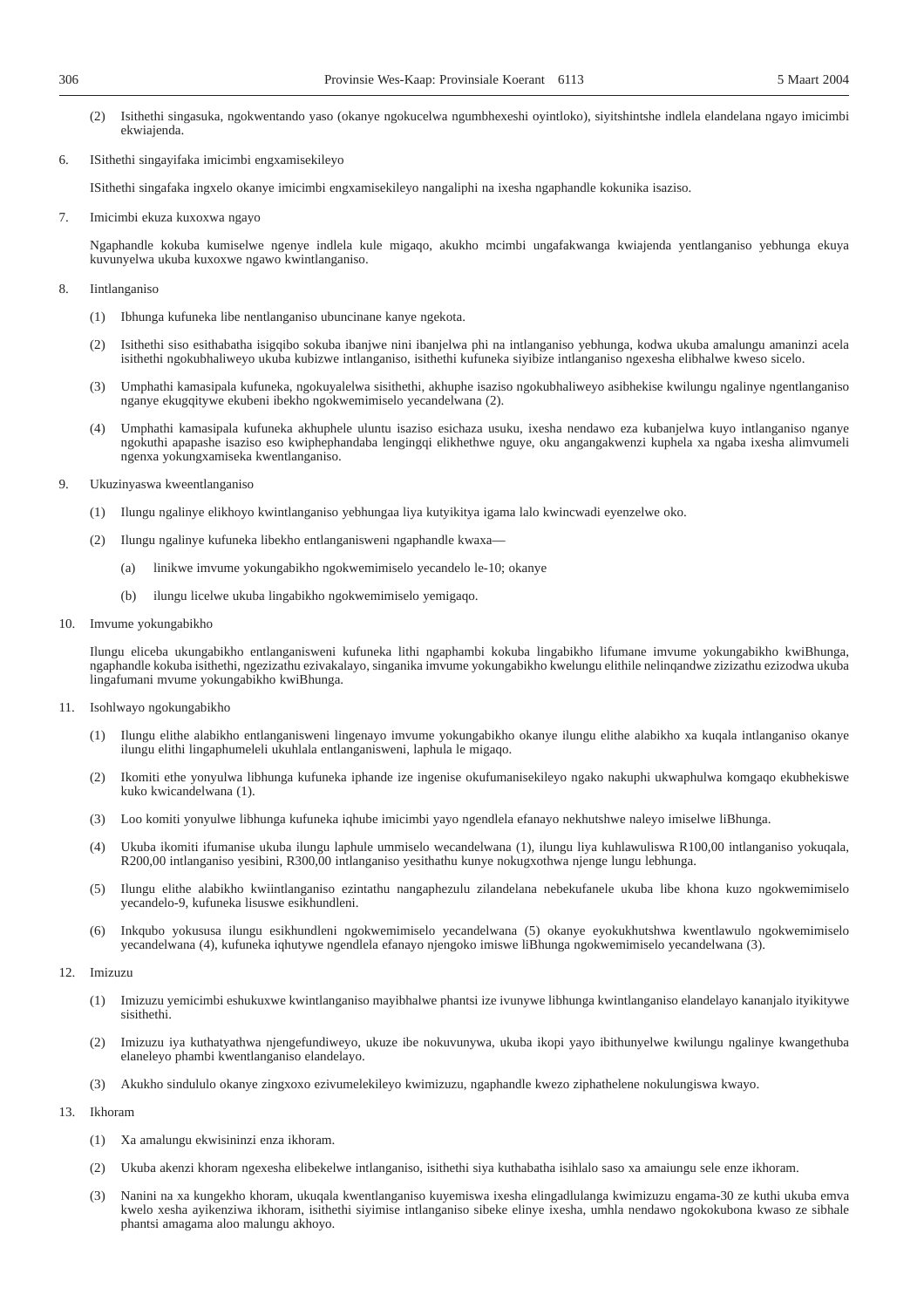(2) Isithethi singasuka, ngokwentando yaso (okanye ngokucelwa ngumbhexeshi oyintloko), siyitshintshe indlela elandelana ngayo imicimbi ekwiajenda.

6. ISithethi singayifaka imicimbi engxamisekileyo

ISithethi singafaka ingxelo okanye imicimbi engxamisekileyo nangaliphi na ixesha ngaphandle kokunika isaziso.

7. Imicimbi ekuza kuxoxwa ngayo

Ngaphandle kokuba kumiselwe ngenye indlela kule migaqo, akukho mcimbi ungafakwanga kwiajenda yentlanganiso yebhunga ekuya kuvunyelwa ukuba kuxoxwe ngawo kwintlanganiso.

8. Iintlanganiso

(1) Ibhunga kufuneka libe nentlanganiso ubuncinane kanye ngekota.

(2) Isithethi siso esithabatha isigqibo sokuba ibanjwe nini ibanjelwa phi na intlanganiso yebhunga, kodwa ukuba amalungu amaninzi acela isithethi ngokubhaliweyo ukuba kubizwe intlanganiso, isithethi kufuneka siyibize intlanganiso ngexesha elibhalwe kweso sicelo.

(3) Umphathi kamasipala kufuneka, ngokuyalelwa sisithethi, akhuphe isaziso ngokubhaliweyo asibhekise kwilungu ngalinye ngentlanganiso nganye ekugqitywe ekubeni ibekho ngokwemimiselo yecandelwana (2).

(4) Umphathi kamasipala kufuneka akhuphele uluntu isaziso esichaza usuku, ixesha nendawo eza kubanjelwa kuyo intlanganiso nganye ngokuthi apapashe isaziso eso kwiphephandaba lengingqi elikhethwe nguye, oku angangakwenzi kuphela xa ngaba ixesha alimvumeli ngenxa yokungxamiseka kwentlanganiso.

9. Ukuzinyaswa kweentlanganiso

(1) Ilungu ngalinye elikhoyo kwintlanganiso yebhungaa liya kutyikitya igama lalo kwincwadi eyenzelwe oko.

(2) Ilungu ngalinye kufuneka libekho entlanganisweni ngaphandle kwaxa—

(a) linikwe imvume yokungabikho ngokwemimiselo yecandelo le-10; okanye

(b) ilungu licelwe ukuba lingabikho ngokwemimiselo yemigaqo.

10. Imvume yokungabikho

Ilungu eliceba ukungabikho entlanganisweni kufuneka lithi ngaphambi kokuba lingabikho lifumane imvume yokungabikho kwiBhunga, ngaphandle kokuba isithethi, ngezizathu ezivakalayo, singanika imvume yokungabikho kwelungu elithile nelinqandwe zizizathu ezizodwa ukuba lingafumani mvume yokungabikho kwiBhunga.

11. Isohlwayo ngokungabikho

(1) Ilungu elithe alabikho entlanganisweni lingenayo imvume yokungabikho okanye ilungu elithe alabikho xa kuqala intlanganiso okanye ilungu elithi lingaphumeleli ukuhlala entlanganisweni, laphula le migaqo.

(2) Ikomiti ethe yonyulwa libhunga kufuneka iphande ize ingenise okufumanisekileyo ngako nakuphi ukwaphulwa komgaqo ekubhekiswe kuko kwicandelwana (1).

(3) Loo komiti yonyulwe libhunga kufuneka iqhube imicimbi yayo ngendlela efanayo nekhutshwe naleyo imiselwe liBhunga.

(4) Ukuba ikomiti ifumanise ukuba ilungu laphule ummiselo wecandelwana (1), ilungu liya kuhlawuliswa R100,00 intlanganiso yokuqala, R200,00 intlanganiso yesibini, R300,00 intlanganiso yesithathu kunye nokugxothwa njenge lungu lebhunga.

(5) Ilungu elithe alabikho kwiintlanganiso ezintathu nangaphezulu zilandelana nebekufanele ukuba libe khona kuzo ngokwemimiselo yecandelo-9, kufuneka lisuswe esikhundleni.

(6) Inkqubo yokususa ilungu esikhundleni ngokwemimiselo yecandelwana (5) okanye eyokukhutshwa kwentlawulo ngokwemimiselo yecandelwana (4), kufuneka iqhutywe ngendlela efanayo njengoko imiswe liBhunga ngokwemimiselo yecandelwana (3).

12. Imizuzu

(1) Imizuzu yemicimbi eshukuxwe kwintlanganiso mayibhalwe phantsi ize ivunywe libhunga kwintlanganiso elandelayo kananjalo ityikitywe sisithethi.

(2) Imizuzu iya kuthatyathwa njengefundiweyo, ukuze ibe nokuvunywa, ukuba ikopi yayo ibithunyelwe kwilungu ngalinye kwangethuba elaneleyo phambi kwentlanganiso elandelayo.

(3) Akukho sindululo okanye zingxoxo ezivumelekileyo kwimizuzu, ngaphandle kwezo ziphathelene nokulungiswa kwayo.

13. Ikhoram

(1) Xa amalungu ekwisininzi enza ikhoram.

(2) Ukuba akenzi khoram ngexesha elibekelwe intlanganiso, isithethi siya kuthabatha isihlalo saso xa amaiungu sele enze ikhoram.

(3) Nanini na xa kungekho khoram, ukuqala kwentlanganiso kuyemiswa ixesha elingadlulanga kwimizuzu engama-30 ze kuthi ukuba emva kwelo xesha ayikenziwa ikhoram, isithethi siyimise intlanganiso sibeke elinye ixesha, umhla nendawo ngokokubona kwaso ze sibhale phantsi amagama aloo malungu akhoyo.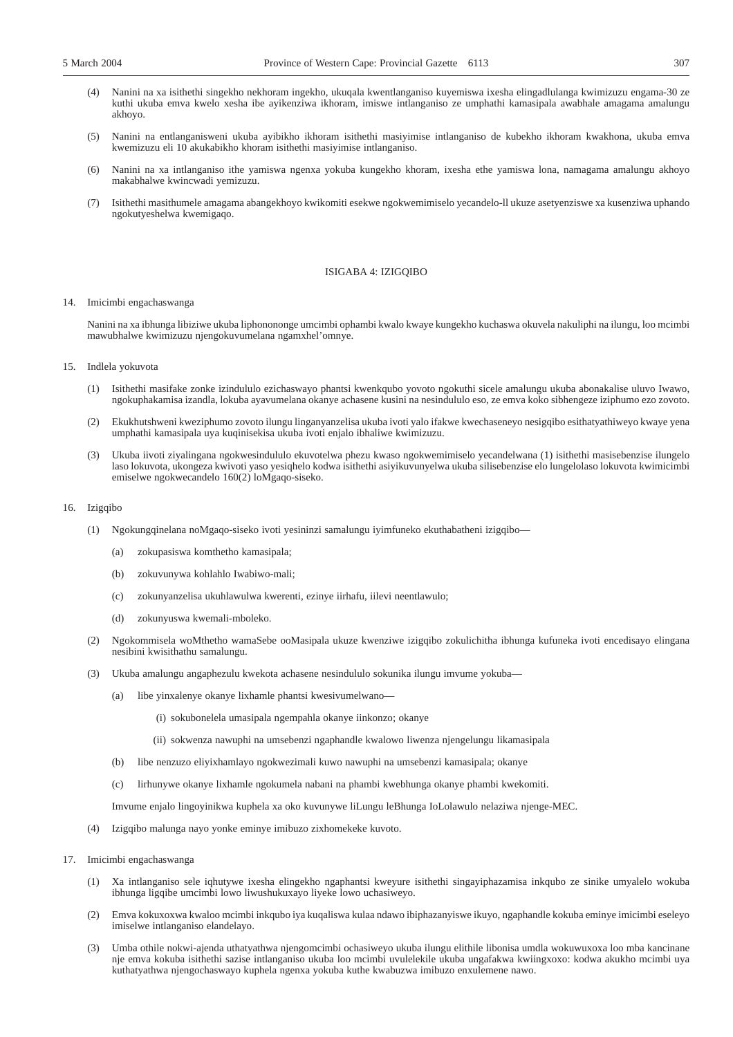(4) Nanini na xa isithethi singekho nekhoram ingekho, ukuqala kwentlanganiso kuyemiswa ixesha elingadlulanga kwimizuzu engama-30 ze kuthi ukuba emva kwelo xesha ibe ayikenziwa ikhoram, imiswe intlanganiso ze umphathi kamasipala awabhale amagama amalungu akhoyo.

(5) Nanini na entlanganisweni ukuba ayibikho ikhoram isithethi masiyimise intlanganiso de kubekho ikhoram kwakhona, ukuba emva kwemizuzu eli 10 akukabikho khoram isithethi masiyimise intlanganiso.

(6) Nanini na xa intlanganiso ithe yamiswa ngenxa yokuba kungekho khoram, ixesha ethe yamiswa lona, namagama amalungu akhoyo makabhalwe kwincwadi yemizuzu.

(7) Isithethi masithumele amagama abangekhoyo kwikomiti esekwe ngokwemimiselo yecandelo-ll ukuze asetyenziswe xa kusenziwa uphando ngokutyeshelwa kwemigaqo.

## ISIGABA 4: IZIGQIBO

14. Imicimbi engachaswanga

Nanini na xa ibhunga libiziwe ukuba liphonononge umcimbi ophambi kwalo kwaye kungekho kuchaswa okuvela nakuliphi na ilungu, loo mcimbi mawubhalwe kwimizuzu njengokuvumelana ngamxhel'omnye.

15. Indlela yokuvota

(1) Isithethi masifake zonke izindululo ezichaswayo phantsi kwenkqubo yovoto ngokuthi sicele amalungu ukuba abonakalise uluvo Iwawo, ngokuphakamisa izandla, lokuba ayavumelana okanye achasene kusini na nesindululo eso, ze emva koko sibhengeze iziphumo ezo zovoto.

(2) Ekukhutshweni kweziphumo zovoto ilungu linganyanzelisa ukuba ivoti yalo ifakwe kwechaseneyo nesigqibo esithatyathiweyo kwaye yena umphathi kamasipala uya kuqinisekisa ukuba ivoti enjalo ibhaliwe kwimizuzu.

(3) Ukuba iivoti ziyalingana ngokwesindululo ekuvotelwa phezu kwaso ngokwemimiselo yecandelwana (1) isithethi masisebenzise ilungelo laso lokuvota, ukongeza kwivoti yaso yesiqhelo kodwa isithethi asiyikuvunyelwa ukuba silisebenzise elo lungelolaso lokuvota kwimicimbi emiselwe ngokwecandelo 160(2) loMgaqo-siseko.

16. Izigqibo

(1) Ngokungqinelana noMgaqo-siseko ivoti yesininzi samalungu iyimfuneko ekuthabatheni izigqibo—

(a) zokupasiswa komthetho kamasipala;

(b) zokuvunywa kohlahlo Iwabiwo-mali;

(c) zokunyanzelisa ukuhlawulwa kwerenti, ezinye iirhafu, iilevi neentlawulo;

(d) zokunyuswa kwemali-mboleko.

(2) Ngokommisela woMthetho wamaSebe ooMasipala ukuze kwenziwe izigqibo zokulichitha ibhunga kufuneka ivoti encedisayo elingana nesibini kwisithathu samalungu.

(3) Ukuba amalungu angaphezulu kwekota achasene nesindululo sokunika ilungu imvume yokuba—

(a) libe yinxalenye okanye lixhamle phantsi kwesivumelwano—

(i) sokubonelela umasipala ngempahla okanye iinkonzo; okanye

(ii) sokwenza nawuphi na umsebenzi ngaphandle kwalowo liwenza njengelungu likamasipala

(b) libe nenzuzo eliyixhamlayo ngokwezimali kuwo nawuphi na umsebenzi kamasipala; okanye

(c) lirhunywe okanye lixhamle ngokumela nabani na phambi kwebhunga okanye phambi kwekomiti.

Imvume enjalo lingoyinikwa kuphela xa oko kuvunywe liLungu leBhunga IoLolawulo nelaziwa njenge-MEC.

(4) Izigqibo malunga nayo yonke eminye imibuzo zixhomekeke kuvoto.

17. Imicimbi engachaswanga

(1) Xa intlanganiso sele iqhutywe ixesha elingekho ngaphantsi kweyure isithethi singayiphazamisa inkqubo ze sinike umyalelo wokuba ibhunga ligqibe umcimbi lowo liwushukuxayo liyeke lowo uchasiweyo.

(2) Emva kokuxoxwa kwaloo mcimbi inkqubo iya kuqaliswa kulaa ndawo ibiphazanyiswe ikuyo, ngaphandle kokuba eminye imicimbi eseleyo imiselwe intlanganiso elandelayo.

(3) Umba othile nokwi-ajenda uthatyathwa njengomcimbi ochasiweyo ukuba ilungu elithile libonisa umdla wokuwuxoxa loo mba kancinane nje emva kokuba isithethi sazise intlanganiso ukuba loo mcimbi uvulelekile ukuba ungafakwa kwiingxoxo: kodwa akukho mcimbi uya kuthatyathwa njengochaswayo kuphela ngenxa yokuba kuthe kwabuzwa imibuzo enxulemene nawo.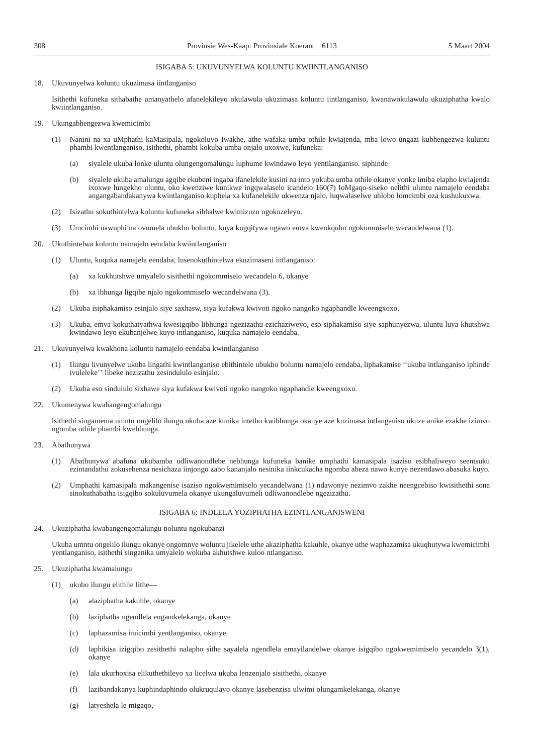## ISIGABA 5: UKUVUNYELWA KOLUNTU KWIINTLANGANISO

18. Ukuvunyelwa koluntu ukuzimasa iintlanganiso

Isithethi kufuneka sithabathe amanyathelo afanelekileyo okulawula ukuzimasa koluntu iintlanganiso, kwanawokulawula ukuziphatha kwalo kwiintlanganiso.

19. Ukungabhengezwa kwemicimbi

(1) Nanini na xa uMphathi kaMasipala, ngokoluvo Iwakhe, athe wafaka umba othile kwiajenda, mba lowo ungazi kubhengezwa kuluntu phambi kwentlanganiso, isithethi, phambi kokuba umba onjalo uxoxwe, kufuneka:

(a) siyalele ukuba lonke uluntu olungengomalungu luphume kwindawo leyo yentlanganiso. siphinde

(b) siyalele ukuba amalungu agqibe ekubeni ingaba ifanelekile kusini na into yokuba umba othile okanye yonke imiba elapho kwiajenda ixoxwe lungekho uluntu, oko kwenziwe kunikwe ingqwalaselo icandelo 160(7) IoMgaqo-siseko nelithi uluntu namajelo eendaba angangabandakanywa kwintlanganiso kuphela xa kufanelekile ukwenza njalo, luqwalaselwe uhlobo lomcimbi oza kushukuxwa.

(2) Isizathu sokuthintelwa koluntu kufuneka sibhalwe kwimizuzu ngokuzeleyo.

(3) Umcimbi nawuphi na ovumela ubukho boluntu, kuya kugqitywa ngawo emva kwenkqubo ngokommiselo wecandelwana (1).

20. Ukuthintelwa koluntu namajelo eendaba kwiintlanganiso

(1) Uluntu, kuquka namajela eendaba, lusenokuthintelwa ekuzimaseni intlanganiso:

(a) xa kukhutshwe umyalelo sisithethi ngokommiselo wecandelo 6, okanye

(b) xa ibhunga ligqibe njalo ngokommiselo wecandelwana (3).

(2) Ukuba isiphakamiso esinjalo siye saxhasw, siya kufakwa kwivoti ngoko nangoko ngaphandle kweengxoxo.

(3) Ukuba, emva kokuthatyathwa kwesigqibo libhunga ngezizathu ezichaziweyo, eso siphakamiso siye saphunyezwa, uluntu luya khutshwa kwindawo leyo ekubanjelwe kuyo intlanganiso, kuquka namajelo eendaba.

21. Ukuvunyelwa kwakhona koluntu namajelo eendaba kwintlanganiso

(1) Ilungu livunyelwe ukuba lingathi kwintlanganiso ebithintele ubukho boluntu namajelo eendaba, liphakamise ‘‘ukuba intlanganiso iphinde ivuleleke’’ libeke nezizathu zesindululo esinjalo.

(2) Ukuba eso sindululo sixhawe siya kufakwa kwivoti ngoko nangoko ngaphandle kweengxoxo.

22. Ukumenywa kwabangengomalungu

lsithethi singamema umntu ongelilo ilungu ukuba aze kunika intetho kwibhunga okanye aze kuzimasa intlanganiso ukuze anike ezakhe izimvo ngomba othile phambi kwebhunga.

23. Abathunywa

(1) Abathunywa abafuna ukubamba udliwanondlebe nebhunga kufuneka banike umphathi kamasipala isaziso esibhaliweyo seentsuku ezintandathu zokusebenza nesichaza iinjongo zabo kananjalo nesinika iinkcukacha ngomba abeza nawo kunye nezendawo abasuka kuyo.

(2) Umphathi kamasipala makangenise isaziso ngokwemimiselo yecandelwana (1) ndawonye nezimvo zakhe neengcebiso kwisithethi sona sinokuthabatha isigqibo sokuluvumela okanye ukungaluvumeli udliwanondlebe ngezizathu.

## ISIGABA 6: INDLELA YOZIPHATHA EZINTLANGANISWENI

24. Ukuziphatha kwabangengomalungu noluntu ngokubanzi

Ukuba umntu ongelilo ilungu okanye ongomnye woluntu jikelele uthe akaziphatha kakuhle, okanye uthe waphazamisa ukuqhutywa kwemicimbi yentlanganiso, isithethi singanika umyalelo wokuba akhutshwe kuloo ntlanganiso.

25. Ukuziphatha kwamalungu

(1) ukubo ilungu elithile lithe—

(a) alaziphatha kakuhle, okanye

(b) laziphatha ngendlela engamkelekanga, okanye

(c) laphazamisa imicimbi yentlanganiso, okanye

(d) laphikisa izigqibo zesithethi nalapho sithe sayalela ngendlela emayilandelwe okanye isigqibo ngokwemimiselo yecandelo 3(1), okanye

(e) lala ukurhoxisa elikuthethileyo xa licelwa ukuba lenzenjalo sisithethi, okanye

(f) lazibandakanya kuphindaphindo olukruqulayo okanye lasebenzisa ulwimi olungamkelekanga, okanye

(g) latyeshela le migaqo,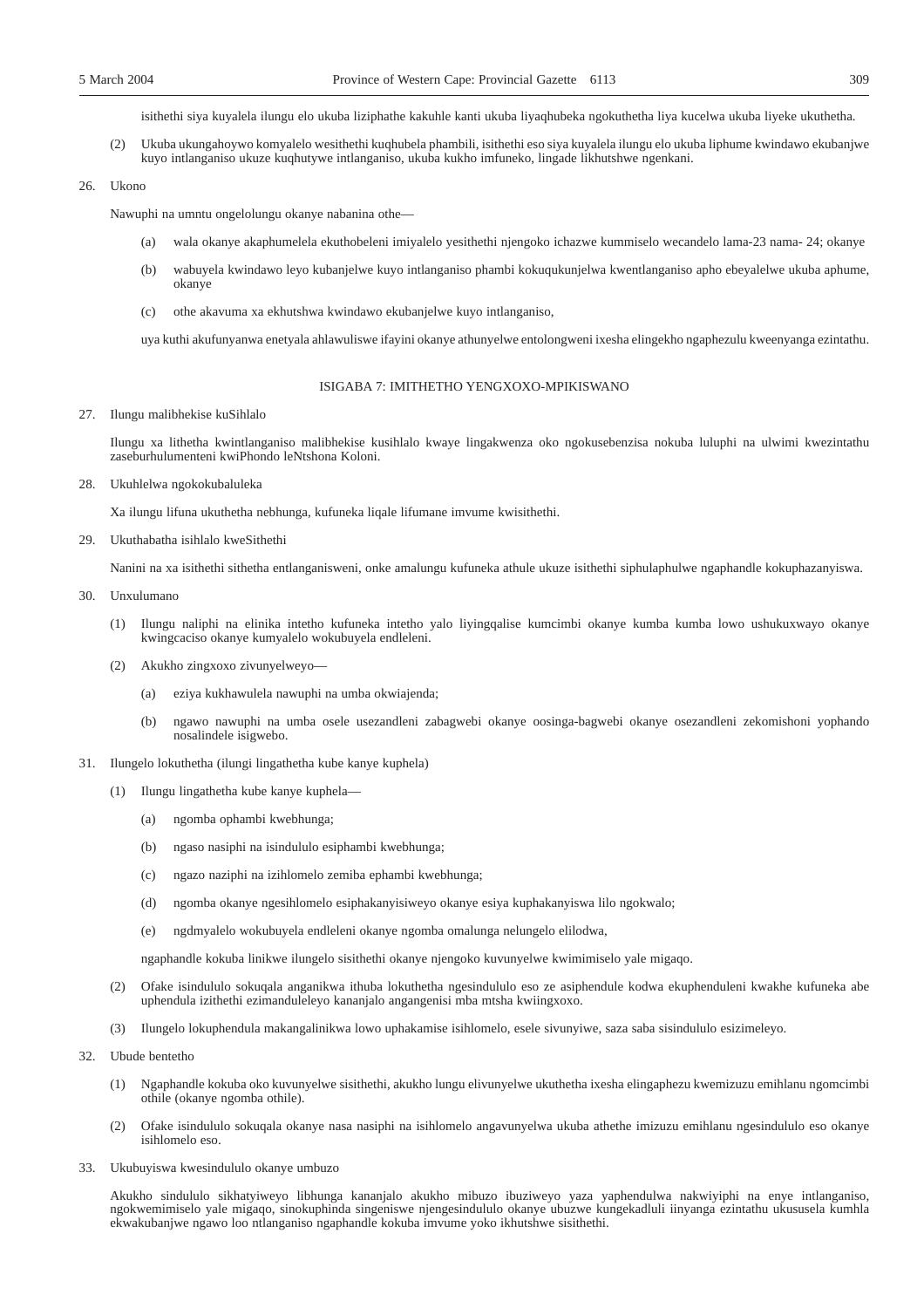isithethi siya kuyalela ilungu elo ukuba liziphathe kakuhle kanti ukuba liyaqhubeka ngokuthetha liya kucelwa ukuba liyeke ukuthetha.

(2) Ukuba ukungahoywo komyalelo wesithethi kuqhubela phambili, isithethi eso siya kuyalela ilungu elo ukuba liphume kwindawo ekubanjwe kuyo intlanganiso ukuze kuqhutywe intlanganiso, ukuba kukho imfuneko, lingade likhutshwe ngenkani.

26. Ukono

Nawuphi na umntu ongelolungu okanye nabanina othe—

(a) wala okanye akaphumelela ekuthobeleni imiyalelo yesithethi njengoko ichazwe kummiselo wecandelo lama-23 nama- 24; okanye

(b) wabuyela kwindawo leyo kubanjelwe kuyo intlanganiso phambi kokuqukunjelwa kwentlanganiso apho ebeyalelwe ukuba aphume, okanye

(c) othe akavuma xa ekhutshwa kwindawo ekubanjelwe kuyo intlanganiso,

uya kuthi akufunyanwa enetyala ahlawuliswe ifayini okanye athunyelwe entolongweni ixesha elingekho ngaphezulu kweenyanga ezintathu.

## ISIGABA 7: IMITHETHO YENGXOXO-MPIKISWANO

27. Ilungu malibhekise kuSihlalo

Ilungu xa lithetha kwintlanganiso malibhekise kusihlalo kwaye lingakwenza oko ngokusebenzisa nokuba luluphi na ulwimi kwezintathu zaseburhulumenteni kwiPhondo leNtshona Koloni.

28. Ukuhlelwa ngokokubaluleka

Xa ilungu lifuna ukuthetha nebhunga, kufuneka liqale lifumane imvume kwisithethi.

29. Ukuthabatha isihlalo kweSithethi

Nanini na xa isithethi sithetha entlanganisweni, onke amalungu kufuneka athule ukuze isithethi siphulaphulwe ngaphandle kokuphazanyiswa.

30. Unxulumano

(1) Ilungu naliphi na elinika intetho kufuneka intetho yalo liyingqalise kumcimbi okanye kumba kumba lowo ushukuxwayo okanye kwingcaciso okanye kumyalelo wokubuyela endleleni.

(2) Akukho zingxoxo zivunyelweyo—

(a) eziya kukhawulela nawuphi na umba okwiajenda;

(b) ngawo nawuphi na umba osele usezandleni zabagwebi okanye oosinga-bagwebi okanye osezandleni zekomishoni yophando nosalindele isigwebo.

31. Ilungelo lokuthetha (ilungi lingathetha kube kanye kuphela)

(1) Ilungu lingathetha kube kanye kuphela—

(a) ngomba ophambi kwebhunga;

(b) ngaso nasiphi na isindululo esiphambi kwebhunga;

(c) ngazo naziphi na izihlomelo zemiba ephambi kwebhunga;

(d) ngomba okanye ngesihlomelo esiphakanyisiweyo okanye esiya kuphakanyiswa lilo ngokwalo;

(e) ngdmyalelo wokubuyela endleleni okanye ngomba omalunga nelungelo elilodwa,

ngaphandle kokuba linikwe ilungelo sisithethi okanye njengoko kuvunyelwe kwimimiselo yale migaqo.

(2) Ofake isindululo sokuqala anganikwa ithuba lokuthetha ngesindululo eso ze asiphendule kodwa ekuphenduleni kwakhe kufuneka abe uphendula izithethi ezimanduleleyo kananjalo angangenisi mba mtsha kwiingxoxo.

(3) Ilungelo lokuphendula makangalinikwa lowo uphakamise isihlomelo, esele sivunyiwe, saza saba sisindululo esizimeleyo.

32. Ubude bentetho

(1) Ngaphandle kokuba oko kuvunyelwe sisithethi, akukho lungu elivunyelweyo ukuthetha ixesha elingaphezu kwemizuzu emihlanu ngomcimbi othile (okanye ngomba othile).

(2) Ofake isindululo sokuqala okanye nasa nasiphi na isihlomelo angavunyelwa ukuba athethe imizuzu emihlanu ngesindululo eso okanye isihlomelo eso.

33. Ukubuyiswa kwesindululo okanye umbuzo

Akukho sindululo sikhatyiweyo libhunga kananjalo akukho mibuzo ibuziweyo yaza yaphendulwa nakwiyiphi na enye intlanganiso, ngokwemimiselo yale migaqo, sinokuphinda singeniswe njengesindululo okanye ubuzwe kungekadluli iinyanga ezintathu ukususela kumhla ekwakubanjwe ngawo loo ntlanganiso ngaphandle kokuba imvume yoko ikhutshwe sisithethi.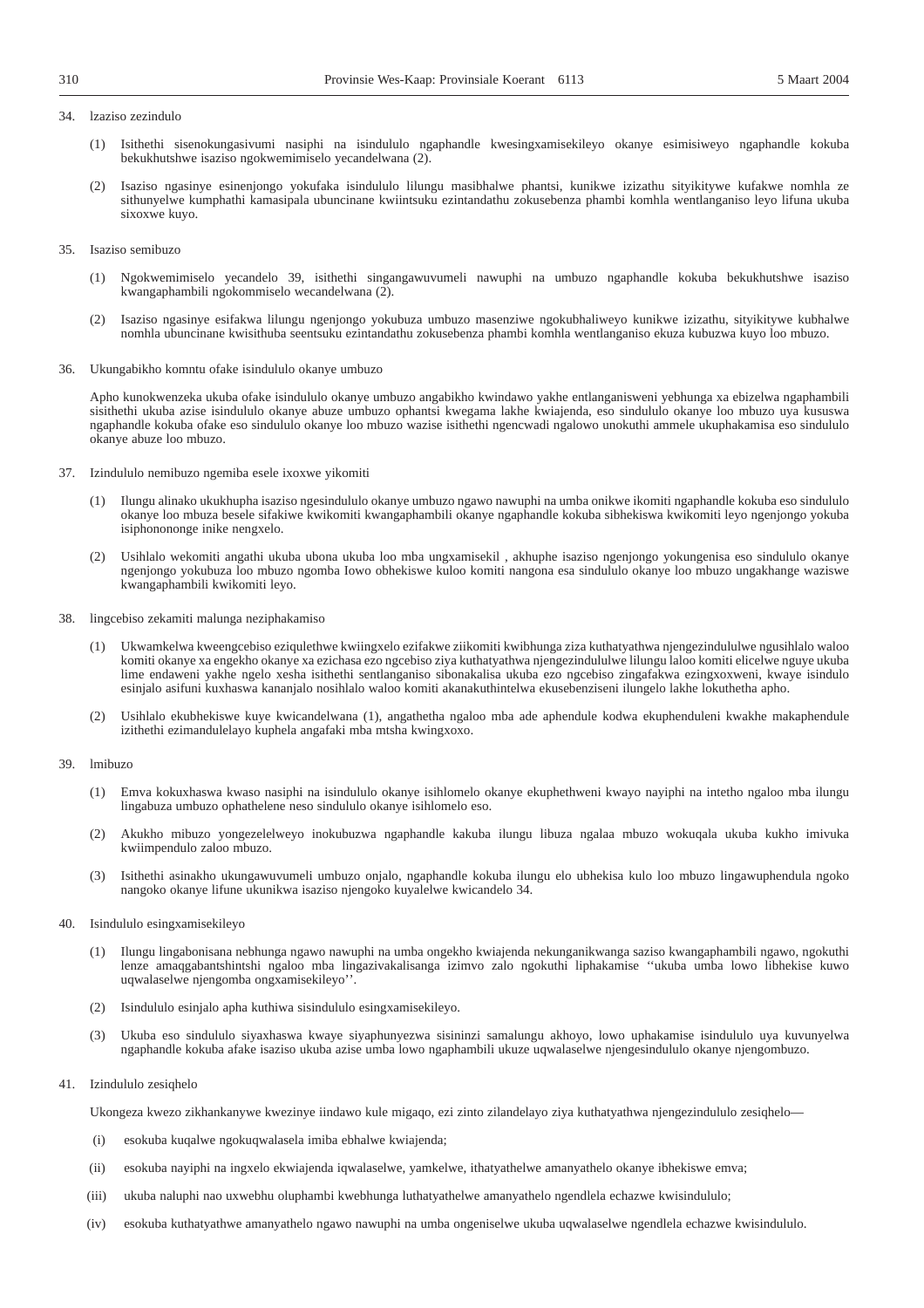34. lzaziso zezindulo

(1) Isithethi sisenokungasivumi nasiphi na isindululo ngaphandle kwesingxamisekileyo okanye esimisiweyo ngaphandle kokuba bekukhutshwe isaziso ngokwemimiselo yecandelwana (2).

(2) Isaziso ngasinye esinenjongo yokufaka isindululo lilungu masibhalwe phantsi, kunikwe izizathu sityikitywe kufakwe nomhla ze sithunyelwe kumphathi kamasipala ubuncinane kwiintsuku ezintandathu zokusebenza phambi komhla wentlanganiso leyo lifuna ukuba sixoxwe kuyo.

35. Isaziso semibuzo

(1) Ngokwemimiselo yecandelo 39, isithethi singangawuvumeli nawuphi na umbuzo ngaphandle kokuba bekukhutshwe isaziso kwangaphambili ngokommiselo wecandelwana (2).

(2) Isaziso ngasinye esifakwa lilungu ngenjongo yokubuza umbuzo masenziwe ngokubhaliweyo kunikwe izizathu, sityikitywe kubhalwe nomhla ubuncinane kwisithuba seentsuku ezintandathu zokusebenza phambi komhla wentlanganiso ekuza kubuzwa kuyo loo mbuzo.

36. Ukungabikho komntu ofake isindululo okanye umbuzo

Apho kunokwenzeka ukuba ofake isindululo okanye umbuzo angabikho kwindawo yakhe entlanganisweni yebhunga xa ebizelwa ngaphambili sisithethi ukuba azise isindululo okanye abuze umbuzo ophantsi kwegama lakhe kwiajenda, eso sindululo okanye loo mbuzo uya kususwa ngaphandle kokuba ofake eso sindululo okanye loo mbuzo wazise isithethi ngencwadi ngalowo unokuthi ammele ukuphakamisa eso sindululo okanye abuze loo mbuzo.

37. Izindululo nemibuzo ngemiba esele ixoxwe yikomiti

(1) Ilungu alinako ukukhupha isaziso ngesindululo okanye umbuzo ngawo nawuphi na umba onikwe ikomiti ngaphandle kokuba eso sindululo okanye loo mbuza besele sifakiwe kwikomiti kwangaphambili okanye ngaphandle kokuba sibhekiswa kwikomiti leyo ngenjongo yokuba isiphononongе inike nengxelo.

(2) Usihlalo wekomiti angathi ukuba ubona ukuba loo mba ungxamisekil , akhuphe isaziso ngenjongo yokungenisa eso sindululo okanye ngenjongo yokubuza loo mbuzo ngomba Iowo obhekiswe kuloo komiti nangona esa sindululo okanye loo mbuzo ungakhange waziswe kwangaphambili kwikomiti leyo.

38. lingcebiso zekamiti malunga neziphakamiso

(1) Ukwamkelwa kweengcebiso eziqulethwe kwiingxelo ezifakwe ziikomiti kwibhunga ziza kuthatyathwa njengezindululwe ngusihlalo waloo komiti okanye xa engekho okanye xa ezichasa ezo ngcebiso ziya kuthatyathwa njengezindululwe lilungu laloo komiti elicelwe nguye ukuba lime endaweni yakhe ngelo xesha isithethi sentlanganiso sibonakalisa ukuba ezo ngcebiso zingafakwa ezingxoxweni, kwaye isindulo esinjalo asifuni kuxhaswa kananjalo nosihlalo waloo komiti akanakuthintelwa ekusebenziseni ilungelo lakhe lokuthetha apho.

(2) Usihlalo ekubhekiswe kuye kwicandelwana (1), angathetha ngaloo mba ade aphendule kodwa ekuphenduleni kwakhe makaphendule izithethi ezimandulelayo kuphela angafaki mba mtsha kwingxoxo.

39. lmibuzo

(1) Emva kokuxhaswa kwaso nasiphi na isindululo okanye isihlomelo okanye ekuphethweni kwayo nayiphi na intetho ngaloo mba ilungu lingabuza umbuzo ophathelene neso sindululo okanye isihlomelo eso.

(2) Akukho mibuzo yongezelelweyo inokubuzwa ngaphandle kakuba ilungu libuza ngalaa mbuzo wokuqala ukuba kukho imivuka kwiimpendulo zaloo mbuzo.

(3) Isithethi asinakho ukungawuvumeli umbuzo onjalo, ngaphandle kokuba ilungu elo ubhekisa kulo loo mbuzo lingawuphendula ngoko nangoko okanye lifune ukunikwa isaziso njengoko kuyalelwe kwicandelo 34.

40. Isindululo esingxamisekileyo

(1) Ilungu lingabonisana nebhunga ngawo nawuphi na umba ongekho kwiajenda nekunganikwanga saziso kwangaphambili ngawo, ngokuthi lenze amaqgabantshintshi ngaloo mba lingazivakalisanga izimvo zalo ngokuthi liphakamise ''ukuba umba lowo libhekise kuwo uqwalaselwe njengomba ongxamisekileyo''.

(2) Isindululo esinjalo apha kuthiwa sisindululo esingxamisekileyo.

(3) Ukuba eso sindululo siyaxhaswa kwaye siyaphunyezwa sisininzi samalungu akhoyo, lowo uphakamise isindululo uya kuvunyelwa ngaphandle kokuba afake isaziso ukuba azise umba lowo ngaphambili ukuze uqwalaselwe njengesindululo okanye njengombuzo.

41. Izindululo zesiqhelo

Ukongeza kwezo zikhankanywe kwezinye iindawo kule migaqo, ezi zinto zilandelayo ziya kuthatyathwa njengezindululo zesiqhelo—

(i) esokuba kuqalwe ngokuqwalasela imiba ebhalwe kwiajenda;

(ii) esokuba nayiphi na ingxelo ekwiajenda iqwalaselwe, yamkelwe, ithatyathelwe amanyathelo okanye ibhekiswe emva;

(iii) ukuba naluphi nao uxwebhu oluphambi kwebhunga luthatyathelwe amanyathelo ngendlela echazwe kwisindululo;

(iv) esokuba kuthatyathwe amanyathelo ngawo nawuphi na umba ongeniselwe ukuba uqwalaselwe ngendlela echazwe kwisindululo.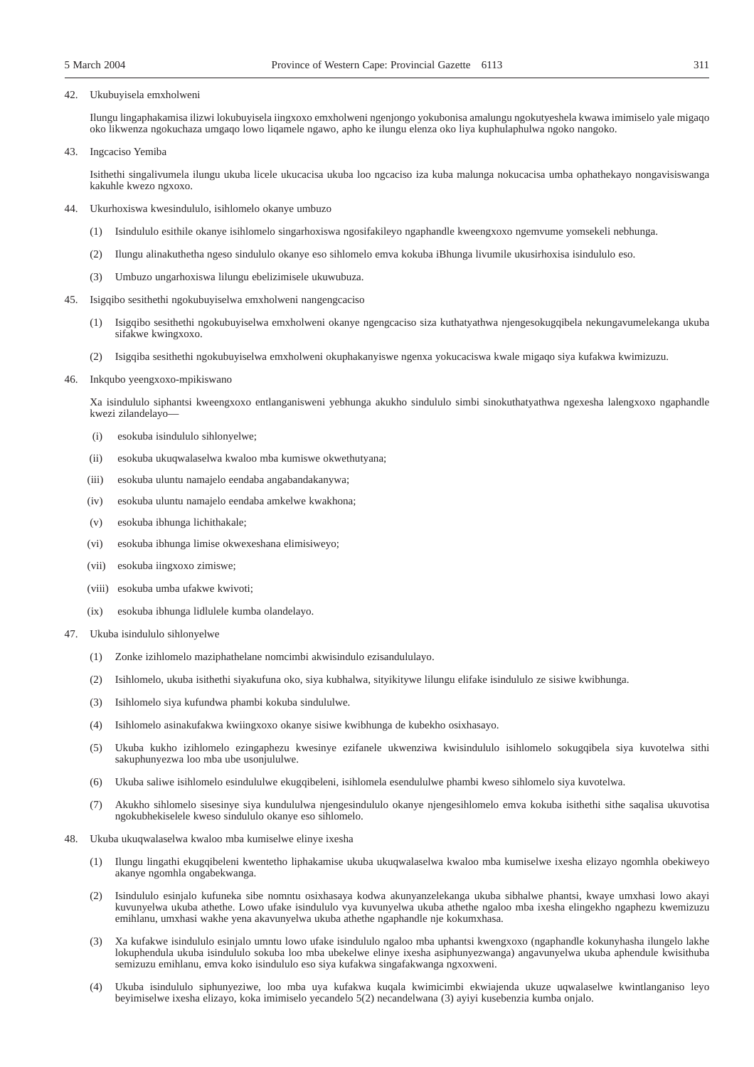42. Ukubuyisela emxholweni

Ilungu lingaphakamisa ilizwi lokubuyisela iingxoxo emxholweni ngenjongo yokubonisa amalungu ngokutyeshela kwawa imimiselo yale migaqo oko likwenza ngokuchaza umgaqo lowo liqamele ngawo, apho ke ilungu elenza oko liya kuphulaphulwa ngoko nangoko.

43. Ingcaciso Yemiba

Isithethi singalivumela ilungu ukuba licele ukucacisa ukuba loo ngcaciso iza kuba malunga nokucacisa umba ophathekayo nongavisiswanga kakuhle kwezo ngxoxo.

44. Ukurhoxiswa kwesindululo, isihlomelo okanye umbuzo

(1) Isindululo esithile okanye isihlomelo singarhoxiswa ngosifakileyo ngaphandle kweengxoxo ngemvume yomsekeli nebhunga.

(2) Ilungu alinakuthetha ngeso sindululo okanye eso sihlomelo emva kokuba iBhunga livumile ukusirhoxisa isindululo eso.

(3) Umbuzo ungarhoxiswa lilungu ebelizimisele ukuwubuza.

45. Isigqibo sesithethi ngokubuyiselwa emxholweni nangengcaciso

(1) Isigqibo sesithethi ngokubuyiselwa emxholweni okanye ngengcaciso siza kuthatyathwa njengesokugqibela nekungavumelekanga ukuba sifakwe kwingxoxo.

(2) Isigqiba sesithethi ngokubuyiselwa emxholweni okuphakanyiswe ngenxa yokucaciswa kwale migaqo siya kufakwa kwimizuzu.

46. Inkqubo yeengxoxo-mpikiswano

Xa isindululo siphantsi kweengxoxo entlanganisweni yebhunga akukho sindululo simbi sinokuthatyathwa ngexesha lalengxoxo ngaphandle kwezi zilandelayo—

(i) esokuba isindululo sihlonyelwe;

(ii) esokuba ukuqwalaselwa kwaloo mba kumiswe okwethutyana;

(iii) esokuba uluntu namajelo eendaba angabandakanywa;

(iv) esokuba uluntu namajelo eendaba amkelwe kwakhona;

(v) esokuba ibhunga lichithakale;

(vi) esokuba ibhunga limise okwexeshana elimisiweyo;

(vii) esokuba iingxoxo zimiswe;

(viii) esokuba umba ufakwe kwivoti;

(ix) esokuba ibhunga lidlulele kumba olandelayo.

47. Ukuba isindululo sihlonyelwe

(1) Zonke izihlomelo maziphathelane nomcimbi akwisindulo ezisandululayo.

(2) Isihlomelo, ukuba isithethi siyakufuna oko, siya kubhalwa, sityikitywe lilungu elifake isindululo ze sisiwe kwibhunga.

(3) Isihlomelo siya kufundwa phambi kokuba sindululwe.

(4) Isihlomelo asinakufakwa kwiingxoxo okanye sisiwe kwibhunga de kubekho osixhasayo.

(5) Ukuba kukho izihlomelo ezingaphezu kwesinye ezifanele ukwenziwa kwisindululo isihlomelo sokugqibela siya kuvotelwa sithi sakuphunyezwa loo mba ube usonjululwe.

(6) Ukuba saliwe isihlomelo esindululwe ekugqibeleni, isihlomela esendululwe phambi kweso sihlomelo siya kuvotelwa.

(7) Akukho sihlomelo sisesinye siya kundululwa njengesindululo okanye njengesihlomelo emva kokuba isithethi sithe saqalisa ukuvotisa ngokubhekiselele kweso sindululo okanye eso sihlomelo.

48. Ukuba ukuqwalaselwa kwaloo mba kumiselwe elinye ixesha

(1) Ilungu lingathi ekugqibeleni kwentetho liphakamise ukuba ukuqwalaselwa kwaloo mba kumiselwe ixesha elizayo ngomhla obekiweyo akanye ngomhla ongabekwanga.

(2) Isindululo esinjalo kufuneka sibe nomntu osixhasayo kodwa akunyanzelekanga ukuba sibhalwe phantsi, kwaye umxhasi lowo akayi kuvunyelwa ukuba athethe. Lowo ufake isindululo vya kuvunyelwa ukuba athethe ngaloo mba ixesha elingekho ngaphezu kwemizuzu emihlanu, umxhasi wakhe yena akavunyelwa ukuba athethe ngaphandle nje kokumxhasa.

(3) Xa kufakwe isindululo esinjalo umntu lowo ufake isindululo ngaloo mba uphantsi kwengxoxo (ngaphandle kokunyhasha ilungelo lakhe lokuphendula ukuba isindululo sokuba loo mba ubekelwe elinye ixesha asiphunyezwanga) angavunyelwa ukuba aphendule kwisithuba semizuzu emihlanu, emva koko isindululo eso siya kufakwa singafakwanga ngxoxweni.

(4) Ukuba isindululo siphunyeziwe, loo mba uya kufakwa kuqala kwimicimbi ekwiajenda ukuze uqwalaselwe kwintlanganiso leyo beyimiselwe ixesha elizayo, koka imimiselo yecandelo 5(2) necandelwana (3) ayiyi kusebenzia kumba onjalo.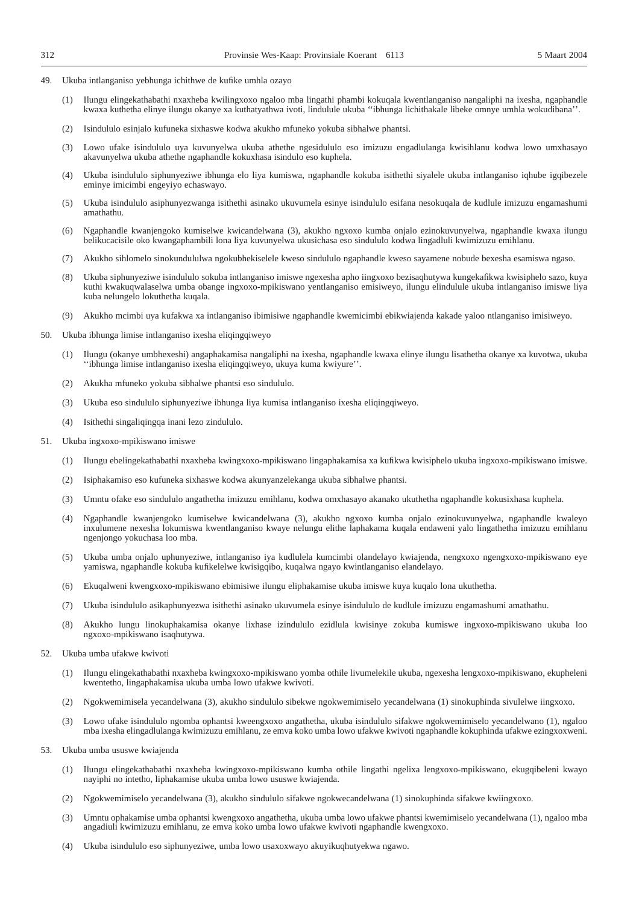49. Ukuba intlanganiso yebhunga ichithwe de kufike umhla ozayo

(1) Ilungu elingekathabathi nxaxheba kwilingxoxo ngaloo mba lingathi phambi kokuqala kwentlanganiso nangaliphi na ixesha, ngaphandle kwaxa kuthetha elinye ilungu okanye xa kuthatyathwa ivoti, lindulule ukuba ''ibhunga lichithakale libeke omnye umhla wokudibana''.

(2) Isindululo esinjalo kufuneka sixhaswe kodwa akukho mfuneko yokuba sibhalwe phantsi.

(3) Lowo ufake isindululo uya kuvunyelwa ukuba athethe ngesidululo eso imizuzu engadlulanga kwisihlanu kodwa lowo umxhasayo akavunyelwa ukuba athethe ngaphandle kokuxhasa isindulo eso kuphela.

(4) Ukuba isindululo siphunyeziwe ibhunga elo liya kumiswa, ngaphandle kokuba isithethi siyalele ukuba intlanganiso iqhube igqibezele eminye imicimbi engeyiyo echaswayo.

(5) Ukuba isindululo asiphunyezwanga isithethi asinako ukuvumela esinye isindululo esifana nesokuqala de kudlule imizuzu engamashumi amathathu.

(6) Ngaphandle kwanjengoko kumiselwe kwicandelwana (3), akukho ngxoxo kumba onjalo ezinokuvunyelwa, ngaphandle kwaxa ilungu belikucacisile oko kwangaphambili lona liya kuvunyelwa ukusichasa eso sindululo kodwa lingadluli kwimizuzu emihlanu.

(7) Akukho sihlomelo sinokundululwa ngokubhekiselele kweso sindululo ngaphandle kweso sayamene nobude bexesha esamiswa ngaso.

(8) Ukuba siphunyeziwe isindululo sokuba intlanganiso imiswe ngexesha apho iingxoxo bezisaqhutywa kungekafikwa kwisiphelo sazo, kuya kuthi kwakuqwalaselwa umba obange ingxoxo-mpikiswano yentlanganiso emisiweyo, ilungu elindulule ukuba intlanganiso imiswe liya kuba nelungelo lokuthetha kuqala.

(9) Akukho mcimbi uya kufakwa xa intlanganiso ibimisiwe ngaphandle kwemicimbi ebikwiajenda kakade yaloo ntlanganiso imisiweyo.

50. Ukuba ibhunga limise intlanganiso ixesha eliqingqiweyo

(1) Ilungu (okanye umbhexeshi) angaphakamisa nangaliphi na ixesha, ngaphandle kwaxa elinye ilungu lisathetha okanye xa kuvotwa, ukuba ''ibhunga limise intlanganiso ixesha eliqingqiweyo, ukuya kuma kwiyure''.

(2) Akukha mfuneko yokuba sibhalwe phantsi eso sindululo.

(3) Ukuba eso sindululo siphunyeziwe ibhunga liya kumisa intlanganiso ixesha eliqingqiweyo.

(4) Isithethi singaliqingqa inani lezo zindululo.

51. Ukuba ingxoxo-mpikiswano imiswe

(1) Ilungu ebelingekathabathi nxaxheba kwingxoxo-mpikiswano lingaphakamisa xa kufikwa kwisiphelo ukuba ingxoxo-mpikiswano imiswe.

(2) Isiphakamiso eso kufuneka sixhaswe kodwa akunyanzelekanga ukuba sibhalwe phantsi.

(3) Umntu ofake eso sindululo angathetha imizuzu emihlanu, kodwa omxhasayo akanako ukuthetha ngaphandle kokusixhasa kuphela.

(4) Ngaphandle kwanjengoko kumiselwe kwicandelwana (3), akukho ngxoxo kumba onjalo ezinokuvunyelwa, ngaphandle kwaleyo inxulumene nexesha lokumiswa kwentlanganiso kwaye nelungu elithe laphakama kuqala endaweni yalo lingathetha imizuzu emihlanu ngenjongo yokuchasa loo mba.

(5) Ukuba umba onjalo uphunyeziwe, intlanganiso iya kudlulela kumcimbi olandelayo kwiajenda, nengxoxo ngengxoxo-mpikiswano eye yamiswa, ngaphandle kokuba kufikelelwe kwisigqibo, kuqalwa ngayo kwintlanganiso elandelayo.

(6) Ekuqalweni kwengxoxo-mpikiswano ebimisiwe ilungu eliphakamise ukuba imiswe kuya kuqalo lona ukuthetha.

(7) Ukuba isindululo asikaphunyezwa isithethi asinako ukuvumela esinye isindululo de kudlule imizuzu engamashumi amathathu.

(8) Akukho lungu linokuphakamisa okanye lixhase izindululo ezidlula kwisinye zokuba kumiswe ingxoxo-mpikiswano ukuba loo ngxoxo-mpikiswano isaqhutywa.

52. Ukuba umba ufakwe kwivoti

(1) Ilungu elingekathabathi nxaxheba kwingxoxo-mpikiswano yomba othile livumelekile ukuba, ngexesha lengxoxo-mpikiswano, ekupheleni kwentetho, lingaphakamisa ukuba umba lowo ufakwe kwivoti.

(2) Ngokwemimisela yecandelwana (3), akukho sindululo sibekwe ngokwemimiselo yecandelwana (1) sinokuphinda sivulelwe iingxoxo.

(3) Lowo ufake isindululo ngomba ophantsi kweengxoxo angathetha, ukuba isindululo sifakwe ngokwemimiselo yecandelwano (1), ngaloo mba ixesha elingadlulanga kwimizuzu emihlanu, ze emva koko umba lowo ufakwe kwivoti ngaphandle kokuphinda ufakwe ezingxoxweni.

53. Ukuba umba ususwe kwiajenda

(1) Ilungu elingekathabathi nxaxheba kwingxoxo-mpikiswano kumba othile lingathi ngelixa lengxoxo-mpikiswano, ekugqibeleni kwayo nayiphi no intetho, liphakamise ukuba umba lowo ususwe kwiajenda.

(2) Ngokwemimiselo yecandelwana (3), akukho sindululo sifakwe ngokwecandelwana (1) sinokuphinda sifakwe kwiingxoxo.

(3) Umntu ophakamise umba ophantsi kwengxoxo angathetha, ukuba umba lowo ufakwe phantsi kwemimiselo yecandelwana (1), ngaloo mba angadiuli kwimizuzu emihlanu, ze emva koko umba lowo ufakwe kwivoti ngaphandle kwengxoxo.

(4) Ukuba isindululo eso siphunyeziwe, umba lowo usaxoxwayo akuyikuqhutyekwa ngawo.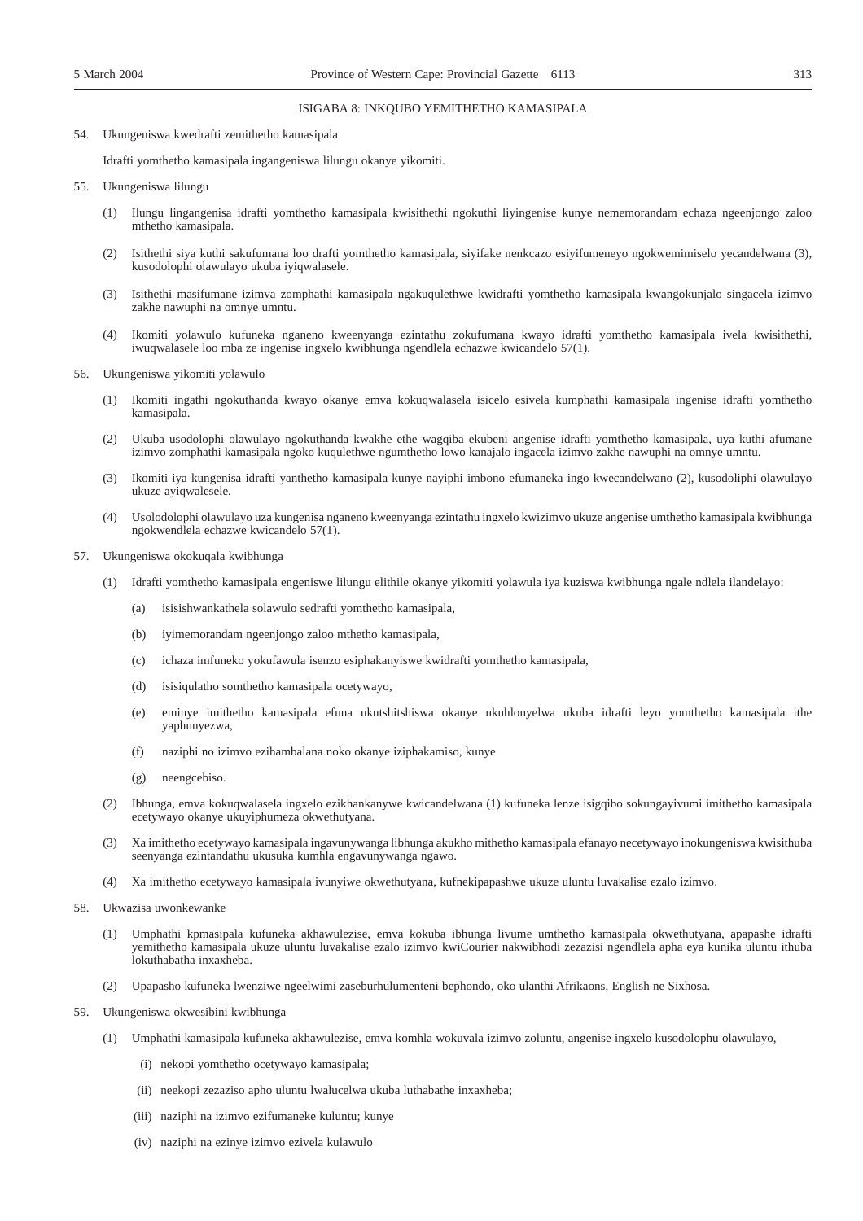## ISIGABA 8: INKQUBO YEMITHETHO KAMASIPALA

54. Ukungeniswa kwedrafti zemithetho kamasipala

Idrafti yomthetho kamasipala ingangeniswa lilungu okanye yikomiti.

55. Ukungeniswa lilungu

(1) Ilungu lingangenisa idrafti yomthetho kamasipala kwisithethi ngokuthi liyingenise kunye nememorandam echaza ngeenjongo zaloo mthetho kamasipala.

(2) Isithethi siya kuthi sakufumana loo drafti yomthetho kamasipala, siyifake nenkcazo esiyifumeneyo ngokwemimiselo yecandelwana (3), kusodolophi olawulayo ukuba iyiqwalasele.

(3) Isithethi masifumane izimva zomphathi kamasipala ngakuqulethwe kwidrafti yomthetho kamasipala kwangokunjalo singacela izimvo zakhe nawuphi na omnye umntu.

(4) Ikomiti yolawulo kufuneka nganeno kweenyanga ezintathu zokufumana kwayo idrafti yomthetho kamasipala ivela kwisithethi, iwuqwalasele loo mba ze ingenise ingxelo kwibhunga ngendlela echazwe kwicandelo 57(1).

56. Ukungeniswa yikomiti yolawulo

(1) Ikomiti ingathi ngokuthanda kwayo okanye emva kokuqwalasela isicelo esivela kumphathi kamasipala ingenise idrafti yomthetho kamasipala.

(2) Ukuba usodolophi olawulayo ngokuthanda kwakhe ethe wagqiba ekubeni angenise idrafti yomthetho kamasipala, uya kuthi afumane izimvo zomphathi kamasipala ngoko kuqulethwe ngumthetho lowo kanajalo ingacela izimvo zakhe nawuphi na omnye umntu.

(3) Ikomiti iya kungenisa idrafti yanthetho kamasipala kunye nayiphi imbono efumaneka ingo kwecandelwano (2), kusodoliphi olawulayo ukuze ayiqwalesele.

(4) Usolodolophi olawulayo uza kungenisa nganeno kweenyanga ezintathu ingxelo kwizimvo ukuze angenise umthetho kamasipala kwibhunga ngokwendlela echazwe kwicandelo 57(1).

57. Ukungeniswa okokuqala kwibhunga

(1) Idrafti yomthetho kamasipala engeniswe lilungu elithile okanye yikomiti yolawula iya kuziswa kwibhunga ngale ndlela ilandelayo:

  (a) isisishwankathela solawulo sedrafti yomthetho kamasipala,

  (b) iyimemorandam ngeenjongo zaloo mthetho kamasipala,

  (c) ichaza imfuneko yokufawula isenzo esiphakanyiswe kwidrafti yomthetho kamasipala,

  (d) isisiqulatho somthetho kamasipala ocetywayo,

  (e) eminye imithetho kamasipala efuna ukutshitshiswa okanye ukuhlonyelwa ukuba idrafti leyo yomthetho kamasipala ithe yaphunyezwa,

  (f) naziphi no izimvo ezihambalana noko okanye iziphakamiso, kunye

  (g) neengcebiso.

(2) Ibhunga, emva kokuqwalasela ingxelo ezikhankanywe kwicandelwana (1) kufuneka lenze isigqibo sokungayivumi imithetho kamasipala ecetywayo okanye ukuyiphumeza okwethutyana.

(3) Xa imithetho ecetywayo kamasipala ingavunywanga libhunga akukho mithetho kamasipala efanayo necetywayo inokungeniswa kwisithuba seenyanga ezintandathu ukusuka kumhla engavunywanga ngawo.

(4) Xa imithetho ecetywayo kamasipala ivunyiwe okwethutyana, kufnekipapashwe ukuze uluntu luvakalise ezalo izimvo.

58. Ukwazisa uwonkewanke

(1) Umphathi kpmasipala kufuneka akhawulezise, emva kokuba ibhunga livume umthetho kamasipala okwethutyana, apapashe idrafti yemithetho kamasipala ukuze uluntu luvakalise ezalo izimvo kwiCourier nakwibhodi zezazisi ngendlela apha eya kunika uluntu ithuba lokuthabatha inxaxheba.

(2) Upapasho kufuneka lwenziwe ngeelwimi zaseburhulumenteni bephondo, oko ulanthi Afrikaons, English ne Sixhosa.

59. Ukungeniswa okwesibini kwibhunga

(1) Umphathi kamasipala kufuneka akhawulezise, emva komhla wokuvala izimvo zoluntu, angenise ingxelo kusodolophu olawulayo,

  (i) nekopi yomthetho ocetywayo kamasipala;

  (ii) neekopi zezaziso apho uluntu lwalucelwa ukuba luthabathe inxaxheba;

  (iii) naziphi na izimvo ezifumaneke kuluntu; kunye

  (iv) naziphi na ezinye izimvo ezivela kulawulo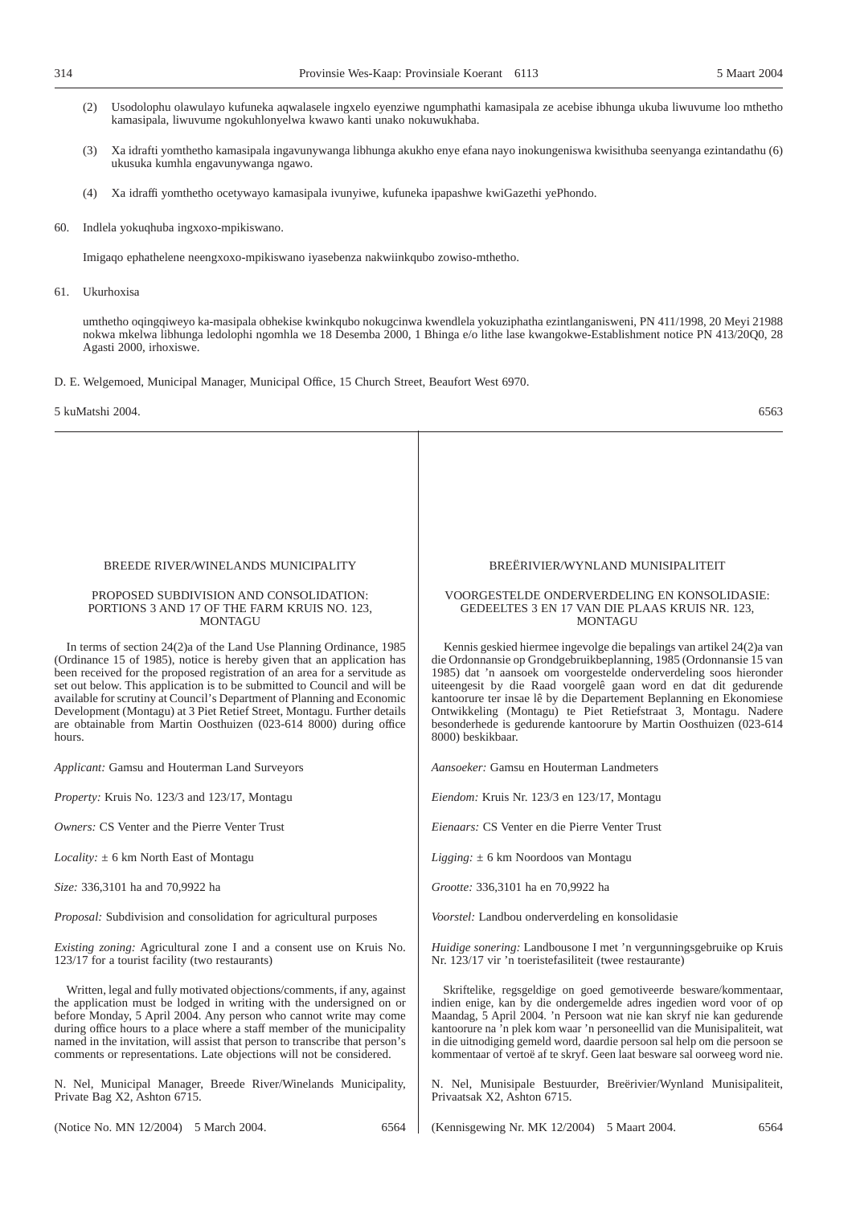(2) Usodolophu olawulayo kufuneka aqwalasele ingxelo eyenziwe ngumphathi kamasipala ze acebise ibhunga ukuba liwuvume loo mthetho kamasipala, liwuvume ngokuhlonyelwa kwawo kanti unako nokuwukhaba.

(3) Xa idrafti yomthetho kamasipala ingavunywanga libhunga akukho enye efana nayo inokungeniswa kwisithuba seenyanga ezintandathu (6) ukusuka kumhla engavunywanga ngawo.

(4) Xa idraffi yomthetho ocetywayo kamasipala ivunyiwe, kufuneka ipapashwe kwiGazethi yePhondo.

60. Indlela yokuqhuba ingxoxo-mpikiswano.

Imigaqo ephathelene neengxoxo-mpikiswano iyasebenza nakwiinkqubo zowiso-mthetho.

61. Ukurhoxisa

umthetho oqingqiweyo ka-masipala obhekise kwinkqubo nokugcinwa kwendlela yokuziphatha ezintlanganisweni, PN 411/1998, 20 Meyi 21988 nokwa mkelwa libhunga ledolophi ngomhla we 18 Desemba 2000, 1 Bhinga e/o lithe lase kwangokwe-Establishment notice PN 413/20Q0, 28 Agasti 2000, irhoxiswe.

D. E. Welgemoed, Municipal Manager, Municipal Office, 15 Church Street, Beaufort West 6970.

5 kuMatshi 2004. 6563

---

BREEDE RIVER/WINELANDS MUNICIPALITY

PROPOSED SUBDIVISION AND CONSOLIDATION: PORTIONS 3 AND 17 OF THE FARM KRUIS NO. 123, MONTAGU

In terms of section 24(2)a of the Land Use Planning Ordinance, 1985 (Ordinance 15 of 1985), notice is hereby given that an application has been received for the proposed registration of an area for a servitude as set out below. This application is to be submitted to Council and will be available for scrutiny at Council's Department of Planning and Economic Development (Montagu) at 3 Piet Retief Street, Montagu. Further details are obtainable from Martin Oosthuizen (023-614 8000) during office hours.

*Applicant:* Gamsu and Houterman Land Surveyors

*Property:* Kruis No. 123/3 and 123/17, Montagu

*Owners:* CS Venter and the Pierre Venter Trust

*Locality:* ± 6 km North East of Montagu

*Size:* 336,3101 ha and 70,9922 ha

*Proposal:* Subdivision and consolidation for agricultural purposes

*Existing zoning:* Agricultural zone I and a consent use on Kruis No. 123/17 for a tourist facility (two restaurants)

Written, legal and fully motivated objections/comments, if any, against the application must be lodged in writing with the undersigned on or before Monday, 5 April 2004. Any person who cannot write may come during office hours to a place where a staff member of the municipality named in the invitation, will assist that person to transcribe that person's comments or representations. Late objections will not be considered.

N. Nel, Municipal Manager, Breede River/Winelands Municipality, Private Bag X2, Ashton 6715.

(Notice No. MN 12/2004) 5 March 2004. 6564

---

BREËRIVIER/WYNLAND MUNISIPALITEIT

VOORGESTELDE ONDERVERDELING EN KONSOLIDASIE: GEDEELTES 3 EN 17 VAN DIE PLAAS KRUIS NR. 123, MONTAGU

Kennis geskied hiermee ingevolge die bepalings van artikel 24(2)a van die Ordonnansie op Grondgebruikbeplanning, 1985 (Ordonnansie 15 van 1985) dat 'n aansoek om voorgestelde onderverdeling soos hieronder uiteengesit by die Raad voorgelê gaan word en dat dit gedurende kantoorure ter insae lê by die Departement Beplanning en Ekonomiese Ontwikkeling (Montagu) te Piet Retiefstraat 3, Montagu. Nadere besonderhede is gedurende kantoorure by Martin Oosthuizen (023-614 8000) beskikbaar.

*Aansoeker:* Gamsu en Houterman Landmeters

*Eiendom:* Kruis Nr. 123/3 en 123/17, Montagu

*Eienaars:* CS Venter en die Pierre Venter Trust

*Ligging:* ± 6 km Noordoos van Montagu

*Grootte:* 336,3101 ha en 70,9922 ha

*Voorstel:* Landbou onderverdeling en konsolidasie

*Huidige sonering:* Landbousone I met 'n vergunningsgebruike op Kruis Nr. 123/17 vir 'n toeristefasiliteit (twee restaurante)

Skriftelike, regsgeldige on goed gemotiveerde besware/kommentaar, indien enige, kan by die ondergemelde adres ingedien word voor of op Maandag, 5 April 2004. 'n Persoon wat nie kan skryf nie kan gedurende kantoorure na 'n plek kom waar 'n personeellid van die Munisipaliteit, wat in die uitnodiging gemeld word, daardie persoon sal help om die persoon se kommentaar of vertoë af te skryf. Geen laat besware sal oorweeg word nie.

N. Nel, Munisipale Bestuurder, Breërivier/Wynland Munisipaliteit, Privaatsak X2, Ashton 6715.

(Kennisgewing Nr. MK 12/2004) 5 Maart 2004. 6564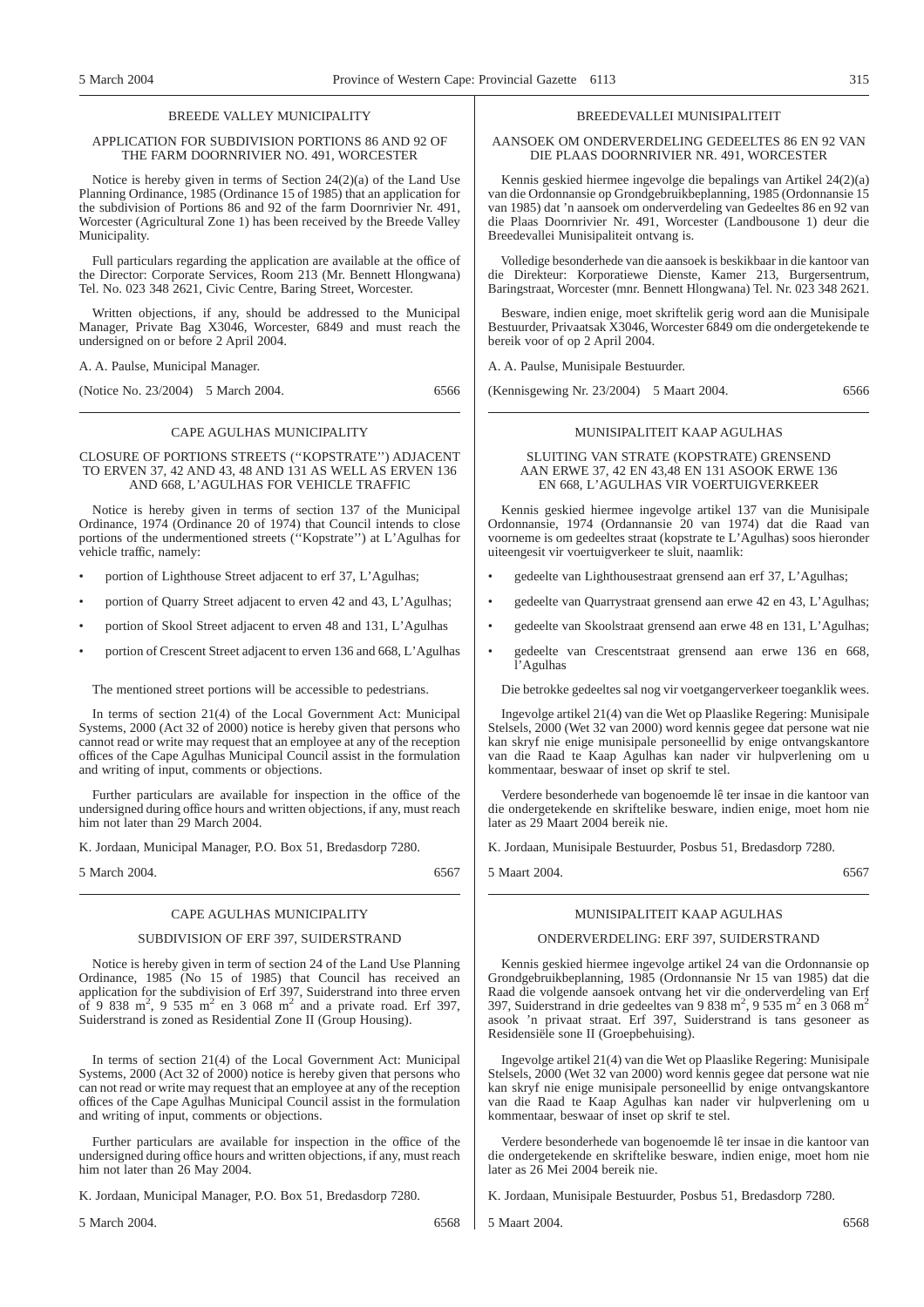## BREEDE VALLEY MUNICIPALITY

### APPLICATION FOR SUBDIVISION PORTIONS 86 AND 92 OF THE FARM DOORNRIVIER NO. 491, WORCESTER

Notice is hereby given in terms of Section 24(2)(a) of the Land Use Planning Ordinance, 1985 (Ordinance 15 of 1985) that an application for the subdivision of Portions 86 and 92 of the farm Doornrivier Nr. 491, Worcester (Agricultural Zone 1) has been received by the Breede Valley Municipality.

Full particulars regarding the application are available at the office of the Director: Corporate Services, Room 213 (Mr. Bennett Hlongwana) Tel. No. 023 348 2621, Civic Centre, Baring Street, Worcester.

Written objections, if any, should be addressed to the Municipal Manager, Private Bag X3046, Worcester, 6849 and must reach the undersigned on or before 2 April 2004.

A. A. Paulse, Municipal Manager.

(Notice No. 23/2004) 5 March 2004. 6566

---

## BREEDEVALLEI MUNISIPALITEIT

### AANSOEK OM ONDERVERDELING GEDEELTES 86 EN 92 VAN DIE PLAAS DOORNRIVIER NR. 491, WORCESTER

Kennis geskied hiermee ingevolge die bepalings van Artikel 24(2)(a) van die Ordonnansie op Grondgebruikbeplanning, 1985 (Ordonnansie 15 van 1985) dat 'n aansoek om onderverdeling van Gedeeltes 86 en 92 van die Plaas Doornrivier Nr. 491, Worcester (Landbousone 1) deur die Breedevallei Munisipaliteit ontvang is.

Volledige besonderhede van die aansoek is beskikbaar in die kantoor van die Direkteur: Korporatiewe Dienste, Kamer 213, Burgersentrum, Baringstraat, Worcester (mnr. Bennett Hlongwana) Tel. Nr. 023 348 2621.

Besware, indien enige, moet skriftelik gerig word aan die Munisipale Bestuurder, Privaatsak X3046, Worcester 6849 om die ondergetekende te bereik voor of op 2 April 2004.

A. A. Paulse, Munisipale Bestuurder.

(Kennisgewing Nr. 23/2004) 5 Maart 2004. 6566

---

## CAPE AGULHAS MUNICIPALITY

### CLOSURE OF PORTIONS STREETS (''KOPSTRATE'') ADJACENT TO ERVEN 37, 42 AND 43, 48 AND 131 AS WELL AS ERVEN 136 AND 668, L'AGULHAS FOR VEHICLE TRAFFIC

Notice is hereby given in terms of section 137 of the Municipal Ordinance, 1974 (Ordinance 20 of 1974) that Council intends to close portions of the undermentioned streets (''Kopstrate'') at L'Agulhas for vehicle traffic, namely:

- portion of Lighthouse Street adjacent to erf 37, L'Agulhas;
- portion of Quarry Street adjacent to erven 42 and 43, L'Agulhas;
- portion of Skool Street adjacent to erven 48 and 131, L'Agulhas
- portion of Crescent Street adjacent to erven 136 and 668, L'Agulhas

The mentioned street portions will be accessible to pedestrians.

In terms of section 21(4) of the Local Government Act: Municipal Systems, 2000 (Act 32 of 2000) notice is hereby given that persons who cannot read or write may request that an employee at any of the reception offices of the Cape Agulhas Municipal Council assist in the formulation and writing of input, comments or objections.

Further particulars are available for inspection in the office of the undersigned during office hours and written objections, if any, must reach him not later than 29 March 2004.

K. Jordaan, Municipal Manager, P.O. Box 51, Bredasdorp 7280.

5 March 2004. 6567

---

## MUNISIPALITEIT KAAP AGULHAS

### SLUITING VAN STRATE (KOPSTRATE) GRENSEND AAN ERWE 37, 42 EN 43,48 EN 131 ASOOK ERWE 136 EN 668, L'AGULHAS VIR VOERTUIGVERKEER

Kennis geskied hiermee ingevolge artikel 137 van die Munisipale Ordonnansie, 1974 (Ordannansie 20 van 1974) dat die Raad van voorneme is om gedeeltes straat (kopstrate te L'Agulhas) soos hieronder uiteengesit vir voertuigverkeer te sluit, naamlik:

- gedeelte van Lighthousestraat grensend aan erf 37, L'Agulhas;
- gedeelte van Quarrystraat grensend aan erwe 42 en 43, L'Agulhas;
- gedeelte van Skoolstraat grensend aan erwe 48 en 131, L'Agulhas;
- gedeelte van Crescentstraat grensend aan erwe 136 en 668, l'Agulhas

Die betrokke gedeeltes sal nog vir voetgangerverkeer toeganklik wees.

Ingevolge artikel 21(4) van die Wet op Plaaslike Regering: Munisipale Stelsels, 2000 (Wet 32 van 2000) word kennis gegee dat persone wat nie kan skryf nie enige munisipale personeellid by enige ontvangskantore van die Raad te Kaap Agulhas kan nader vir hulpverlening om u kommentaar, beswaar of inset op skrif te stel.

Verdere besonderhede van bogenoemde lê ter insae in die kantoor van die ondergetekende en skriftelike besware, indien enige, moet hom nie later as 29 Maart 2004 bereik nie.

K. Jordaan, Munisipale Bestuurder, Posbus 51, Bredasdorp 7280.

5 Maart 2004. 6567

---

## CAPE AGULHAS MUNICIPALITY

### SUBDIVISION OF ERF 397, SUIDERSTRAND

Notice is hereby given in term of section 24 of the Land Use Planning Ordinance, 1985 (No 15 of 1985) that Council has received an application for the subdivision of Erf 397, Suiderstrand into three erven of 9 838 m$^2$, 9 535 m$^2$ en 3 068 m$^2$ and a private road. Erf 397, Suiderstrand is zoned as Residential Zone II (Group Housing).

In terms of section 21(4) of the Local Government Act: Municipal Systems, 2000 (Act 32 of 2000) notice is hereby given that persons who can not read or write may request that an employee at any of the reception offices of the Cape Agulhas Municipal Council assist in the formulation and writing of input, comments or objections.

Further particulars are available for inspection in the office of the undersigned during office hours and written objections, if any, must reach him not later than 26 May 2004.

K. Jordaan, Municipal Manager, P.O. Box 51, Bredasdorp 7280.

5 March 2004. 6568

---

## MUNISIPALITEIT KAAP AGULHAS

### ONDERVERDELING: ERF 397, SUIDERSTRAND

Kennis geskied hiermee ingevolge artikel 24 van die Ordonnansie op Grondgebruikbeplanning, 1985 (Ordonnansie Nr 15 van 1985) dat die Raad die volgende aansoek ontvang het vir die onderverdeling van Erf 397, Suiderstrand in drie gedeeltes van 9 838 m$^2$, 9 535 m$^2$ en 3 068 m$^2$ asook 'n privaat straat. Erf 397, Suiderstrand is tans gesoneer as Residensiële sone II (Groepbehuising).

Ingevolge artikel 21(4) van die Wet op Plaaslike Regering: Munisipale Stelsels, 2000 (Wet 32 van 2000) word kennis gegee dat persone wat nie kan skryf nie enige munisipale personeellid by enige ontvangskantore van die Raad te Kaap Agulhas kan nader vir hulpverlening om u kommentaar, beswaar of inset op skrif te stel.

Verdere besonderhede van bogenoemde lê ter insae in die kantoor van die ondergetekende en skriftelike besware, indien enige, moet hom nie later as 26 Mei 2004 bereik nie.

K. Jordaan, Munisipale Bestuurder, Posbus 51, Bredasdorp 7280.

5 Maart 2004. 6568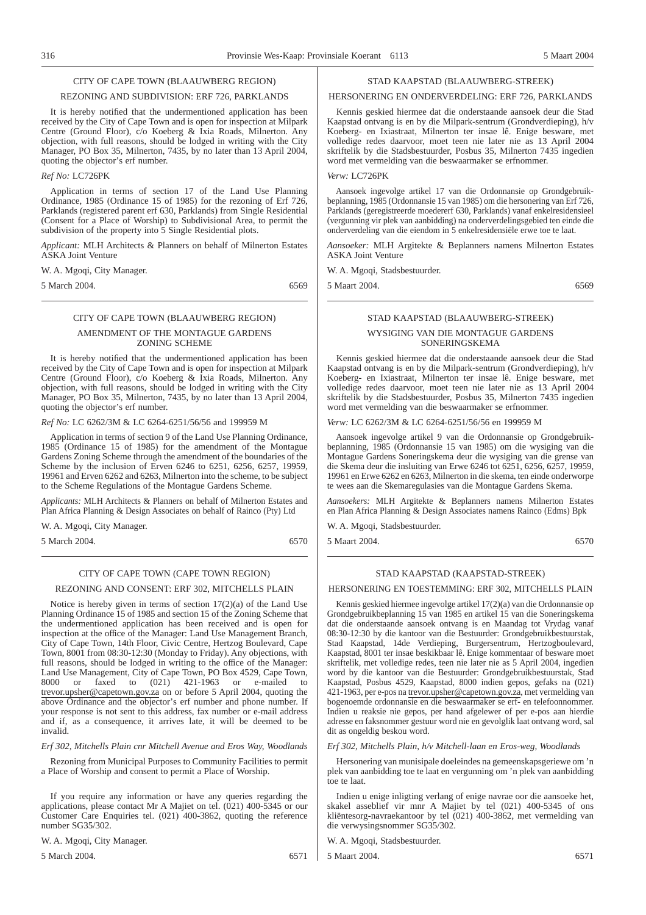CITY OF CAPE TOWN (BLAAUWBERG REGION)

REZONING AND SUBDIVISION: ERF 726, PARKLANDS

It is hereby notified that the undermentioned application has been received by the City of Cape Town and is open for inspection at Milpark Centre (Ground Floor), c/o Koeberg & Ixia Roads, Milnerton. Any objection, with full reasons, should be lodged in writing with the City Manager, PO Box 35, Milnerton, 7435, by no later than 13 April 2004, quoting the objector's erf number.

*Ref No:* LC726PK

Application in terms of section 17 of the Land Use Planning Ordinance, 1985 (Ordinance 15 of 1985) for the rezoning of Erf 726, Parklands (registered parent erf 630, Parklands) from Single Residential (Consent for a Place of Worship) to Subdivisional Area, to permit the subdivision of the property into 5 Single Residential plots.

*Applicant:* MLH Architects & Planners on behalf of Milnerton Estates ASKA Joint Venture

W. A. Mgoqi, City Manager.

5 March 2004. 6569

---

STAD KAAPSTAD (BLAAUWBERG-STREEK)

HERSONERING EN ONDERVERDELING: ERF 726, PARKLANDS

Kennis geskied hiermee dat die onderstaande aansoek deur die Stad Kaapstad ontvang is en by die Milpark-sentrum (Grondverdieping), h/v Koeberg- en Ixiastraat, Milnerton ter insae lê. Enige besware, met volledige redes daarvoor, moet teen nie later nie as 13 April 2004 skriftelik by die Stadsbestuurder, Posbus 35, Milnerton 7435 ingedien word met vermelding van die beswaarmaker se erfnommer.

*Verw:* LC726PK

Aansoek ingevolge artikel 17 van die Ordonnansie op Grondgebruikbeplanning, 1985 (Ordonnansie 15 van 1985) om die hersonering van Erf 726, Parklands (geregistreerde moedererf 630, Parklands) vanaf enkelresidensieel (vergunning vir plek van aanbidding) na onderverdelingsgebied ten einde die onderverdeling van die eiendom in 5 enkelresidensiële erwe toe te laat.

*Aansoeker:* MLH Argitekte & Beplanners namens Milnerton Estates ASKA Joint Venture

W. A. Mgoqi, Stadsbestuurder.

5 Maart 2004. 6569

---

CITY OF CAPE TOWN (BLAAUWBERG REGION)

AMENDMENT OF THE MONTAGUE GARDENS ZONING SCHEME

It is hereby notified that the undermentioned application has been received by the City of Cape Town and is open for inspection at Milpark Centre (Ground Floor), c/o Koeberg & Ixia Roads, Milnerton. Any objection, with full reasons, should be lodged in writing with the City Manager, PO Box 35, Milnerton, 7435, by no later than 13 April 2004, quoting the objector's erf number.

*Ref No:* LC 6262/3M & LC 6264-6251/56/56 and 199959 M

Application in terms of section 9 of the Land Use Planning Ordinance, 1985 (Ordinance 15 of 1985) for the amendment of the Montague Gardens Zoning Scheme through the amendment of the boundaries of the Scheme by the inclusion of Erven 6246 to 6251, 6256, 6257, 19959, 19961 and Erven 6262 and 6263, Milnerton into the scheme, to be subject to the Scheme Regulations of the Montague Gardens Scheme.

*Applicants:* MLH Architects & Planners on behalf of Milnerton Estates and Plan Africa Planning & Design Associates on behalf of Rainco (Pty) Ltd

W. A. Mgoqi, City Manager.

5 March 2004. 6570

---

STAD KAAPSTAD (BLAAUWBERG-STREEK)

WYSIGING VAN DIE MONTAGUE GARDENS SONERINGSKEMA

Kennis geskied hiermee dat die onderstaande aansoek deur die Stad Kaapstad ontvang is en by die Milpark-sentrum (Grondverdieping), h/v Koeberg- en Ixiastraat, Milnerton ter insae lê. Enige besware, met volledige redes daarvoor, moet teen nie later nie as 13 April 2004 skriftelik by die Stadsbestuurder, Posbus 35, Milnerton 7435 ingedien word met vermelding van die beswaarmaker se erfnommer.

*Verw:* LC 6262/3M & LC 6264-6251/56/56 en 199959 M

Aansoek ingevolge artikel 9 van die Ordonnansie op Grondgebruikbeplanning, 1985 (Ordonnansie 15 van 1985) om die wysiging van die Montague Gardens Soneringskema deur die wysiging van die grense van die Skema deur die insluiting van Erwe 6246 tot 6251, 6256, 6257, 19959, 19961 en Erwe 6262 en 6263, Milnerton in die skema, ten einde onderworpe te wees aan die Skemaregulasies van die Montague Gardens Skema.

*Aansoekers:* MLH Argitekte & Beplanners namens Milnerton Estates en Plan Africa Planning & Design Associates namens Rainco (Edms) Bpk

W. A. Mgoqi, Stadsbestuurder.

5 Maart 2004. 6570

---

CITY OF CAPE TOWN (CAPE TOWN REGION)

REZONING AND CONSENT: ERF 302, MITCHELLS PLAIN

Notice is hereby given in terms of section 17(2)(a) of the Land Use Planning Ordinance 15 of 1985 and section 15 of the Zoning Scheme that the undermentioned application has been received and is open for inspection at the office of the Manager: Land Use Management Branch, City of Cape Town, 14th Floor, Civic Centre, Hertzog Boulevard, Cape Town, 8001 from 08:30-12:30 (Monday to Friday). Any objections, with full reasons, should be lodged in writing to the office of the Manager: Land Use Management, City of Cape Town, PO Box 4529, Cape Town, 8000 or faxed to (021) 421-1963 or e-mailed to trevor.upsher@capetown.gov.za on or before 5 April 2004, quoting the above Ordinance and the objector's erf number and phone number. If your response is not sent to this address, fax number or e-mail address and if, as a consequence, it arrives late, it will be deemed to be invalid.

*Erf 302, Mitchells Plain cnr Mitchell Avenue and Eros Way, Woodlands*

Rezoning from Municipal Purposes to Community Facilities to permit a Place of Worship and consent to permit a Place of Worship.

If you require any information or have any queries regarding the applications, please contact Mr A Majiet on tel. (021) 400-5345 or our Customer Care Enquiries tel. (021) 400-3862, quoting the reference number SG35/302.

W. A. Mgoqi, City Manager.

5 March 2004. 6571

---

STAD KAAPSTAD (KAAPSTAD-STREEK)

HERSONERING EN TOESTEMMING: ERF 302, MITCHELLS PLAIN

Kennis geskied hiermee ingevolge artikel 17(2)(a) van die Ordonnansie op Grondgebruikbeplanning 15 van 1985 en artikel 15 van die Soneringskema dat die onderstaande aansoek ontvang is en Maandag tot Vrydag vanaf 08:30-12:30 by die kantoor van die Bestuurder: Grondgebruikbestuurstak, Stad Kaapstad, 14de Verdieping, Burgersentrum, Hertzogboulevard, Kaapstad, 8001 ter insae beskikbaar lê. Enige kommentaar of besware moet skriftelik, met volledige redes, teen nie later nie as 5 April 2004, ingedien word by die kantoor van die Bestuurder: Grondgebruikbestuurstak, Stad Kaapstad, Posbus 4529, Kaapstad, 8000 indien gepos, gefaks na (021) 421-1963, per e-pos na trevor.upsher@capetown.gov.za, met vermelding van bogenoemde ordonnansie en die beswaarmaker se erf- en telefoonnommer. Indien u reaksie nie gepos, per hand afgelewer of per e-pos aan hierdie adresse en faksnommer gestuur word nie en gevolglik laat ontvang word, sal dit as ongeldig beskou word.

*Erf 302, Mitchells Plain, h/v Mitchell-laan en Eros-weg, Woodlands*

Hersonering van munisipale doeleindes na gemeenskapsgeriewe om 'n plek van aanbidding toe te laat en vergunning om 'n plek van aanbidding toe te laat.

Indien u enige inligting verlang of enige navrae oor die aansoeke het, skakel asseblief vir mnr A Majiet by tel (021) 400-5345 of ons kliëntesorg-navraekantoor by tel (021) 400-3862, met vermelding van die verwysingsnommer SG35/302.

W. A. Mgoqi, Stadsbestuurder.

5 Maart 2004. 6571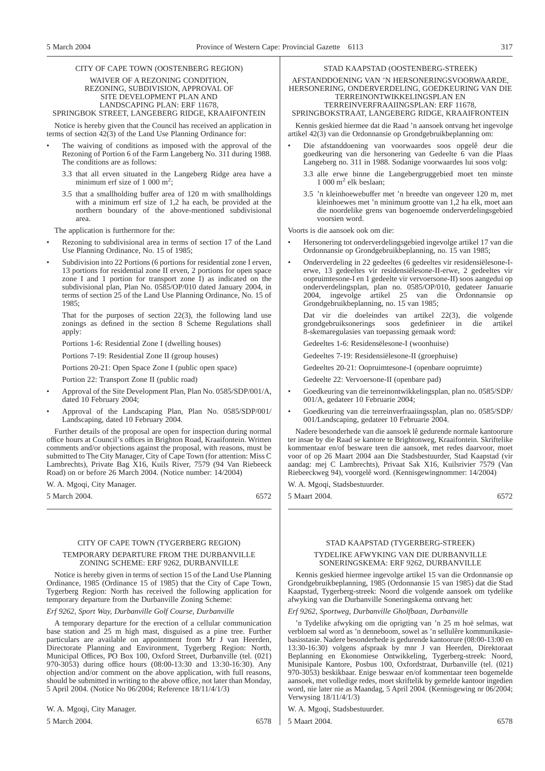CITY OF CAPE TOWN (OOSTENBERG REGION)

WAIVER OF A REZONING CONDITION, REZONING, SUBDIVISION, APPROVAL OF SITE DEVELOPMENT PLAN AND LANDSCAPING PLAN: ERF 11678, SPRINGBOK STREET, LANGEBERG RIDGE, KRAAIFONTEIN

Notice is hereby given that the Council has received an application in terms of section 42(3) of the Land Use Planning Ordinance for:

- The waiving of conditions as imposed with the approval of the Rezoning of Portion 6 of the Farm Langeberg No. 311 during 1988. The conditions are as follows:

  3.3 that all erven situated in the Langeberg Ridge area have a minimum erf size of 1 000 m$^2$;

  3.5 that a smallholding buffer area of 120 m with smallholdings with a minimum erf size of 1,2 ha each, be provided at the northern boundary of the above-mentioned subdivisional area.

The application is furthermore for the:

- Rezoning to subdivisional area in terms of section 17 of the Land Use Planning Ordinance, No. 15 of 1985;
- Subdivision into 22 Portions (6 portions for residential zone I erven, 13 portions for residential zone II erven, 2 portions for open space zone I and 1 portion for transport zone I) as indicated on the subdivisional plan, Plan No. 0585/OP/010 dated January 2004, in terms of section 25 of the Land Use Planning Ordinance, No. 15 of 1985;

  That for the purposes of section 22(3), the following land use zonings as defined in the section 8 Scheme Regulations shall apply:

  Portions 1-6: Residential Zone I (dwelling houses)

  Portions 7-19: Residential Zone II (group houses)

  Portions 20-21: Open Space Zone I (public open space)

  Portion 22: Transport Zone II (public road)

- Approval of the Site Development Plan, Plan No. 0585/SDP/001/A, dated 10 February 2004;
- Approval of the Landscaping Plan, Plan No. 0585/SDP/001/Landscaping, dated 10 February 2004.

Further details of the proposal are open for inspection during normal office hours at Council's offices in Brighton Road, Kraaifontein. Written comments and/or objections against the proposal, with reasons, must be submitted to The City Manager, City of Cape Town (for attention: Miss C Lambrechts), Private Bag X16, Kuils River, 7579 (94 Van Riebeeck Road) on or before 26 March 2004. (Notice number: 14/2004)

W. A. Mgoqi, City Manager.

5 March 2004. 6572

---

STAD KAAPSTAD (OOSTENBERG-STREEK)

AFSTANDDOENING VAN 'N HERSONERINGSVOORWAARDE, HERSONERING, ONDERVERDELING, GOEDKEURING VAN DIE TERREINONTWIKKELINGSPLAN EN TERREINVERFRAAIINGSPLAN: ERF 11678, SPRINGBOKSTRAAT, LANGEBERG RIDGE, KRAAIFONTEIN

Kennis geskied hiermee dat die Raad 'n aansoek ontvang het ingevolge artikel 42(3) van die Ordonnansie op Grondgebruikbeplanning om:

- Die afstanddoening van voorwaardes soos opgelê deur die goedkeuring van die hersonering van Gedeelte 6 van die Plaas Langeberg no. 311 in 1988. Sodanige voorwaardes lui soos volg:

  3.3 alle erwe binne die Langebergruggebied moet ten minste 1 000 m$^2$ elk beslaan;

  3.5 'n kleinhoewebuffer met 'n breedte van ongeveer 120 m, met kleinhoewes met 'n minimum grootte van 1,2 ha elk, moet aan die noordelike grens van bogenoemde onderverdelingsgebied voorsien word.

Voorts is die aansoek ook om die:

- Hersonering tot onderverdelingsgebied ingevolge artikel 17 van die Ordonnansie op Grondgebruikbeplanning, no. 15 van 1985;
- Onderverdeling in 22 gedeeltes (6 gedeeltes vir residensiëlesone-I-erwe, 13 gedeeltes vir residensiëlesone-II-erwe, 2 gedeeltes vir oopruimtesone-I en 1 gedeelte vir vervoersone-II) soos aangedui op onderverdelingsplan, plan no. 0585/OP/010, gedateer Januarie 2004, ingevolge artikel 25 van die Ordonnansie op Grondgebruikbeplanning, no. 15 van 1985;

  Dat vir die doeleindes van artikel 22(3), die volgende grondgebruiksonerings soos gedefinieer in die artikel 8-skemaregulasies van toepassing gemaak word:

  Gedeeltes 1-6: Residensëlesone-I (woonhuise)

  Gedeeltes 7-19: Residensiëlesone-II (groephuise)

  Gedeeltes 20-21: Oopruimtesone-I (openbare oopruimte)

  Gedeelte 22: Vervoersone-II (openbare pad)

- Goedkeuring van die terreinontwikkelingsplan, plan no. 0585/SDP/001/A, gedateer 10 Februarie 2004;
- Goedkeuring van die terreinverfraaiingssplan, plan no. 0585/SDP/001/Landscaping, gedateer 10 Februarie 2004.

Nadere besonderhede van die aansoek lê gedurende normale kantoorure ter insae by die Raad se kantore te Brightonweg, Kraaifontein. Skriftelike kommentaar en/of besware teen die aansoek, met redes daarvoor, moet voor of op 26 Maart 2004 aan Die Stadsbestuurder, Stad Kaapstad (vir aandag: mej C Lambrechts), Privaat Sak X16, Kuilsrivier 7579 (Van Riebeeckweg 94), voorgelê word. (Kennisgewingnommer: 14/2004)

W. A. Mgoqi, Stadsbestuurder.

5 Maart 2004. 6572

---

CITY OF CAPE TOWN (TYGERBERG REGION)

TEMPORARY DEPARTURE FROM THE DURBANVILLE ZONING SCHEME: ERF 9262, DURBANVILLE

Notice is hereby given in terms of section 15 of the Land Use Planning Ordinance, 1985 (Ordinance 15 of 1985) that the City of Cape Town, Tygerberg Region: North has received the following application for temporary departure from the Durbanville Zoning Scheme:

*Erf 9262, Sport Way, Durbanville Golf Course, Durbanville*

A temporary departure for the erection of a cellular communication base station and 25 m high mast, disguised as a pine tree. Further particulars are available on appointment from Mr J van Heerden, Directorate Planning and Environment, Tygerberg Region: North, Municipal Offices, PO Box 100, Oxford Street, Durbanville (tel. (021) 970-3053) during office hours (08:00-13:30 and 13:30-16:30). Any objection and/or comment on the above application, with full reasons, should be submitted in writing to the above office, not later than Monday, 5 April 2004. (Notice No 06/2004; Reference 18/11/4/1/3)

W. A. Mgoqi, City Manager.

5 March 2004. 6578

---

STAD KAAPSTAD (TYGERBERG-STREEK)

TYDELIKE AFWYKING VAN DIE DURBANVILLE SONERINGSKEMA: ERF 9262, DURBANVILLE

Kennis geskied hiermee ingevolge artikel 15 van die Ordonnansie op Grondgebruikbeplanning, 1985 (Ordonnansie 15 van 1985) dat die Stad Kaapstad, Tygerberg-streek: Noord die volgende aansoek om tydelike afwyking van die Durbanville Soneringskema ontvang het:

*Erf 9262, Sportweg, Durbanville Gholfbaan, Durbanville*

'n Tydelike afwyking om die oprigting van 'n 25 m hoë selmas, wat verbloem sal word as 'n denneboom, sowel as 'n sellulêre kommunikasiebasisstasie. Nadere besonderhede is gedurende kantoorure (08:00-13:00 en 13:30-16:30) volgens afspraak by mnr J van Heerden, Direktoraat Beplanning en Ekonomiese Ontwikkeling, Tygerberg-streek: Noord, Munisipale Kantore, Posbus 100, Oxfordstraat, Durbanville (tel. (021) 970-3053) beskikbaar. Enige beswaar en/of kommentaar teen bogemelde aansoek, met volledige redes, moet skriftelik by gemelde kantoor ingedien word, nie later nie as Maandag, 5 April 2004. (Kennisgewing nr 06/2004; Verwysing 18/11/4/1/3)

W. A. Mgoqi, Stadsbestuurder.

5 Maart 2004. 6578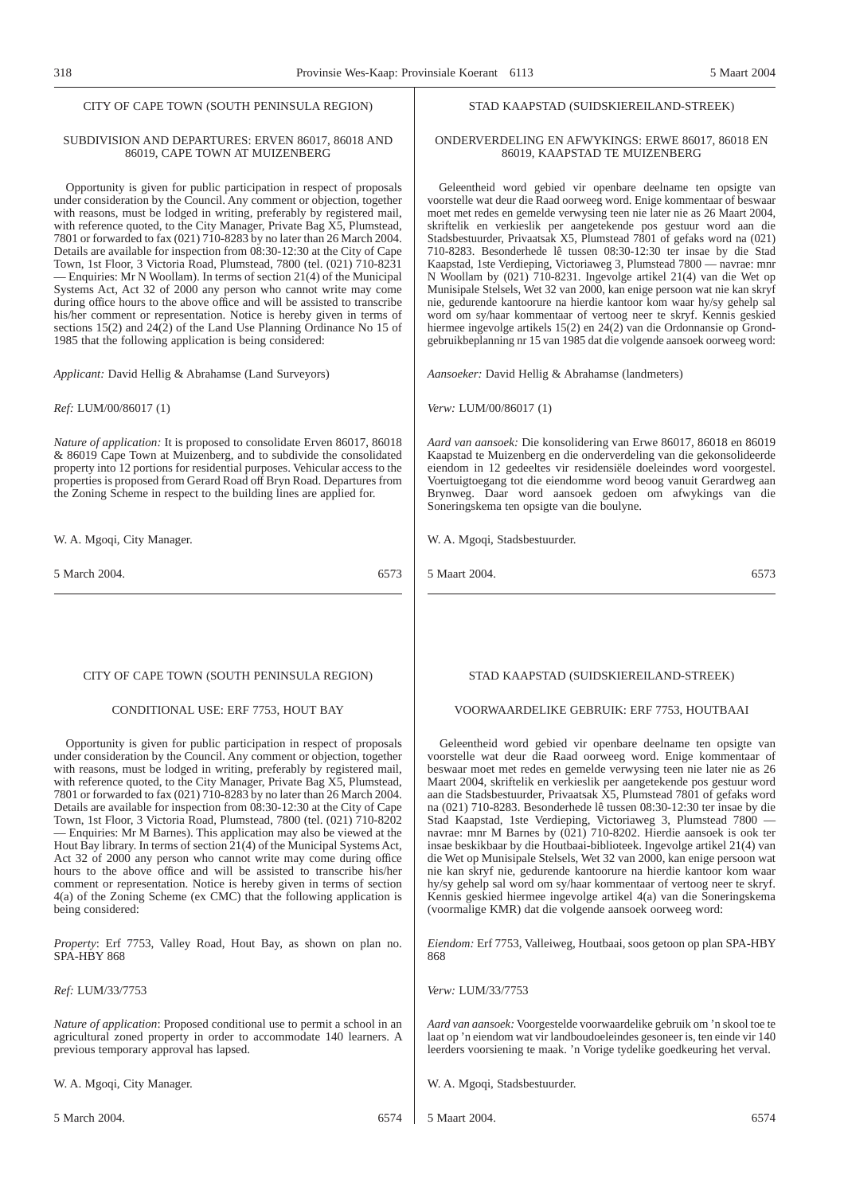CITY OF CAPE TOWN (SOUTH PENINSULA REGION)

SUBDIVISION AND DEPARTURES: ERVEN 86017, 86018 AND 86019, CAPE TOWN AT MUIZENBERG

Opportunity is given for public participation in respect of proposals under consideration by the Council. Any comment or objection, together with reasons, must be lodged in writing, preferably by registered mail, with reference quoted, to the City Manager, Private Bag X5, Plumstead, 7801 or forwarded to fax (021) 710-8283 by no later than 26 March 2004. Details are available for inspection from 08:30-12:30 at the City of Cape Town, 1st Floor, 3 Victoria Road, Plumstead, 7800 (tel. (021) 710-8231 — Enquiries: Mr N Woollam). In terms of section 21(4) of the Municipal Systems Act, Act 32 of 2000 any person who cannot write may come during office hours to the above office and will be assisted to transcribe his/her comment or representation. Notice is hereby given in terms of sections 15(2) and 24(2) of the Land Use Planning Ordinance No 15 of 1985 that the following application is being considered:

*Applicant:* David Hellig & Abrahamse (Land Surveyors)

*Ref:* LUM/00/86017 (1)

*Nature of application:* It is proposed to consolidate Erven 86017, 86018 & 86019 Cape Town at Muizenberg, and to subdivide the consolidated property into 12 portions for residential purposes. Vehicular access to the properties is proposed from Gerard Road off Bryn Road. Departures from the Zoning Scheme in respect to the building lines are applied for.

W. A. Mgoqi, City Manager.

5 March 2004. 6573

---

STAD KAAPSTAD (SUIDSKIEREILAND-STREEK)

ONDERVERDELING EN AFWYKINGS: ERWE 86017, 86018 EN 86019, KAAPSTAD TE MUIZENBERG

Geleentheid word gebied vir openbare deelname ten opsigte van voorstelle wat deur die Raad oorweeg word. Enige kommentaar of beswaar moet met redes en gemelde verwysing teen nie later nie as 26 Maart 2004, skriftelik en verkieslik per aangetekende pos gestuur word aan die Stadsbestuurder, Privaatsak X5, Plumstead 7801 of gefaks word na (021) 710-8283. Besonderhede lê tussen 08:30-12:30 ter insae by die Stad Kaapstad, 1ste Verdieping, Victoriaweg 3, Plumstead 7800 — navrae: mnr N Woollam by (021) 710-8231. Ingevolge artikel 21(4) van die Wet op Munisipale Stelsels, Wet 32 van 2000, kan enige persoon wat nie kan skryf nie, gedurende kantoorure na hierdie kantoor kom waar hy/sy gehelp sal word om sy/haar kommentaar of vertoog neer te skryf. Kennis geskied hiermee ingevolge artikels 15(2) en 24(2) van die Ordonnansie op Grondgebruikbeplanning nr 15 van 1985 dat die volgende aansoek oorweeg word:

*Aansoeker:* David Hellig & Abrahamse (landmeters)

*Verw:* LUM/00/86017 (1)

*Aard van aansoek:* Die konsolidering van Erwe 86017, 86018 en 86019 Kaapstad te Muizenberg en die onderverdeling van die gekonsolideerde eiendom in 12 gedeeltes vir residensiële doeleindes word voorgestel. Voertuigtoegang tot die eiendomme word beoog vanuit Gerardweg aan Brynweg. Daar word aansoek gedoen om afwykings van die Soneringskema ten opsigte van die boulyne.

W. A. Mgoqi, Stadsbestuurder.

5 Maart 2004. 6573

---

CITY OF CAPE TOWN (SOUTH PENINSULA REGION)

CONDITIONAL USE: ERF 7753, HOUT BAY

Opportunity is given for public participation in respect of proposals under consideration by the Council. Any comment or objection, together with reasons, must be lodged in writing, preferably by registered mail, with reference quoted, to the City Manager, Private Bag X5, Plumstead, 7801 or forwarded to fax (021) 710-8283 by no later than 26 March 2004. Details are available for inspection from 08:30-12:30 at the City of Cape Town, 1st Floor, 3 Victoria Road, Plumstead, 7800 (tel. (021) 710-8202 — Enquiries: Mr M Barnes). This application may also be viewed at the Hout Bay library. In terms of section 21(4) of the Municipal Systems Act, Act 32 of 2000 any person who cannot write may come during office hours to the above office and will be assisted to transcribe his/her comment or representation. Notice is hereby given in terms of section 4(a) of the Zoning Scheme (ex CMC) that the following application is being considered:

*Property*: Erf 7753, Valley Road, Hout Bay, as shown on plan no. SPA-HBY 868

*Ref:* LUM/33/7753

*Nature of application*: Proposed conditional use to permit a school in an agricultural zoned property in order to accommodate 140 learners. A previous temporary approval has lapsed.

W. A. Mgoqi, City Manager.

5 March 2004. 6574

---

STAD KAAPSTAD (SUIDSKIEREILAND-STREEK)

VOORWAARDELIKE GEBRUIK: ERF 7753, HOUTBAAI

Geleentheid word gebied vir openbare deelname ten opsigte van voorstelle wat deur die Raad oorweeg word. Enige kommentaar of beswaar moet met redes en gemelde verwysing teen nie later nie as 26 Maart 2004, skriftelik en verkieslik per aangetekende pos gestuur word aan die Stadsbestuurder, Privaatsak X5, Plumstead 7801 of gefaks word na (021) 710-8283. Besonderhede lê tussen 08:30-12:30 ter insae by die Stad Kaapstad, 1ste Verdieping, Victoriaweg 3, Plumstead 7800 — navrae: mnr M Barnes by (021) 710-8202. Hierdie aansoek is ook ter insae beskikbaar by die Houtbaai-biblioteek. Ingevolge artikel 21(4) van die Wet op Munisipale Stelsels, Wet 32 van 2000, kan enige persoon wat nie kan skryf nie, gedurende kantoorure na hierdie kantoor kom waar hy/sy gehelp sal word om sy/haar kommentaar of vertoog neer te skryf. Kennis geskied hiermee ingevolge artikel 4(a) van die Soneringskema (voormalige KMR) dat die volgende aansoek oorweeg word:

*Eiendom:* Erf 7753, Valleiweg, Houtbaai, soos getoon op plan SPA-HBY 868

*Verw:* LUM/33/7753

*Aard van aansoek:* Voorgestelde voorwaardelike gebruik om 'n skool toe te laat op 'n eiendom wat vir landboudoeleindes gesoneer is, ten einde vir 140 leerders voorsiening te maak. 'n Vorige tydelike goedkeuring het verval.

W. A. Mgoqi, Stadsbestuurder.

5 Maart 2004. 6574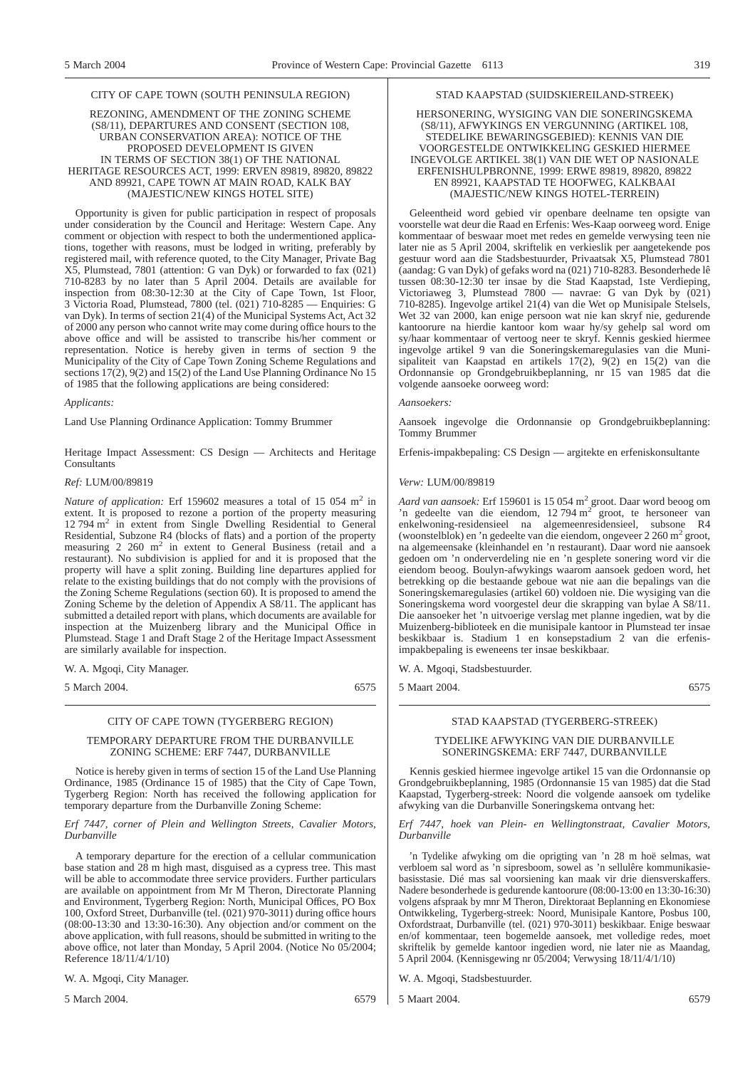CITY OF CAPE TOWN (SOUTH PENINSULA REGION)

REZONING, AMENDMENT OF THE ZONING SCHEME (S8/11), DEPARTURES AND CONSENT (SECTION 108, URBAN CONSERVATION AREA): NOTICE OF THE PROPOSED DEVELOPMENT IS GIVEN IN TERMS OF SECTION 38(1) OF THE NATIONAL HERITAGE RESOURCES ACT, 1999: ERVEN 89819, 89820, 89822 AND 89921, CAPE TOWN AT MAIN ROAD, KALK BAY (MAJESTIC/NEW KINGS HOTEL SITE)

Opportunity is given for public participation in respect of proposals under consideration by the Council and Heritage: Western Cape. Any comment or objection with respect to both the undermentioned applications, together with reasons, must be lodged in writing, preferably by registered mail, with reference quoted, to the City Manager, Private Bag X5, Plumstead, 7801 (attention: G van Dyk) or forwarded to fax (021) 710-8283 by no later than 5 April 2004. Details are available for inspection from 08:30-12:30 at the City of Cape Town, 1st Floor, 3 Victoria Road, Plumstead, 7800 (tel. (021) 710-8285 — Enquiries: G van Dyk). In terms of section 21(4) of the Municipal Systems Act, Act 32 of 2000 any person who cannot write may come during office hours to the above office and will be assisted to transcribe his/her comment or representation. Notice is hereby given in terms of section 9 the Municipality of the City of Cape Town Zoning Scheme Regulations and sections 17(2), 9(2) and 15(2) of the Land Use Planning Ordinance No 15 of 1985 that the following applications are being considered:

*Applicants:*

Land Use Planning Ordinance Application: Tommy Brummer

Heritage Impact Assessment: CS Design — Architects and Heritage Consultants

*Ref:* LUM/00/89819

*Nature of application:* Erf 159602 measures a total of 15 054 m$^2$ in extent. It is proposed to rezone a portion of the property measuring 12 794 m$^2$ in extent from Single Dwelling Residential to General Residential, Subzone R4 (blocks of flats) and a portion of the property measuring 2 260 m$^2$ in extent to General Business (retail and a restaurant). No subdivision is applied for and it is proposed that the property will have a split zoning. Building line departures applied for relate to the existing buildings that do not comply with the provisions of the Zoning Scheme Regulations (section 60). It is proposed to amend the Zoning Scheme by the deletion of Appendix A S8/11. The applicant has submitted a detailed report with plans, which documents are available for inspection at the Muizenberg library and the Municipal Office in Plumstead. Stage 1 and Draft Stage 2 of the Heritage Impact Assessment are similarly available for inspection.

W. A. Mgoqi, City Manager.

5 March 2004. 6575

STAD KAAPSTAD (SUIDSKIEREILAND-STREEK)

HERSONERING, WYSIGING VAN DIE SONERINGSKEMA (S8/11), AFWYKINGS EN VERGUNNING (ARTIKEL 108, STEDELIKE BEWARINGSGEBIED): KENNIS VAN DIE VOORGESTELDE ONTWIKKELING GESKIED HIERMEE INGEVOLGE ARTIKEL 38(1) VAN DIE WET OP NASIONALE ERFENISHULPBRONNE, 1999: ERWE 89819, 89820, 89822 EN 89921, KAAPSTAD TE HOOFWEG, KALKBAAI (MAJESTIC/NEW KINGS HOTEL-TERREIN)

Geleentheid word gebied vir openbare deelname ten opsigte van voorstelle wat deur die Raad en Erfenis: Wes-Kaap oorweeg word. Enige kommentaar of beswaar moet met redes en gemelde verwysing teen nie later nie as 5 April 2004, skriftelik en verkieslik per aangetekende pos gestuur word aan die Stadsbestuurder, Privaatsak X5, Plumstead 7801 (aandag: G van Dyk) of gefaks word na (021) 710-8283. Besonderhede lê tussen 08:30-12:30 ter insae by die Stad Kaapstad, 1ste Verdieping, Victoriaweg 3, Plumstead 7800 — navrae: G van Dyk by (021) 710-8285). Ingevolge artikel 21(4) van die Wet op Munisipale Stelsels, Wet 32 van 2000, kan enige persoon wat nie kan skryf nie, gedurende kantoorure na hierdie kantoor kom waar hy/sy gehelp sal word om sy/haar kommentaar of vertoog neer te skryf. Kennis geskied hiermee ingevolge artikel 9 van die Soneringskemaregulasies van die Munisipaliteit van Kaapstad en artikels 17(2), 9(2) en 15(2) van die Ordonnansie op Grondgebruikbeplanning, nr 15 van 1985 dat die volgende aansoeke oorweeg word:

*Aansoekers:*

Aansoek ingevolge die Ordonnansie op Grondgebruikbeplanning: Tommy Brummer

Erfenis-impakbepaling: CS Design — argitekte en erfeniskonsultante

*Verw:* LUM/00/89819

*Aard van aansoek:* Erf 159601 is 15 054 m$^2$ groot. Daar word beoog om 'n gedeelte van die eiendom, 12 794 m$^2$ groot, te hersoneer van enkelwoning-residensieel na algemeenresidensieel, subsone R4 (woonstelblok) en 'n gedeelte van die eiendom, ongeveer 2 260 m$^2$ groot, na algemeensake (kleinhandel en 'n restaurant). Daar word nie aansoek gedoen om 'n onderverdeling nie en 'n gesplete sonering word vir die eiendom beoog. Boulyn-afwykings waarom aansoek gedoen word, het betrekking op die bestaande geboue wat nie aan die bepalings van die Soneringskemaregulasies (artikel 60) voldoen nie. Die wysiging van die Soneringskema word voorgestel deur die skrapping van bylae A S8/11. Die aansoeker het 'n uitvoerige verslag met planne ingedien, wat by die Muizenberg-biblioteek en die munisipale kantoor in Plumstead ter insae beskikbaar is. Stadium 1 en konsepstadium 2 van die erfenis-impakbepaling is eweneens ter insae beskikbaar.

W. A. Mgoqi, Stadsbestuurder.

5 Maart 2004. 6575

CITY OF CAPE TOWN (TYGERBERG REGION)

TEMPORARY DEPARTURE FROM THE DURBANVILLE ZONING SCHEME: ERF 7447, DURBANVILLE

Notice is hereby given in terms of section 15 of the Land Use Planning Ordinance, 1985 (Ordinance 15 of 1985) that the City of Cape Town, Tygerberg Region: North has received the following application for temporary departure from the Durbanville Zoning Scheme:

*Erf 7447, corner of Plein and Wellington Streets, Cavalier Motors, Durbanville*

A temporary departure for the erection of a cellular communication base station and 28 m high mast, disguised as a cypress tree. This mast will be able to accommodate three service providers. Further particulars are available on appointment from Mr M Theron, Directorate Planning and Environment, Tygerberg Region: North, Municipal Offices, PO Box 100, Oxford Street, Durbanville (tel. (021) 970-3011) during office hours (08:00-13:30 and 13:30-16:30). Any objection and/or comment on the above application, with full reasons, should be submitted in writing to the above office, not later than Monday, 5 April 2004. (Notice No 05/2004; Reference 18/11/4/1/10)

W. A. Mgoqi, City Manager.

5 March 2004. 6579

STAD KAAPSTAD (TYGERBERG-STREEK)

TYDELIKE AFWYKING VAN DIE DURBANVILLE SONERINGSKEMA: ERF 7447, DURBANVILLE

Kennis geskied hiermee ingevolge artikel 15 van die Ordonnansie op Grondgebruikbeplanning, 1985 (Ordonnansie 15 van 1985) dat die Stad Kaapstad, Tygerberg-streek: Noord die volgende aansoek om tydelike afwyking van die Durbanville Soneringskema ontvang het:

*Erf 7447, hoek van Plein- en Wellingtonstraat, Cavalier Motors, Durbanville*

'n Tydelike afwyking om die oprigting van 'n 28 m hoë selmas, wat verbloem sal word as 'n sipresboom, sowel as 'n sellulêre kommunikasie-basisstasie. Dié mas sal voorsiening kan maak vir drie diensverskaffers. Nadere besonderhede is gedurende kantoorure (08:00-13:00 en 13:30-16:30) volgens afspraak by mnr M Theron, Direktoraat Beplanning en Ekonomiese Ontwikkeling, Tygerberg-streek: Noord, Munisipale Kantore, Posbus 100, Oxfordstraat, Durbanville (tel. (021) 970-3011) beskikbaar. Enige beswaar en/of kommentaar, teen bogemelde aansoek, met volledige redes, moet skriftelik by gemelde kantoor ingedien word, nie later nie as Maandag, 5 April 2004. (Kennisgewing nr 05/2004; Verwysing 18/11/4/1/10)

W. A. Mgoqi, Stadsbestuurder.

5 Maart 2004. 6579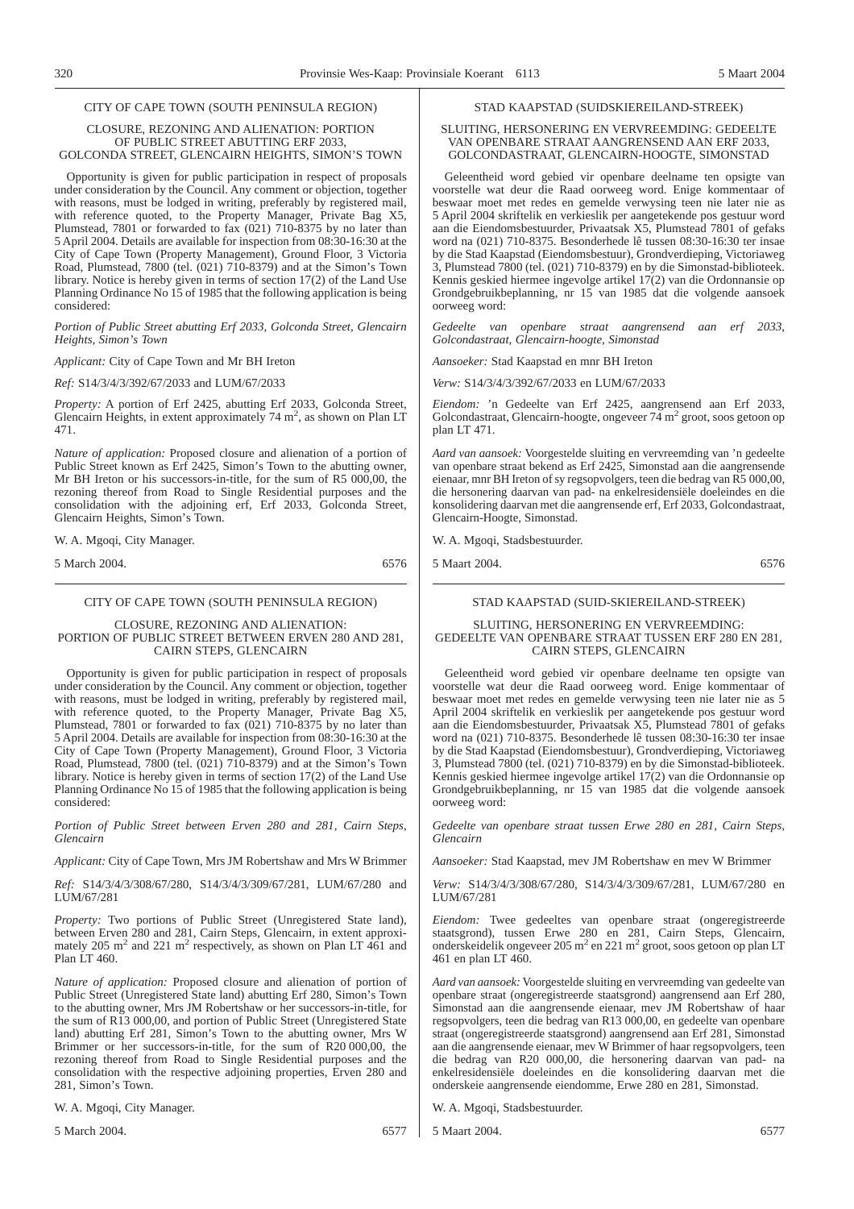CITY OF CAPE TOWN (SOUTH PENINSULA REGION)

CLOSURE, REZONING AND ALIENATION: PORTION OF PUBLIC STREET ABUTTING ERF 2033, GOLCONDA STREET, GLENCAIRN HEIGHTS, SIMON'S TOWN

Opportunity is given for public participation in respect of proposals under consideration by the Council. Any comment or objection, together with reasons, must be lodged in writing, preferably by registered mail, with reference quoted, to the Property Manager, Private Bag X5, Plumstead, 7801 or forwarded to fax (021) 710-8375 by no later than 5 April 2004. Details are available for inspection from 08:30-16:30 at the City of Cape Town (Property Management), Ground Floor, 3 Victoria Road, Plumstead, 7800 (tel. (021) 710-8379) and at the Simon's Town library. Notice is hereby given in terms of section 17(2) of the Land Use Planning Ordinance No 15 of 1985 that the following application is being considered:

*Portion of Public Street abutting Erf 2033, Golconda Street, Glencairn Heights, Simon's Town*

*Applicant:* City of Cape Town and Mr BH Ireton

*Ref:* S14/3/4/3/392/67/2033 and LUM/67/2033

*Property:* A portion of Erf 2425, abutting Erf 2033, Golconda Street, Glencairn Heights, in extent approximately 74 m$^2$, as shown on Plan LT 471.

*Nature of application:* Proposed closure and alienation of a portion of Public Street known as Erf 2425, Simon's Town to the abutting owner, Mr BH Ireton or his successors-in-title, for the sum of R5 000,00, the rezoning thereof from Road to Single Residential purposes and the consolidation with the adjoining erf, Erf 2033, Golconda Street, Glencairn Heights, Simon's Town.

W. A. Mgoqi, City Manager.

5 March 2004. 6576

---

STAD KAAPSTAD (SUIDSKIEREILAND-STREEK)

SLUITING, HERSONERING EN VERVREEMDING: GEDEELTE VAN OPENBARE STRAAT AANGRENSEND AAN ERF 2033, GOLCONDASTRAAT, GLENCAIRN-HOOGTE, SIMONSTAD

Geleentheid word gebied vir openbare deelname ten opsigte van voorstelle wat deur die Raad oorweeg word. Enige kommentaar of beswaar moet met redes en gemelde verwysing teen nie later nie as 5 April 2004 skriftelik en verkieslik per aangetekende pos gestuur word aan die Eiendomsbestuurder, Privaatsak X5, Plumstead 7801 of gefaks word na (021) 710-8375. Besonderhede lê tussen 08:30-16:30 ter insae by die Stad Kaapstad (Eiendomsbestuur), Grondverdieping, Victoriaweg 3, Plumstead 7800 (tel. (021) 710-8379) en by die Simonstad-biblioteek. Kennis geskied hiermee ingevolge artikel 17(2) van die Ordonnansie op Grondgebruikbeplanning, nr 15 van 1985 dat die volgende aansoek oorweeg word:

*Gedeelte van openbare straat aangrensend aan erf 2033, Golcondastraat, Glencairn-hoogte, Simonstad*

*Aansoeker:* Stad Kaapstad en mnr BH Ireton

*Verw:* S14/3/4/3/392/67/2033 en LUM/67/2033

*Eiendom:* 'n Gedeelte van Erf 2425, aangrensend aan Erf 2033, Golcondastraat, Glencairn-hoogte, ongeveer 74 m$^2$ groot, soos getoon op plan LT 471.

*Aard van aansoek:* Voorgestelde sluiting en vervreemding van 'n gedeelte van openbare straat bekend as Erf 2425, Simonstad aan die aangrensende eienaar, mnr BH Ireton of sy regsopvolgers, teen die bedrag van R5 000,00, die hersonering daarvan van pad- na enkelresidensiële doeleindes en die konsolidering daarvan met die aangrensende erf, Erf 2033, Golcondastraat, Glencairn-Hoogte, Simonstad.

W. A. Mgoqi, Stadsbestuurder.

5 Maart 2004. 6576

---

CITY OF CAPE TOWN (SOUTH PENINSULA REGION)

CLOSURE, REZONING AND ALIENATION: PORTION OF PUBLIC STREET BETWEEN ERVEN 280 AND 281, CAIRN STEPS, GLENCAIRN

Opportunity is given for public participation in respect of proposals under consideration by the Council. Any comment or objection, together with reasons, must be lodged in writing, preferably by registered mail, with reference quoted, to the Property Manager, Private Bag X5, Plumstead, 7801 or forwarded to fax (021) 710-8375 by no later than 5 April 2004. Details are available for inspection from 08:30-16:30 at the City of Cape Town (Property Management), Ground Floor, 3 Victoria Road, Plumstead, 7800 (tel. (021) 710-8379) and at the Simon's Town library. Notice is hereby given in terms of section 17(2) of the Land Use Planning Ordinance No 15 of 1985 that the following application is being considered:

*Portion of Public Street between Erven 280 and 281, Cairn Steps, Glencairn*

*Applicant:* City of Cape Town, Mrs JM Robertshaw and Mrs W Brimmer

*Ref:* S14/3/4/3/308/67/280, S14/3/4/3/309/67/281, LUM/67/280 and LUM/67/281

*Property:* Two portions of Public Street (Unregistered State land), between Erven 280 and 281, Cairn Steps, Glencairn, in extent approximately 205 m$^2$ and 221 m$^2$ respectively, as shown on Plan LT 461 and Plan LT 460.

*Nature of application:* Proposed closure and alienation of portion of Public Street (Unregistered State land) abutting Erf 280, Simon's Town to the abutting owner, Mrs JM Robertshaw or her successors-in-title, for the sum of R13 000,00, and portion of Public Street (Unregistered State land) abutting Erf 281, Simon's Town to the abutting owner, Mrs W Brimmer or her successors-in-title, for the sum of R20 000,00, the rezoning thereof from Road to Single Residential purposes and the consolidation with the respective adjoining properties, Erven 280 and 281, Simon's Town.

W. A. Mgoqi, City Manager.

5 March 2004. 6577

---

STAD KAAPSTAD (SUID-SKIEREILAND-STREEK)

SLUITING, HERSONERING EN VERVREEMDING: GEDEELTE VAN OPENBARE STRAAT TUSSEN ERF 280 EN 281, CAIRN STEPS, GLENCAIRN

Geleentheid word gebied vir openbare deelname ten opsigte van voorstelle wat deur die Raad oorweeg word. Enige kommentaar of beswaar moet met redes en gemelde verwysing teen nie later nie as 5 April 2004 skriftelik en verkieslik per aangetekende pos gestuur word aan die Eiendomsbestuurder, Privaatsak X5, Plumstead 7801 of gefaks word na (021) 710-8375. Besonderhede lê tussen 08:30-16:30 ter insae by die Stad Kaapstad (Eiendomsbestuur), Grondverdieping, Victoriaweg 3, Plumstead 7800 (tel. (021) 710-8379) en by die Simonstad-biblioteek. Kennis geskied hiermee ingevolge artikel 17(2) van die Ordonnansie op Grondgebruikbeplanning, nr 15 van 1985 dat die volgende aansoek oorweeg word:

*Gedeelte van openbare straat tussen Erwe 280 en 281, Cairn Steps, Glencairn*

*Aansoeker:* Stad Kaapstad, mev JM Robertshaw en mev W Brimmer

*Verw:* S14/3/4/3/308/67/280, S14/3/4/3/309/67/281, LUM/67/280 en LUM/67/281

*Eiendom:* Twee gedeeltes van openbare straat (ongeregistreerde staatsgrond), tussen Erwe 280 en 281, Cairn Steps, Glencairn, onderskeidelik ongeveer 205 m$^2$ en 221 m$^2$ groot, soos getoon op plan LT 461 en plan LT 460.

*Aard van aansoek:* Voorgestelde sluiting en vervreemding van gedeelte van openbare straat (ongeregistreerde staatsgrond) aangrensend aan Erf 280, Simonstad aan die aangrensende eienaar, mev JM Robertshaw of haar regsopvolgers, teen die bedrag van R13 000,00, en gedeelte van openbare straat (ongeregistreerde staatsgrond) aangrensend aan Erf 281, Simonstad aan die aangrensende eienaar, mev W Brimmer of haar regsopvolgers, teen die bedrag van R20 000,00, die hersonering daarvan van pad- na enkelresidensiële doeleindes en die konsolidering daarvan met die onderskeie aangrensende eiendomme, Erwe 280 en 281, Simonstad.

W. A. Mgoqi, Stadsbestuurder.

5 Maart 2004. 6577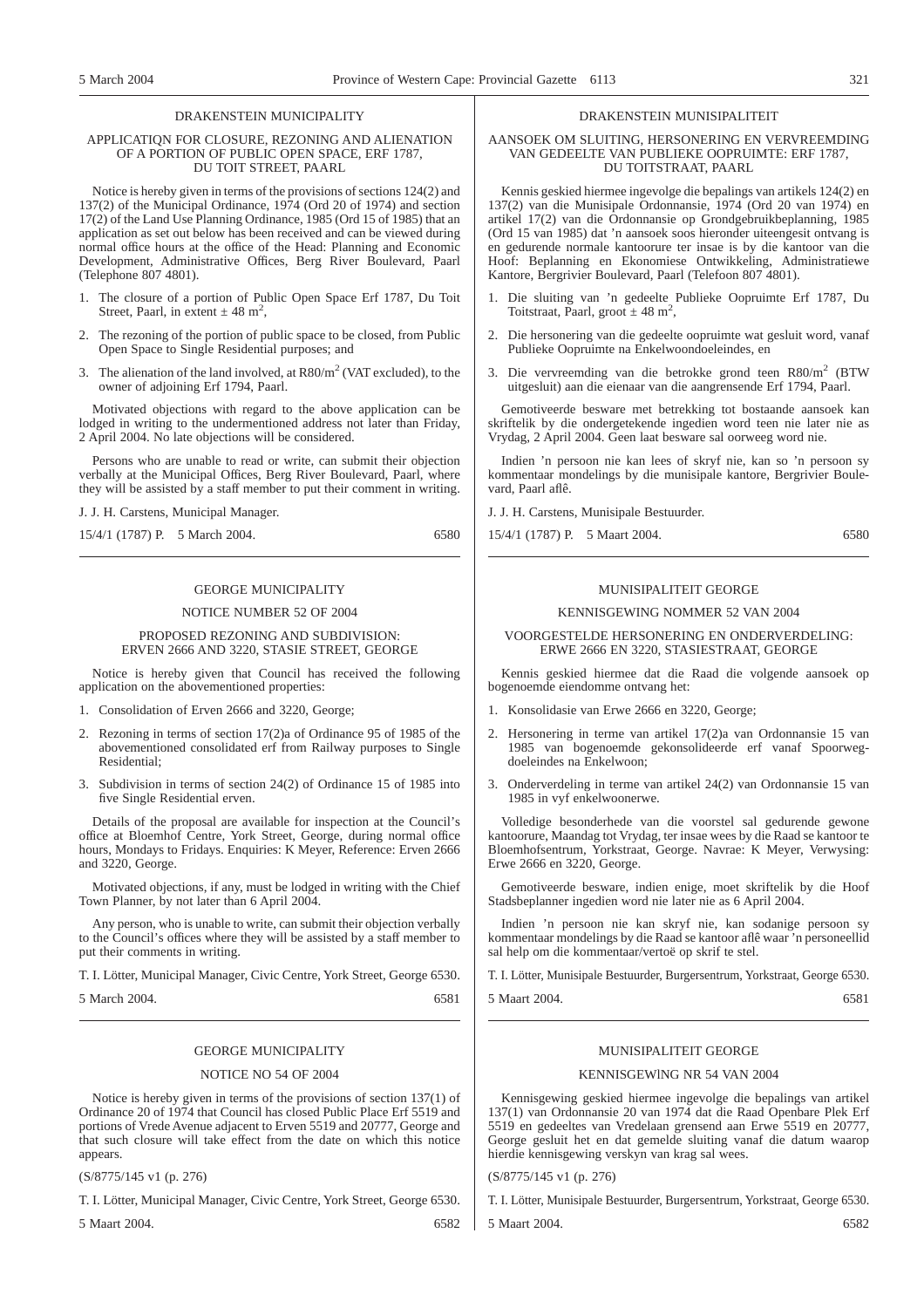## DRAKENSTEIN MUNICIPALITY

### APPLICATIQN FOR CLOSURE, REZONING AND ALIENATION OF A PORTION OF PUBLIC OPEN SPACE, ERF 1787, DU TOIT STREET, PAARL

Notice is hereby given in terms of the provisions of sections 124(2) and 137(2) of the Municipal Ordinance, 1974 (Ord 20 of 1974) and section 17(2) of the Land Use Planning Ordinance, 1985 (Ord 15 of 1985) that an application as set out below has been received and can be viewed during normal office hours at the office of the Head: Planning and Economic Development, Administrative Offices, Berg River Boulevard, Paarl (Telephone 807 4801).

1. The closure of a portion of Public Open Space Erf 1787, Du Toit Street, Paarl, in extent ± 48 m$^2$,
2. The rezoning of the portion of public space to be closed, from Public Open Space to Single Residential purposes; and
3. The alienation of the land involved, at R80/m$^2$ (VAT excluded), to the owner of adjoining Erf 1794, Paarl.

Motivated objections with regard to the above application can be lodged in writing to the undermentioned address not later than Friday, 2 April 2004. No late objections will be considered.

Persons who are unable to read or write, can submit their objection verbally at the Municipal Offices, Berg River Boulevard, Paarl, where they will be assisted by a staff member to put their comment in writing.

J. J. H. Carstens, Municipal Manager.

15/4/1 (1787) P. 5 March 2004. 6580

## DRAKENSTEIN MUNISIPALITEIT

### AANSOEK OM SLUITING, HERSONERING EN VERVREEMDING VAN GEDEELTE VAN PUBLIEKE OOPRUIMTE: ERF 1787, DU TOITSTRAAT, PAARL

Kennis geskied hiermee ingevolge die bepalings van artikels 124(2) en 137(2) van die Munisipale Ordonnansie, 1974 (Ord 20 van 1974) en artikel 17(2) van die Ordonnansie op Grondgebruikbeplanning, 1985 (Ord 15 van 1985) dat 'n aansoek soos hieronder uiteengesit ontvang is en gedurende normale kantoorure ter insae is by die kantoor van die Hoof: Beplanning en Ekonomiese Ontwikkeling, Administratiewe Kantore, Bergrivier Boulevard, Paarl (Telefoon 807 4801).

1. Die sluiting van 'n gedeelte Publieke Oopruimte Erf 1787, Du Toitstraat, Paarl, groot ± 48 m$^2$,
2. Die hersonering van die gedeelte oopruimte wat gesluit word, vanaf Publieke Oopruimte na Enkelwoondoeleindes, en
3. Die vervreemding van die betrokke grond teen R80/m$^2$ (BTW uitgesluit) aan die eienaar van die aangrensende Erf 1794, Paarl.

Gemotiveerde besware met betrekking tot bostaande aansoek kan skriftelik by die ondergetekende ingedien word teen nie later nie as Vrydag, 2 April 2004. Geen laat besware sal oorweeg word nie.

Indien 'n persoon nie kan lees of skryf nie, kan so 'n persoon sy kommentaar mondelings by die munisipale kantore, Bergrivier Boulevard, Paarl aflê.

J. J. H. Carstens, Munisipale Bestuurder.

15/4/1 (1787) P. 5 Maart 2004. 6580

---

## GEORGE MUNICIPALITY

### NOTICE NUMBER 52 OF 2004

### PROPOSED REZONING AND SUBDIVISION: ERVEN 2666 AND 3220, STASIE STREET, GEORGE

Notice is hereby given that Council has received the following application on the abovementioned properties:

1. Consolidation of Erven 2666 and 3220, George;
2. Rezoning in terms of section 17(2)a of Ordinance 95 of 1985 of the abovementioned consolidated erf from Railway purposes to Single Residential;
3. Subdivision in terms of section 24(2) of Ordinance 15 of 1985 into five Single Residential erven.

Details of the proposal are available for inspection at the Council's office at Bloemhof Centre, York Street, George, during normal office hours, Mondays to Fridays. Enquiries: K Meyer, Reference: Erven 2666 and 3220, George.

Motivated objections, if any, must be lodged in writing with the Chief Town Planner, by not later than 6 April 2004.

Any person, who is unable to write, can submit their objection verbally to the Council's offices where they will be assisted by a staff member to put their comments in writing.

T. I. Lötter, Municipal Manager, Civic Centre, York Street, George 6530.

5 March 2004. 6581

## MUNISIPALITEIT GEORGE

### KENNISGEWING NOMMER 52 VAN 2004

### VOORGESTELDE HERSONERING EN ONDERVERDELING: ERWE 2666 EN 3220, STASIESTRAAT, GEORGE

Kennis geskied hiermee dat die Raad die volgende aansoek op bogenoemde eiendomme ontvang het:

1. Konsolidasie van Erwe 2666 en 3220, George;
2. Hersonering in terme van artikel 17(2)a van Ordonnansie 15 van 1985 van bogenoemde gekonsolideerde erf vanaf Spoorweg-doeleindes na Enkelwoon;
3. Onderverdeling in terme van artikel 24(2) van Ordonnansie 15 van 1985 in vyf enkelwoonerwe.

Volledige besonderhede van die voorstel sal gedurende gewone kantoorure, Maandag tot Vrydag, ter insae wees by die Raad se kantoor te Bloemhofsentrum, Yorkstraat, George. Navrae: K Meyer, Verwysing: Erwe 2666 en 3220, George.

Gemotiveerde besware, indien enige, moet skriftelik by die Hoof Stadsbeplanner ingedien word nie later nie as 6 April 2004.

Indien 'n persoon nie kan skryf nie, kan sodanige persoon sy kommentaar mondelings by die Raad se kantoor aflê waar 'n personeellid sal help om die kommentaar/vertoë op skrif te stel.

T. I. Lötter, Munisipale Bestuurder, Burgersentrum, Yorkstraat, George 6530.

5 Maart 2004. 6581

---

## GEORGE MUNICIPALITY

### NOTICE NO 54 OF 2004

Notice is hereby given in terms of the provisions of section 137(1) of Ordinance 20 of 1974 that Council has closed Public Place Erf 5519 and portions of Vrede Avenue adjacent to Erven 5519 and 20777, George and that such closure will take effect from the date on which this notice appears.

(S/8775/145 v1 (p. 276)

T. I. Lötter, Municipal Manager, Civic Centre, York Street, George 6530.

5 Maart 2004. 6582

## MUNISIPALITEIT GEORGE

### KENNISGEWING NR 54 VAN 2004

Kennisgewing geskied hiermee ingevolge die bepalings van artikel 137(1) van Ordonnansie 20 van 1974 dat die Raad Openbare Plek Erf 5519 en gedeeltes van Vredelaan grensend aan Erwe 5519 en 20777, George gesluit het en dat gemelde sluiting vanaf die datum waarop hierdie kennisgewing verskyn van krag sal wees.

(S/8775/145 v1 (p. 276)

T. I. Lötter, Munisipale Bestuurder, Burgersentrum, Yorkstraat, George 6530.

5 Maart 2004. 6582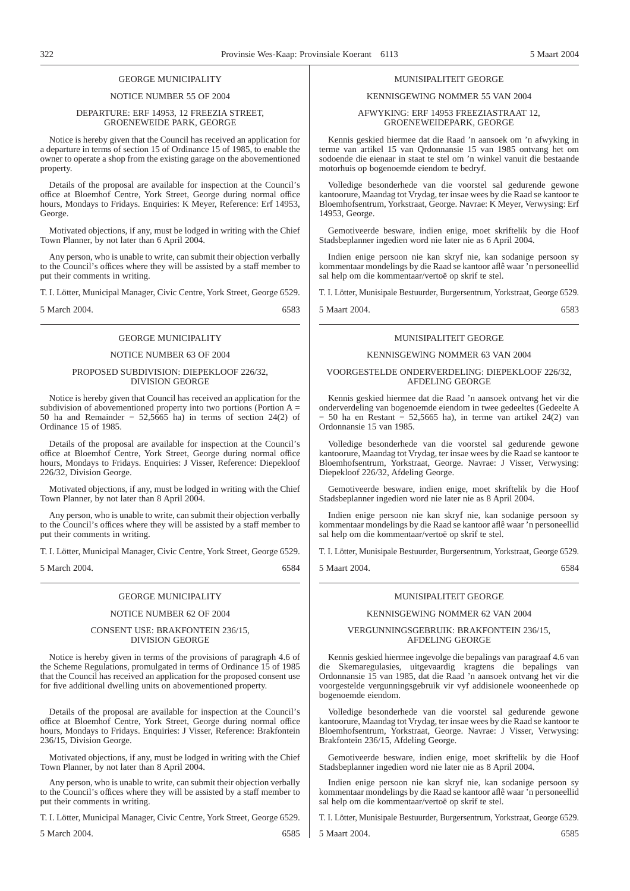GEORGE MUNICIPALITY

NOTICE NUMBER 55 OF 2004

DEPARTURE: ERF 14953, 12 FREEZIA STREET, GROENEWEIDE PARK, GEORGE

Notice is hereby given that the Council has received an application for a departure in terms of section 15 of Ordinance 15 of 1985, to enable the owner to operate a shop from the existing garage on the abovementioned property.

Details of the proposal are available for inspection at the Council's office at Bloemhof Centre, York Street, George during normal office hours, Mondays to Fridays. Enquiries: K Meyer, Reference: Erf 14953, George.

Motivated objections, if any, must be lodged in writing with the Chief Town Planner, by not later than 6 April 2004.

Any person, who is unable to write, can submit their objection verbally to the Council's offices where they will be assisted by a staff member to put their comments in writing.

T. I. Lötter, Municipal Manager, Civic Centre, York Street, George 6529.

5 March 2004. 6583

---

MUNISIPALITEIT GEORGE

KENNISGEWING NOMMER 55 VAN 2004

AFWYKING: ERF 14953 FREEZIASTRAAT 12, GROENEWEIDEPARK, GEORGE

Kennis geskied hiermee dat die Raad 'n aansoek om 'n afwyking in terme van artikel 15 van Qrdonnansie 15 van 1985 ontvang het om sodoende die eienaar in staat te stel om 'n winkel vanuit die bestaande motorhuis op bogenoemde eiendom te bedryf.

Volledige besonderhede van die voorstel sal gedurende gewone kantoorure, Maandag tot Vrydag, ter insae wees by die Raad se kantoor te Bloemhofsentrum, Yorkstraat, George. Navrae: K Meyer, Verwysing: Erf 14953, George.

Gemotiveerde besware, indien enige, moet skriftelik by die Hoof Stadsbeplanner ingedien word nie later nie as 6 April 2004.

Indien enige persoon nie kan skryf nie, kan sodanige persoon sy kommentaar mondelings by die Raad se kantoor aflê waar 'n personeellid sal help om die kommentaar/vertoë op skrif te stel.

T. I. Lötter, Munisipale Bestuurder, Burgersentrum, Yorkstraat, George 6529.

5 Maart 2004. 6583

---

GEORGE MUNICIPALITY

NOTICE NUMBER 63 OF 2004

PROPOSED SUBDIVISION: DIEPEKLOOF 226/32, DIVISION GEORGE

Notice is hereby given that Council has received an application for the subdivision of abovementioned property into two portions (Portion A = 50 ha and Remainder = 52,5665 ha) in terms of section 24(2) of Ordinance 15 of 1985.

Details of the proposal are available for inspection at the Council's office at Bloemhof Centre, York Street, George during normal office hours, Mondays to Fridays. Enquiries: J Visser, Reference: Diepekloof 226/32, Division George.

Motivated objections, if any, must be lodged in writing with the Chief Town Planner, by not later than 8 April 2004.

Any person, who is unable to write, can submit their objection verbally to the Council's offices where they will be assisted by a staff member to put their comments in writing.

T. I. Lötter, Municipal Manager, Civic Centre, York Street, George 6529.

5 March 2004. 6584

---

MUNISIPALITEIT GEORGE

KENNISGEWlNG NOMMER 63 VAN 2004

VOORGESTELDE ONDERVERDELING: DIEPEKLOOF 226/32, AFDELING GEORGE

Kennis geskied hiermee dat die Raad 'n aansoek ontvang het vir die onderverdeling van bogenoemde eiendom in twee gedeeltes (Gedeelte A = 50 ha en Restant = 52,5665 ha), in terme van artikel 24(2) van Ordonnansie 15 van 1985.

Volledige besonderhede van die voorstel sal gedurende gewone kantoorure, Maandag tot Vrydag, ter insae wees by die Raad se kantoor te Bloemhofsentrum, Yorkstraat, George. Navrae: J Visser, Verwysing: Diepekloof 226/32, Afdeling George.

Gemotiveerde besware, indien enige, moet skriftelik by die Hoof Stadsbeplanner ingedien word nie later nie as 8 April 2004.

Indien enige persoon nie kan skryf nie, kan sodanige persoon sy kommentaar mondelings by die Raad se kantoor aflê waar 'n personeellid sal help om die kommentaar/vertoë op skrif te stel.

T. I. Lötter, Munisipale Bestuurder, Burgersentrum, Yorkstraat, George 6529.

5 Maart 2004. 6584

---

GEORGE MUNICIPALITY

NOTICE NUMBER 62 OF 2004

CONSENT USE: BRAKFONTEIN 236/15, DIVISION GEORGE

Notice is hereby given in terms of the provisions of paragraph 4.6 of the Scheme Regulations, promulgated in terms of Ordinance 15 of 1985 that the Council has received an application for the proposed consent use for five additional dwelling units on abovementioned property.

Details of the proposal are available for inspection at the Council's office at Bloemhof Centre, York Street, George during normal office hours, Mondays to Fridays. Enquiries: J Visser, Reference: Brakfontein 236/15, Division George.

Motivated objections, if any, must be lodged in writing with the Chief Town Planner, by not later than 8 April 2004.

Any person, who is unable to write, can submit their objection verbally to the Council's offices where they will be assisted by a staff member to put their comments in writing.

T. I. Lötter, Municipal Manager, Civic Centre, York Street, George 6529.

5 March 2004. 6585

---

MUNISIPALITEIT GEORGE

KENNISGEWING NOMMER 62 VAN 2004

VERGUNNINGSGEBRUIK: BRAKFONTEIN 236/15, AFDELING GEORGE

Kennis geskied hiermee ingevolge die bepalings van paragraaf 4.6 van die Skemaregulasies, uitgevaardig kragtens die bepalings van Ordonnansie 15 van 1985, dat die Raad 'n aansoek ontvang het vir die voorgestelde vergunningsgebruik vir vyf addisionele wooneenhede op bogenoemde eiendom.

Volledige besonderhede van die voorstel sal gedurende gewone kantoorure, Maandag tot Vrydag, ter insae wees by die Raad se kantoor te Bloemhofsentrum, Yorkstraat, George. Navrae: J Visser, Verwysing: Brakfontein 236/15, Afdeling George.

Gemotiveerde besware, indien enige, moet skriftelik by die Hoof Stadsbeplanner ingedien word nie later nie as 8 April 2004.

Indien enige persoon nie kan skryf nie, kan sodanige persoon sy kommentaar mondelings by die Raad se kantoor aflê waar 'n personeellid sal help om die kommentaar/vertoë op skrif te stel.

T. I. Lötter, Munisipale Bestuurder, Burgersentrum, Yorkstraat, George 6529.

5 Maart 2004. 6585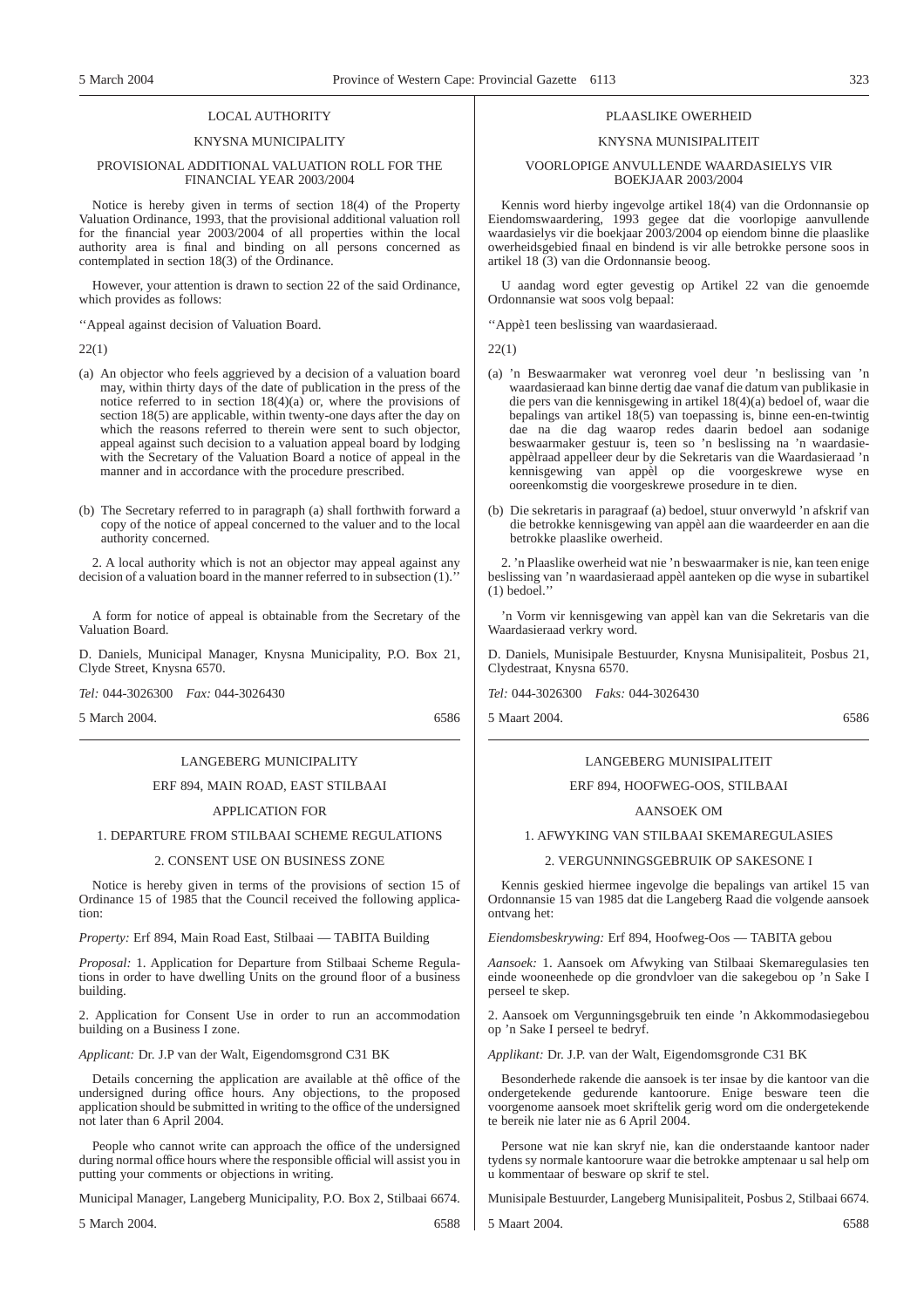LOCAL AUTHORITY

KNYSNA MUNICIPALITY

PROVISIONAL ADDITIONAL VALUATION ROLL FOR THE FINANCIAL YEAR 2003/2004

Notice is hereby given in terms of section 18(4) of the Property Valuation Ordinance, 1993, that the provisional additional valuation roll for the financial year 2003/2004 of all properties within the local authority area is final and binding on all persons concerned as contemplated in section 18(3) of the Ordinance.

However, your attention is drawn to section 22 of the said Ordinance, which provides as follows:

''Appeal against decision of Valuation Board.

22(1)

(a) An objector who feels aggrieved by a decision of a valuation board may, within thirty days of the date of publication in the press of the notice referred to in section 18(4)(a) or, where the provisions of section 18(5) are applicable, within twenty-one days after the day on which the reasons referred to therein were sent to such objector, appeal against such decision to a valuation appeal board by lodging with the Secretary of the Valuation Board a notice of appeal in the manner and in accordance with the procedure prescribed.

(b) The Secretary referred to in paragraph (a) shall forthwith forward a copy of the notice of appeal concerned to the valuer and to the local authority concerned.

2. A local authority which is not an objector may appeal against any decision of a valuation board in the manner referred to in subsection (1).''

A form for notice of appeal is obtainable from the Secretary of the Valuation Board.

D. Daniels, Municipal Manager, Knysna Municipality, P.O. Box 21, Clyde Street, Knysna 6570.

*Tel:* 044-3026300 *Fax:* 044-3026430

5 March 2004. 6586

---

PLAASLIKE OWERHEID

KNYSNA MUNISIPALITEIT

VOORLOPIGE ANVULLENDE WAARDASIELYS VIR BOEKJAAR 2003/2004

Kennis word hierby ingevolge artikel 18(4) van die Ordonnansie op Eiendomswaardering, 1993 gegee dat die voorlopige aanvullende waardasielys vir die boekjaar 2003/2004 op eiendom binne die plaaslike owerheidsgebied finaal en bindend is vir alle betrokke persone soos in artikel 18 (3) van die Ordonnansie beoog.

U aandag word egter gevestig op Artikel 22 van die genoemde Ordonnansie wat soos volg bepaal:

''Appè1 teen beslissing van waardasieraad.

22(1)

(a) 'n Beswaarmaker wat veronreg voel deur 'n beslissing van 'n waardasieraad kan binne dertig dae vanaf die datum van publikasie in die pers van die kennisgewing in artikel 18(4)(a) bedoel of, waar die bepalings van artikel 18(5) van toepassing is, binne een-en-twintig dae na die dag waarop redes daarin bedoel aan sodanige beswaarmaker gestuur is, teen so 'n beslissing na 'n waardasie-appèlraad appelleer deur by die Sekretaris van die Waardasieraad 'n kennisgewing van appèl op die voorgeskrewe wyse en ooreenkomstig die voorgeskrewe prosedure in te dien.

(b) Die sekretaris in paragraaf (a) bedoel, stuur onverwyld 'n afskrif van die betrokke kennisgewing van appèl aan die waardeerder en aan die betrokke plaaslike owerheid.

2. 'n Plaaslike owerheid wat nie 'n beswaarmaker is nie, kan teen enige beslissing van 'n waardasieraad appèl aanteken op die wyse in subartikel (1) bedoel.''

'n Vorm vir kennisgewing van appèl kan van die Sekretaris van die Waardasieraad verkry word.

D. Daniels, Munisipale Bestuurder, Knysna Munisipaliteit, Posbus 21, Clydestraat, Knysna 6570.

*Tel:* 044-3026300 *Faks:* 044-3026430

5 Maart 2004. 6586

---

LANGEBERG MUNICIPALITY

ERF 894, MAIN ROAD, EAST STILBAAI

APPLICATION FOR

1. DEPARTURE FROM STILBAAI SCHEME REGULATIONS

2. CONSENT USE ON BUSINESS ZONE

Notice is hereby given in terms of the provisions of section 15 of Ordinance 15 of 1985 that the Council received the following application:

*Property:* Erf 894, Main Road East, Stilbaai — TABITA Building

*Proposal:* 1. Application for Departure from Stilbaai Scheme Regulations in order to have dwelling Units on the ground floor of a business building.

2. Application for Consent Use in order to run an accommodation building on a Business I zone.

*Applicant:* Dr. J.P van der Walt, Eigendomsgrond C31 BK

Details concerning the application are available at thê office of the undersigned during office hours. Any objections, to the proposed application should be submitted in writing to the office of the undersigned not later than 6 April 2004.

People who cannot write can approach the office of the undersigned during normal office hours where the responsible official will assist you in putting your comments or objections in writing.

Municipal Manager, Langeberg Municipality, P.O. Box 2, Stilbaai 6674.

5 March 2004. 6588

---

LANGEBERG MUNISIPALITEIT

ERF 894, HOOFWEG-OOS, STILBAAI

AANSOEK OM

1. AFWYKING VAN STILBAAI SKEMAREGULASIES

2. VERGUNNINGSGEBRUIK OP SAKESONE I

Kennis geskied hiermee ingevolge die bepalings van artikel 15 van Ordonnansie 15 van 1985 dat die Langeberg Raad die volgende aansoek ontvang het:

*Eiendomsbeskrywing:* Erf 894, Hoofweg-Oos — TABITA gebou

*Aansoek:* 1. Aansoek om Afwyking van Stilbaai Skemaregulasies ten einde wooneenhede op die grondvloer van die sakegebou op 'n Sake I perseel te skep.

2. Aansoek om Vergunningsgebruik ten einde 'n Akkommodasiegebou op 'n Sake I perseel te bedryf.

*Applikant:* Dr. J.P. van der Walt, Eigendomsgronde C31 BK

Besonderhede rakende die aansoek is ter insae by die kantoor van die ondergetekende gedurende kantoorure. Enige besware teen die voorgenome aansoek moet skriftelik gerig word om die ondergetekende te bereik nie later nie as 6 April 2004.

Persone wat nie kan skryf nie, kan die onderstaande kantoor nader tydens sy normale kantoorure waar die betrokke amptenaar u sal help om u kommentaar of besware op skrif te stel.

Munisipale Bestuurder, Langeberg Munisipaliteit, Posbus 2, Stilbaai 6674.

5 Maart 2004. 6588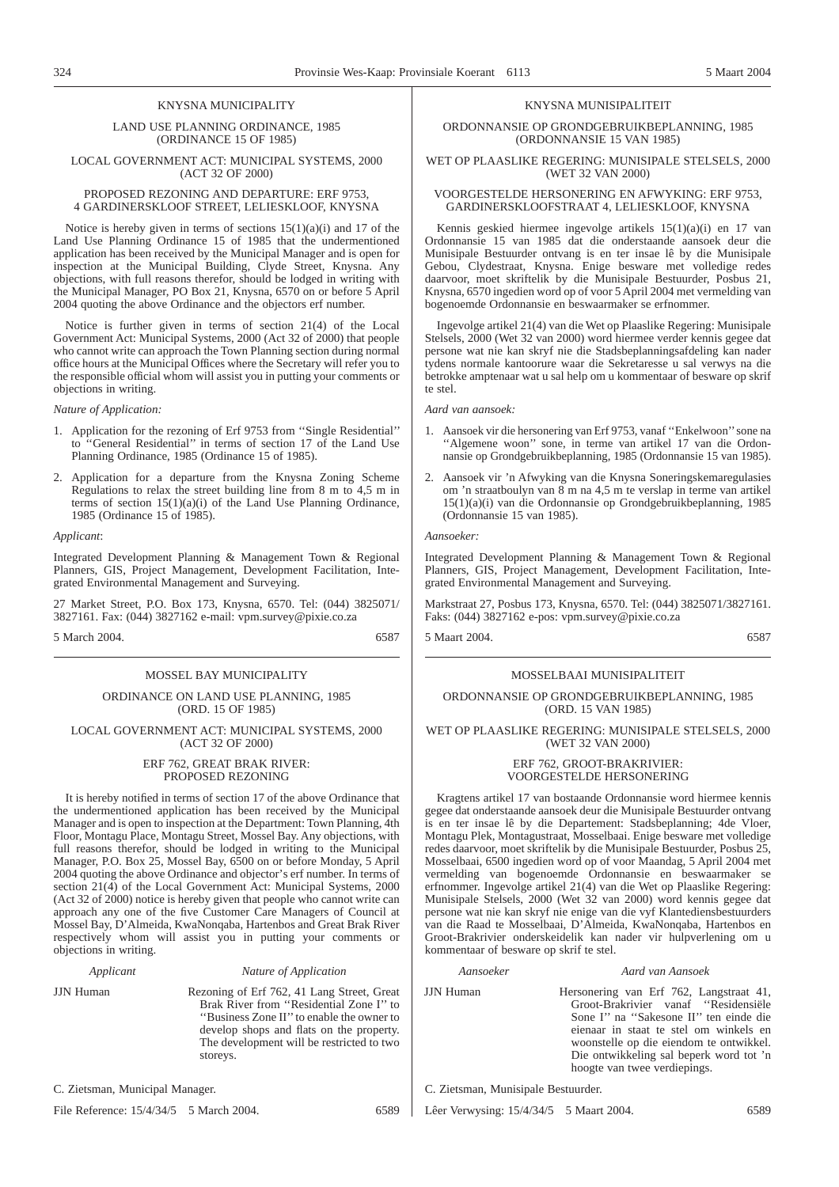KNYSNA MUNICIPALITY

LAND USE PLANNING ORDINANCE, 1985
(ORDINANCE 15 OF 1985)

LOCAL GOVERNMENT ACT: MUNICIPAL SYSTEMS, 2000
(ACT 32 OF 2000)

PROPOSED REZONING AND DEPARTURE: ERF 9753,
4 GARDINERSKLOOF STREET, LELIESKLOOF, KNYSNA

Notice is hereby given in terms of sections 15(1)(a)(i) and 17 of the Land Use Planning Ordinance 15 of 1985 that the undermentioned application has been received by the Municipal Manager and is open for inspection at the Municipal Building, Clyde Street, Knysna. Any objections, with full reasons therefor, should be lodged in writing with the Municipal Manager, PO Box 21, Knysna, 6570 on or before 5 April 2004 quoting the above Ordinance and the objectors erf number.

Notice is further given in terms of section 21(4) of the Local Government Act: Municipal Systems, 2000 (Act 32 of 2000) that people who cannot write can approach the Town Planning section during normal office hours at the Municipal Offices where the Secretary will refer you to the responsible official whom will assist you in putting your comments or objections in writing.

*Nature of Application:*

1. Application for the rezoning of Erf 9753 from ''Single Residential'' to ''General Residential'' in terms of section 17 of the Land Use Planning Ordinance, 1985 (Ordinance 15 of 1985).
2. Application for a departure from the Knysna Zoning Scheme Regulations to relax the street building line from 8 m to 4,5 m in terms of section 15(1)(a)(i) of the Land Use Planning Ordinance, 1985 (Ordinance 15 of 1985).

*Applicant*:

Integrated Development Planning & Management Town & Regional Planners, GIS, Project Management, Development Facilitation, Integrated Environmental Management and Surveying.

27 Market Street, P.O. Box 173, Knysna, 6570. Tel: (044) 3825071/3827161. Fax: (044) 3827162 e-mail: vpm.survey@pixie.co.za

5 March 2004. 6587

---

KNYSNA MUNISIPALITEIT

ORDONNANSIE OP GRONDGEBRUIKBEPLANNING, 1985
(ORDONNANSIE 15 VAN 1985)

WET OP PLAASLIKE REGERING: MUNISIPALE STELSELS, 2000
(WET 32 VAN 2000)

VOORGESTELDE HERSONERING EN AFWYKING: ERF 9753,
GARDINERSKLOOFSTRAAT 4, LELIESKLOOF, KNYSNA

Kennis geskied hiermee ingevolge artikels 15(1)(a)(i) en 17 van Ordonnansie 15 van 1985 dat die onderstaande aansoek deur die Munisipale Bestuurder ontvang is en ter insae lê by die Munisipale Gebou, Clydestraat, Knysna. Enige besware met volledige redes daarvoor, moet skriftelik by die Munisipale Bestuurder, Posbus 21, Knysna, 6570 ingedien word op of voor 5 April 2004 met vermelding van bogenoemde Ordonnansie en beswaarmaker se erfnommer.

Ingevolge artikel 21(4) van die Wet op Plaaslike Regering: Munisipale Stelsels, 2000 (Wet 32 van 2000) word hiermee verder kennis gegee dat persone wat nie kan skryf nie die Stadsbeplanningsafdeling kan nader tydens normale kantoorure waar die Sekretaresse u sal verwys na die betrokke amptenaar wat u sal help om u kommentaar of besware op skrif te stel.

*Aard van aansoek:*

1. Aansoek vir die hersonering van Erf 9753, vanaf ''Enkelwoon'' sone na ''Algemene woon'' sone, in terme van artikel 17 van die Ordonnansie op Grondgebruikbeplanning, 1985 (Ordonnansie 15 van 1985).
2. Aansoek vir 'n Afwyking van die Knysna Soneringskemaregulasies om 'n straatboulyn van 8 m na 4,5 m te verslap in terme van artikel 15(1)(a)(i) van die Ordonnansie op Grondgebruikbeplanning, 1985 (Ordonnansie 15 van 1985).

*Aansoeker:*

Integrated Development Planning & Management Town & Regional Planners, GIS, Project Management, Development Facilitation, Integrated Environmental Management and Surveying.

Markstraat 27, Posbus 173, Knysna, 6570. Tel: (044) 3825071/3827161. Faks: (044) 3827162 e-pos: vpm.survey@pixie.co.za

5 Maart 2004. 6587

---

MOSSEL BAY MUNICIPALITY

ORDINANCE ON LAND USE PLANNING, 1985
(ORD. 15 OF 1985)

LOCAL GOVERNMENT ACT: MUNICIPAL SYSTEMS, 2000
(ACT 32 OF 2000)

ERF 762, GREAT BRAK RIVER:
PROPOSED REZONING

It is hereby notified in terms of section 17 of the above Ordinance that the undermentioned application has been received by the Municipal Manager and is open to inspection at the Department: Town Planning, 4th Floor, Montagu Place, Montagu Street, Mossel Bay. Any objections, with full reasons therefor, should be lodged in writing to the Municipal Manager, P.O. Box 25, Mossel Bay, 6500 on or before Monday, 5 April 2004 quoting the above Ordinance and objector's erf number. In terms of section 21(4) of the Local Government Act: Municipal Systems, 2000 (Act 32 of 2000) notice is hereby given that people who cannot write can approach any one of the five Customer Care Managers of Council at Mossel Bay, D'Almeida, KwaNonqaba, Hartenbos and Great Brak River respectively whom will assist you in putting your comments or objections in writing.

| *Applicant* | *Nature of Application* |
|---|---|
| JJN Human | Rezoning of Erf 762, 41 Lang Street, Great Brak River from ''Residential Zone I'' to ''Business Zone II'' to enable the owner to develop shops and flats on the property. The development will be restricted to two storeys. |

C. Zietsman, Municipal Manager.

File Reference: 15/4/34/5 5 March 2004. 6589

---

MOSSELBAAI MUNISIPALITEIT

ORDONNANSIE OP GRONDGEBRUIKBEPLANNING, 1985
(ORD. 15 VAN 1985)

WET OP PLAASLIKE REGERING: MUNISIPALE STELSELS, 2000
(WET 32 VAN 2000)

ERF 762, GROOT-BRAKRIVIER:
VOORGESTELDE HERSONERING

Kragtens artikel 17 van bostaande Ordonnansie word hiermee kennis gegee dat onderstaande aansoek deur die Munisipale Bestuurder ontvang is en ter insae lê by die Departement: Stadsbeplanning; 4de Vloer, Montagu Plek, Montagustraat, Mosselbaai. Enige besware met volledige redes daarvoor, moet skriftelik by die Munisipale Bestuurder, Posbus 25, Mosselbaai, 6500 ingedien word op of voor Maandag, 5 April 2004 met vermelding van bogenoemde Ordonnansie en beswaarmaker se erfnommer. Ingevolge artikel 21(4) van die Wet op Plaaslike Regering: Munisipale Stelsels, 2000 (Wet 32 van 2000) word kennis gegee dat persone wat nie kan skryf nie enige van die vyf Klantediensbestuurders van die Raad te Mosselbaai, D'Almeida, KwaNonqaba, Hartenbos en Groot-Brakrivier onderskeidelik kan nader vir hulpverlening om u kommentaar of besware op skrif te stel.

| *Aansoeker* | *Aard van Aansoek* |
|---|---|
| JJN Human | Hersonering van Erf 762, Langstraat 41, Groot-Brakrivier vanaf ''Residensiële Sone I'' na ''Sakesone II'' ten einde die eienaar in staat te stel om winkels en woonstelle op die eiendom te ontwikkel. Die ontwikkeling sal beperk word tot 'n hoogte van twee verdiepings. |

C. Zietsman, Munisipale Bestuurder.

Lêer Verwysing: 15/4/34/5 5 Maart 2004. 6589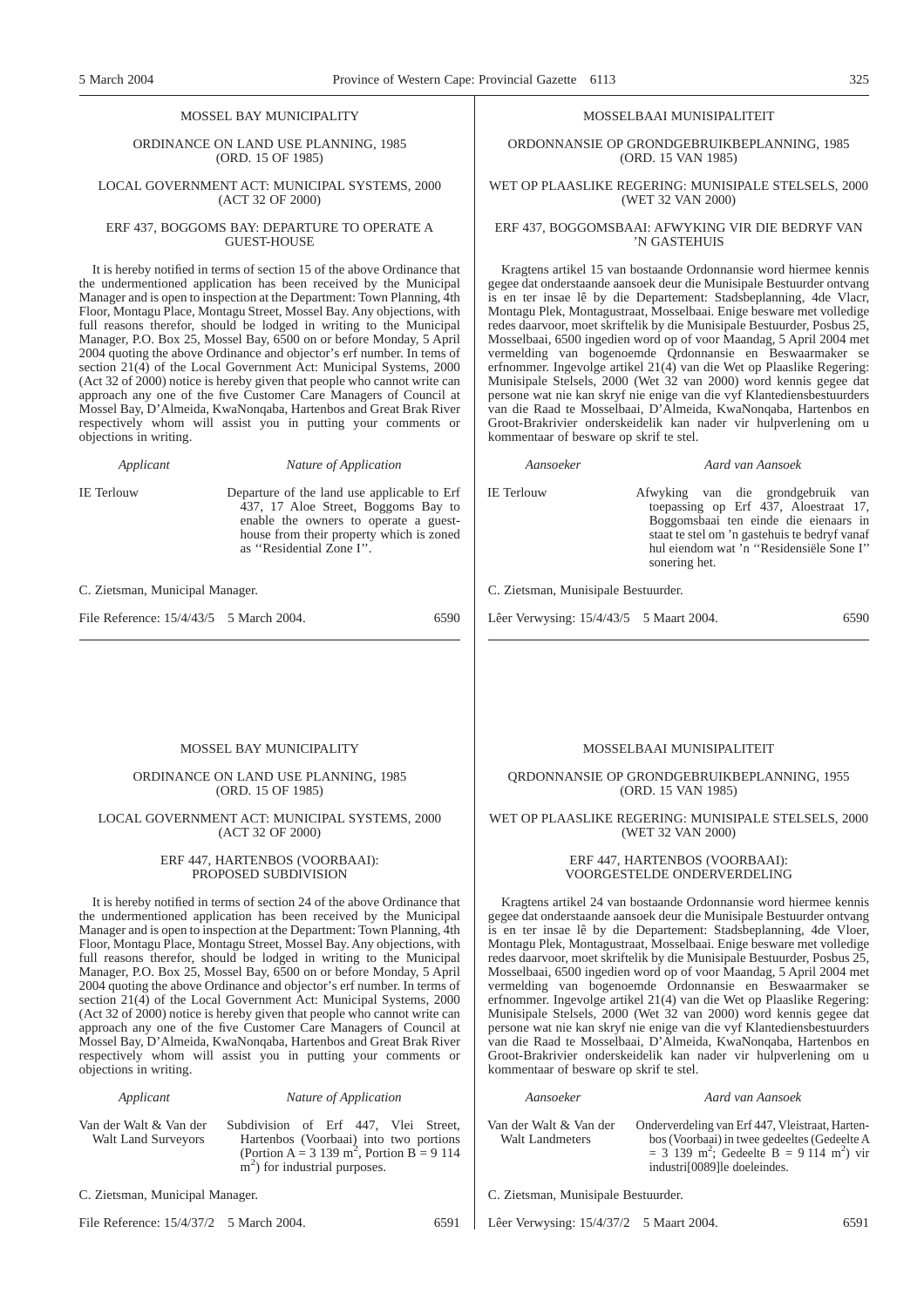## MOSSEL BAY MUNICIPALITY

ORDINANCE ON LAND USE PLANNING, 1985
(ORD. 15 OF 1985)

LOCAL GOVERNMENT ACT: MUNICIPAL SYSTEMS, 2000
(ACT 32 OF 2000)

### ERF 437, BOGGOMS BAY: DEPARTURE TO OPERATE A GUEST-HOUSE

It is hereby notified in terms of section 15 of the above Ordinance that the undermentioned application has been received by the Municipal Manager and is open to inspection at the Department: Town Planning, 4th Floor, Montagu Place, Montagu Street, Mossel Bay. Any objections, with full reasons therefor, should be lodged in writing to the Municipal Manager, P.O. Box 25, Mossel Bay, 6500 on or before Monday, 5 April 2004 quoting the above Ordinance and objector's erf number. In tems of section 21(4) of the Local Government Act: Municipal Systems, 2000 (Act 32 of 2000) notice is hereby given that people who cannot write can approach any one of the five Customer Care Managers of Council at Mossel Bay, D'Almeida, KwaNonqaba, Hartenbos and Great Brak River respectively whom will assist you in putting your comments or objections in writing.

| *Applicant* | *Nature of Application* |
|---|---|
| IE Terlouw | Departure of the land use applicable to Erf 437, 17 Aloe Street, Boggoms Bay to enable the owners to operate a guest-house from their property which is zoned as ''Residential Zone I''. |

C. Zietsman, Municipal Manager.

File Reference: 15/4/43/5 5 March 2004. 6590

## MOSSELBAAI MUNISIPALITEIT

ORDONNANSIE OP GRONDGEBRUIKBEPLANNING, 1985
(ORD. 15 VAN 1985)

WET OP PLAASLIKE REGERING: MUNISIPALE STELSELS, 2000
(WET 32 VAN 2000)

### ERF 437, BOGGOMSBAAI: AFWYKING VIR DIE BEDRYF VAN 'N GASTEHUIS

Kragtens artikel 15 van bostaande Ordonnansie word hiermee kennis gegee dat onderstaande aansoek deur die Munisipale Bestuurder ontvang is en ter insae lê by die Departement: Stadsbeplanning, 4de Vlacr, Montagu Plek, Montagustraat, Mosselbaai. Enige besware met volledige redes daarvoor, moet skriftelik by die Munisipale Bestuurder, Posbus 25, Mosselbaai, 6500 ingedien word op of voor Maandag, 5 April 2004 met vermelding van bogenoemde Qrdonnansie en Beswaarmaker se erfnommer. Ingevolge artikel 21(4) van die Wet op Plaaslike Regering: Munisipale Stelsels, 2000 (Wet 32 van 2000) word kennis gegee dat persone wat nie kan skryf nie enige van die vyf Klantediensbestuurders van die Raad te Mosselbaai, D'Almeida, KwaNonqaba, Hartenbos en Groot-Brakrivier onderskeidelik kan nader vir hulpverlening om u kommentaar of besware op skrif te stel.

| *Aansoeker* | *Aard van Aansoek* |
|---|---|
| IE Terlouw | Afwyking van die grondgebruik van toepassing op Erf 437, Aloestraat 17, Boggomsbaai ten einde die eienaars in staat te stel om 'n gastehuis te bedryf vanaf hul eiendom wat 'n ''Residensiële Sone I'' sonering het. |

C. Zietsman, Munisipale Bestuurder.

Lêer Verwysing: 15/4/43/5 5 Maart 2004. 6590

## MOSSEL BAY MUNICIPALITY

ORDINANCE ON LAND USE PLANNING, 1985
(ORD. 15 OF 1985)

LOCAL GOVERNMENT ACT: MUNICIPAL SYSTEMS, 2000
(ACT 32 OF 2000)

### ERF 447, HARTENBOS (VOORBAAI): PROPOSED SUBDIVISION

It is hereby notified in terms of section 24 of the above Ordinance that the undermentioned application has been received by the Municipal Manager and is open to inspection at the Department: Town Planning, 4th Floor, Montagu Place, Montagu Street, Mossel Bay. Any objections, with full reasons therefor, should be lodged in writing to the Municipal Manager, P.O. Box 25, Mossel Bay, 6500 on or before Monday, 5 April 2004 quoting the above Ordinance and objector's erf number. In terms of section 21(4) of the Local Government Act: Municipal Systems, 2000 (Act 32 of 2000) notice is hereby given that people who cannot write can approach any one of the five Customer Care Managers of Council at Mossel Bay, D'Almeida, KwaNonqaba, Hartenbos and Great Brak River respectively whom will assist you in putting your comments or objections in writing.

| *Applicant* | *Nature of Application* |
|---|---|
| Van der Walt & Van der Walt Land Surveyors | Subdivision of Erf 447, Vlei Street, Hartenbos (Voorbaai) into two portions (Portion A = 3 139 $m^2$, Portion B = 9 114 $m^2$) for industrial purposes. |

C. Zietsman, Municipal Manager.

File Reference: 15/4/37/2 5 March 2004. 6591

## MOSSELBAAI MUNISIPALITEIT

QRDONNANSIE OP GRONDGEBRUIKBEPLANNING, 1955
(ORD. 15 VAN 1985)

WET OP PLAASLIKE REGERING: MUNISIPALE STELSELS, 2000
(WET 32 VAN 2000)

### ERF 447, HARTENBOS (VOORBAAI): VOORGESTELDE ONDERVERDELING

Kragtens artikel 24 van bostaande Ordonnansie word hiermee kennis gegee dat onderstaande aansoek deur die Munisipale Bestuurder ontvang is en ter insae lê by die Departement: Stadsbeplanning, 4de Vloer, Montagu Plek, Montagustraat, Mosselbaai. Enige besware met volledige redes daarvoor, moet skriftelik by die Munisipale Bestuurder, Posbus 25, Mosselbaai, 6500 ingedien word op of voor Maandag, 5 April 2004 met vermelding van bogenoemde Ordonnansie en Beswaarmaker se erfnommer. Ingevolge artikel 21(4) van die Wet op Plaaslike Regering: Munisipale Stelsels, 2000 (Wet 32 van 2000) word kennis gegee dat persone wat nie kan skryf nie enige van die vyf Klantediensbestuurders van die Raad te Mosselbaai, D'Almeida, KwaNonqaba, Hartenbos en Groot-Brakrivier onderskeidelik kan nader vir hulpverlening om u kommentaar of besware op skrif te stel.

| *Aansoeker* | *Aard van Aansoek* |
|---|---|
| Van der Walt & Van der Walt Landmeters | Onderverdeling van Erf 447, Vleistraat, Hartenbos (Voorbaai) in twee gedeeltes (Gedeelte A = 3 139 $m^2$; Gedeelte B = 9 114 $m^2$) vir industri[0089]le doeleindes. |

C. Zietsman, Munisipale Bestuurder.

Lêer Verwysing: 15/4/37/2 5 Maart 2004. 6591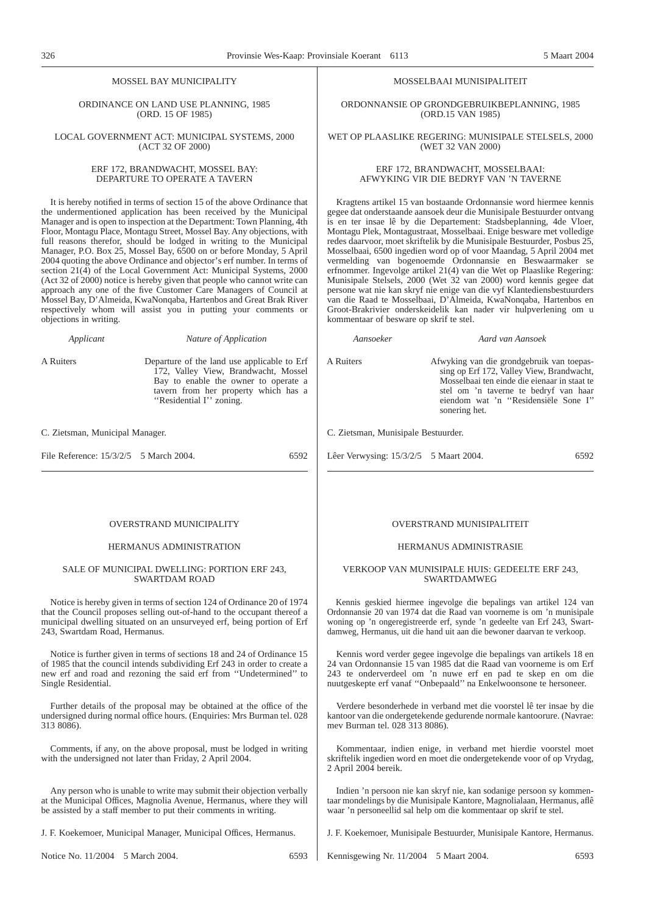MOSSEL BAY MUNICIPALITY

ORDINANCE ON LAND USE PLANNING, 1985
(ORD. 15 OF 1985)

LOCAL GOVERNMENT ACT: MUNICIPAL SYSTEMS, 2000
(ACT 32 OF 2000)

ERF 172, BRANDWACHT, MOSSEL BAY:
DEPARTURE TO OPERATE A TAVERN

It is hereby notified in terms of section 15 of the above Ordinance that the undermentioned application has been received by the Municipal Manager and is open to inspection at the Department: Town Planning, 4th Floor, Montagu Place, Montagu Street, Mossel Bay. Any objections, with full reasons therefor, should be lodged in writing to the Municipal Manager, P.O. Box 25, Mossel Bay, 6500 on or before Monday, 5 April 2004 quoting the above Ordinance and objector's erf number. In terms of section 21(4) of the Local Government Act: Municipal Systems, 2000 (Act 32 of 2000) notice is hereby given that people who cannot write can approach any one of the five Customer Care Managers of Council at Mossel Bay, D'Almeida, KwaNonqaba, Hartenbos and Great Brak River respectively whom will assist you in putting your comments or objections in writing.

| *Applicant* | *Nature of Application* |
|---|---|
| A Ruiters | Departure of the land use applicable to Erf 172, Valley View, Brandwacht, Mossel Bay to enable the owner to operate a tavern from her property which has a ''Residential I'' zoning. |

C. Zietsman, Municipal Manager.

File Reference: 15/3/2/5   5 March 2004.   6592

---

MOSSELBAAI MUNISIPALITEIT

ORDONNANSIE OP GRONDGEBRUIKBEPLANNING, 1985
(ORD.15 VAN 1985)

WET OP PLAASLIKE REGERING: MUNISIPALE STELSELS, 2000
(WET 32 VAN 2000)

ERF 172, BRANDWACHT, MOSSELBAAI:
AFWYKING VIR DIE BEDRYF VAN 'N TAVERNE

Kragtens artikel 15 van bostaande Ordonnansie word hiermee kennis gegee dat onderstaande aansoek deur die Munisipale Bestuurder ontvang is en ter insae lê by die Departement: Stadsbeplanning, 4de Vloer, Montagu Plek, Montagustraat, Mosselbaai. Enige besware met volledige redes daarvoor, moet skriftelik by die Munisipale Bestuurder, Posbus 25, Mosselbaai, 6500 ingedien word op of voor Maandag, 5 April 2004 met vermelding van bogenoemde Ordonnansie en Beswaarmaker se erfnommer. Ingevolge artikel 21(4) van die Wet op Plaaslike Regering: Munisipale Stelsels, 2000 (Wet 32 van 2000) word kennis gegee dat persone wat nie kan skryf nie enige van die vyf Klantediensbestuurders van die Raad te Mosselbaai, D'Almeida, KwaNonqaba, Hartenbos en Groot-Brakrivier onderskeidelik kan nader vir hulpverlening om u kommentaar of besware op skrif te stel.

| *Aansoeker* | *Aard van Aansoek* |
|---|---|
| A Ruiters | Afwyking van die grondgebruik van toepassing op Erf 172, Valley View, Brandwacht, Mosselbaai ten einde die eienaar in staat te stel om 'n taverne te bedryf van haar eiendom wat 'n ''Residensiële Sone I'' sonering het. |

C. Zietsman, Munisipale Bestuurder.

Lêer Verwysing: 15/3/2/5   5 Maart 2004.   6592

---

OVERSTRAND MUNICIPALITY

HERMANUS ADMINISTRATION

SALE OF MUNICIPAL DWELLING: PORTION ERF 243,
SWARTDAM ROAD

Notice is hereby given in terms of section 124 of Ordinance 20 of 1974 that the Council proposes selling out-of-hand to the occupant thereof a municipal dwelling situated on an unsurveyed erf, being portion of Erf 243, Swartdam Road, Hermanus.

Notice is further given in terms of sections 18 and 24 of Ordinance 15 of 1985 that the council intends subdividing Erf 243 in order to create a new erf and road and rezoning the said erf from ''Undetermined'' to Single Residential.

Further details of the proposal may be obtained at the office of the undersigned during normal office hours. (Enquiries: Mrs Burman tel. 028 313 8086).

Comments, if any, on the above proposal, must be lodged in writing with the undersigned not later than Friday, 2 April 2004.

Any person who is unable to write may submit their objection verbally at the Municipal Offices, Magnolia Avenue, Hermanus, where they will be assisted by a staff member to put their comments in writing.

J. F. Koekemoer, Municipal Manager, Municipal Offices, Hermanus.

Notice No. 11/2004   5 March 2004.   6593

---

OVERSTRAND MUNISIPALITEIT

HERMANUS ADMINISTRASIE

VERKOOP VAN MUNISIPALE HUIS: GEDEELTE ERF 243,
SWARTDAMWEG

Kennis geskied hiermee ingevolge die bepalings van artikel 124 van Ordonnansie 20 van 1974 dat die Raad van voorneme is om 'n munisipale woning op 'n ongeregistreerde erf, synde 'n gedeelte van Erf 243, Swartdamweg, Hermanus, uit die hand uit aan die bewoner daarvan te verkoop.

Kennis word verder gegee ingevolge die bepalings van artikels 18 en 24 van Ordonnansie 15 van 1985 dat die Raad van voorneme is om Erf 243 te onderverdeel om 'n nuwe erf en pad te skep en om die nuutgeskepte erf vanaf ''Onbepaald'' na Enkelwoonsone te hersoneer.

Verdere besonderhede in verband met die voorstel lê ter insae by die kantoor van die ondergetekende gedurende normale kantoorure. (Navrae: mev Burman tel. 028 313 8086).

Kommentaar, indien enige, in verband met hierdie voorstel moet skriftelik ingedien word en moet die ondergetekende voor of op Vrydag, 2 April 2004 bereik.

Indien 'n persoon nie kan skryf nie, kan sodanige persoon sy kommentaar mondelings by die Munisipale Kantore, Magnolialaan, Hermanus, aflê waar 'n personeellid sal help om die kommentaar op skrif te stel.

J. F. Koekemoer, Munisipale Bestuurder, Munisipale Kantore, Hermanus.

Kennisgewing Nr. 11/2004   5 Maart 2004.   6593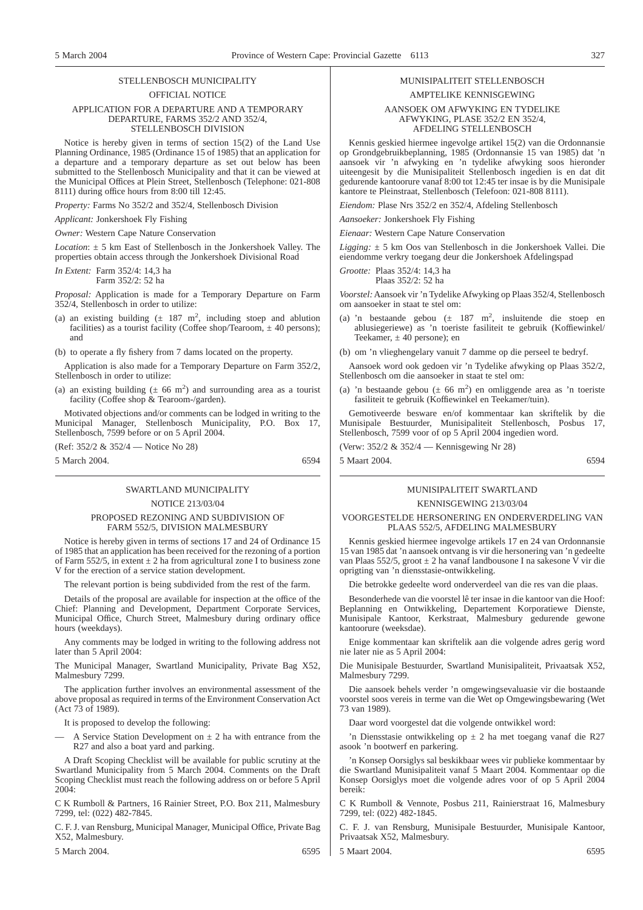## STELLENBOSCH MUNICIPALITY

### OFFICIAL NOTICE

### APPLICATION FOR A DEPARTURE AND A TEMPORARY DEPARTURE, FARMS 352/2 AND 352/4, STELLENBOSCH DIVISION

Notice is hereby given in terms of section 15(2) of the Land Use Planning Ordinance, 1985 (Ordinance 15 of 1985) that an application for a departure and a temporary departure as set out below has been submitted to the Stellenbosch Municipality and that it can be viewed at the Municipal Offices at Plein Street, Stellenbosch (Telephone: 021-808 8111) during office hours from 8:00 till 12:45.

*Property:* Farms No 352/2 and 352/4, Stellenbosch Division

*Applicant:* Jonkershoek Fly Fishing

*Owner:* Western Cape Nature Conservation

*Location*: ± 5 km East of Stellenbosch in the Jonkershoek Valley. The properties obtain access through the Jonkershoek Divisional Road

*In Extent:* Farm 352/4: 14,3 ha
Farm 352/2: 52 ha

*Proposal:* Application is made for a Temporary Departure on Farm 352/4, Stellenbosch in order to utilize:

(a) an existing building (± 187 m$^2$, including stoep and ablution facilities) as a tourist facility (Coffee shop/Tearoom, ± 40 persons); and

(b) to operate a fly fishery from 7 dams located on the property.

Application is also made for a Temporary Departure on Farm 352/2, Stellenbosch in order to utilize:

(a) an existing building (± 66 m$^2$) and surrounding area as a tourist facility (Coffee shop & Tearoom-/garden).

Motivated objections and/or comments can be lodged in writing to the Municipal Manager, Stellenbosch Municipality, P.O. Box 17, Stellenbosch, 7599 before or on 5 April 2004.

(Ref: 352/2 & 352/4 — Notice No 28)

5 March 2004. 6594

## MUNISIPALITEIT STELLENBOSCH

### AMPTELIKE KENNISGEWING

### AANSOEK OM AFWYKING EN TYDELIKE AFWYKING, PLASE 352/2 EN 352/4, AFDELING STELLENBOSCH

Kennis geskied hiermee ingevolge artikel 15(2) van die Ordonnansie op Grondgebruikbeplanning, 1985 (Ordonnansie 15 van 1985) dat 'n aansoek vir 'n afwyking en 'n tydelike afwyking soos hieronder uiteengesit by die Munisipaliteit Stellenbosch ingedien is en dat dit gedurende kantoorure vanaf 8:00 tot 12:45 ter insae is by die Munisipale kantore te Pleinstraat, Stellenbosch (Telefoon: 021-808 8111).

*Eiendom:* Plase Nrs 352/2 en 352/4, Afdeling Stellenbosch

*Aansoeker:* Jonkershoek Fly Fishing

*Eienaar:* Western Cape Nature Conservation

*Ligging:* ± 5 km Oos van Stellenbosch in die Jonkershoek Vallei. Die eiendomme verkry toegang deur die Jonkershoek Afdelingspad

*Grootte:* Plaas 352/4: 14,3 ha
Plaas 352/2: 52 ha

*Voorstel:* Aansoek vir 'n Tydelike Afwyking op Plaas 352/4, Stellenbosch om aansoeker in staat te stel om:

(a) 'n bestaande gebou (± 187 m$^2$, insluitende die stoep en ablusiegeriewe) as 'n toeriste fasiliteit te gebruik (Koffiewinkel/ Teekamer, ± 40 persone); en

(b) om 'n vlieghengelary vanuit 7 damme op die perseel te bedryf.

Aansoek word ook gedoen vir 'n Tydelike afwyking op Plaas 352/2, Stellenbosch om die aansoeker in staat te stel om:

(a) 'n bestaande gebou (± 66 m$^2$) en omliggende area as 'n toeriste fasiliteit te gebruik (Koffiewinkel en Teekamer/tuin).

Gemotiveerde besware en/of kommentaar kan skriftelik by die Munisipale Bestuurder, Munisipaliteit Stellenbosch, Posbus 17, Stellenbosch, 7599 voor of op 5 April 2004 ingedien word.

(Verw: 352/2 & 352/4 — Kennisgewing Nr 28)

5 Maart 2004. 6594

## SWARTLAND MUNICIPALITY

### NOTICE 213/03/04

### PROPOSED REZONING AND SUBDIVISION OF FARM 552/5, DIVISION MALMESBURY

Notice is hereby given in terms of sections 17 and 24 of Ordinance 15 of 1985 that an application has been received for the rezoning of a portion of Farm 552/5, in extent ± 2 ha from agricultural zone I to business zone V for the erection of a service station development.

The relevant portion is being subdivided from the rest of the farm.

Details of the proposal are available for inspection at the office of the Chief: Planning and Development, Department Corporate Services, Municipal Office, Church Street, Malmesbury during ordinary office hours (weekdays).

Any comments may be lodged in writing to the following address not later than 5 April 2004:

The Municipal Manager, Swartland Municipality, Private Bag X52, Malmesbury 7299.

The application further involves an environmental assessment of the above proposal as required in terms of the Environment Conservation Act (Act 73 of 1989).

It is proposed to develop the following:

— A Service Station Development on ± 2 ha with entrance from the R27 and also a boat yard and parking.

A Draft Scoping Checklist will be available for public scrutiny at the Swartland Municipality from 5 March 2004. Comments on the Draft Scoping Checklist must reach the following address on or before 5 April 2004:

C K Rumboll & Partners, 16 Rainier Street, P.O. Box 211, Malmesbury 7299, tel: (022) 482-7845.

C. F. J. van Rensburg, Municipal Manager, Municipal Office, Private Bag X52, Malmesbury.

5 March 2004. 6595

## MUNISIPALITEIT SWARTLAND

### KENNISGEWING 213/03/04

### VOORGESTELDE HERSONERING EN ONDERVERDELING VAN PLAAS 552/5, AFDELING MALMESBURY

Kennis geskied hiermee ingevolge artikels 17 en 24 van Ordonnansie 15 van 1985 dat 'n aansoek ontvang is vir die hersonering van 'n gedeelte van Plaas 552/5, groot ± 2 ha vanaf landbousone I na sakesone V vir die oprigting van 'n diensstasie-ontwikkeling.

Die betrokke gedeelte word onderverdeel van die res van die plaas.

Besonderhede van die voorstel lê ter insae in die kantoor van die Hoof: Beplanning en Ontwikkeling, Departement Korporatiewe Dienste, Munisipale Kantoor, Kerkstraat, Malmesbury gedurende gewone kantoorure (weeksdae).

Enige kommentaar kan skriftelik aan die volgende adres gerig word nie later nie as 5 April 2004:

Die Munisipale Bestuurder, Swartland Munisipaliteit, Privaatsak X52, Malmesbury 7299.

Die aansoek behels verder 'n omgewingsevaluasie vir die bostaande voorstel soos vereis in terme van die Wet op Omgewingsbewaring (Wet 73 van 1989).

Daar word voorgestel dat die volgende ontwikkel word:

'n Diensstasie ontwikkeling op ± 2 ha met toegang vanaf die R27 asook 'n bootwerf en parkering.

'n Konsep Oorsiglys sal beskikbaar wees vir publieke kommentaar by die Swartland Munisipaliteit vanaf 5 Maart 2004. Kommentaar op die Konsep Oorsiglys moet die volgende adres voor of op 5 April 2004 bereik:

C K Rumboll & Vennote, Posbus 211, Rainierstraat 16, Malmesbury 7299, tel: (022) 482-1845.

C. F. J. van Rensburg, Munisipale Bestuurder, Munisipale Kantoor, Privaatsak X52, Malmesbury.

5 Maart 2004. 6595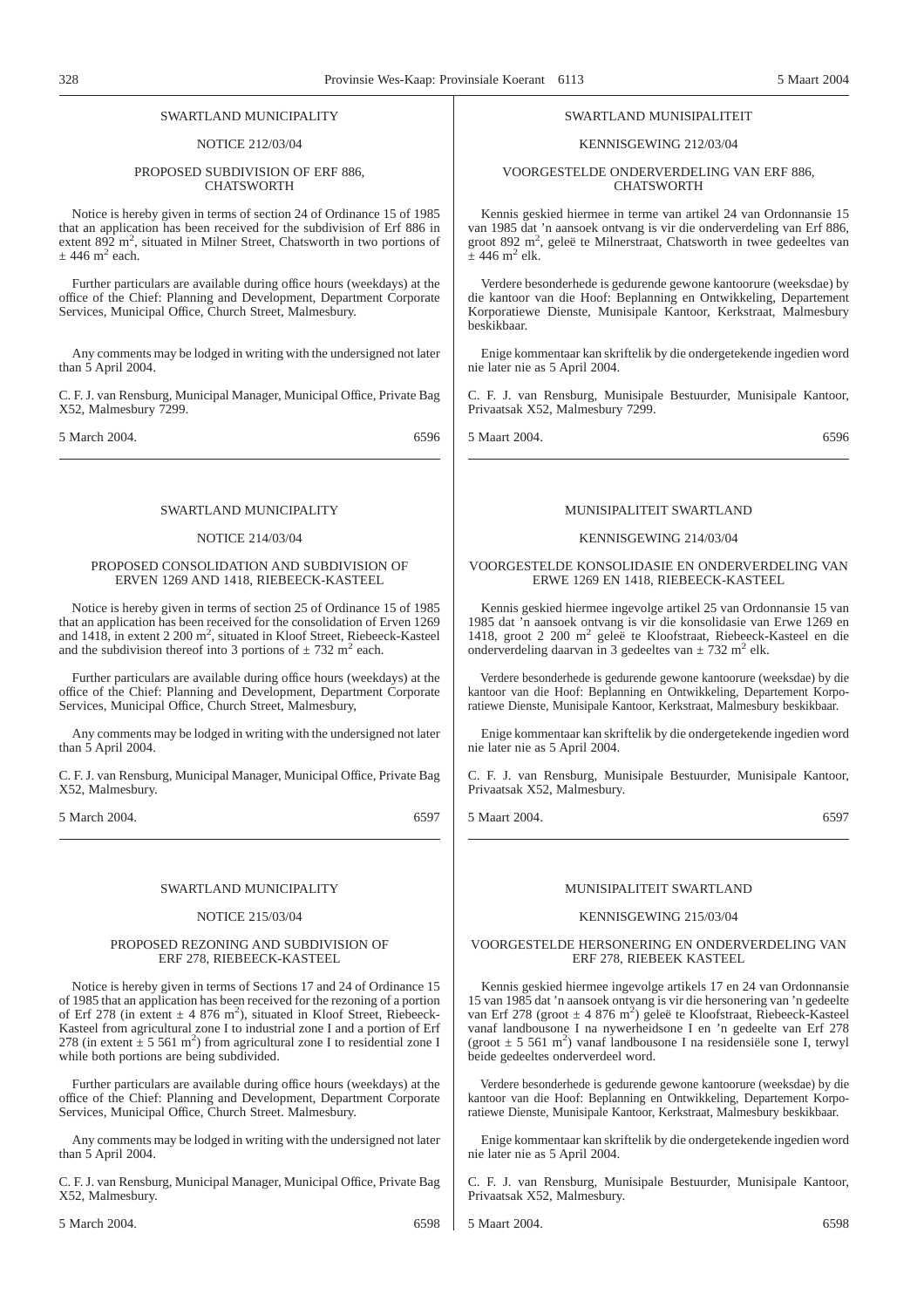SWARTLAND MUNICIPALITY

NOTICE 212/03/04

PROPOSED SUBDIVISION OF ERF 886, CHATSWORTH

Notice is hereby given in terms of section 24 of Ordinance 15 of 1985 that an application has been received for the subdivision of Erf 886 in extent 892 $m^2$, situated in Milner Street, Chatsworth in two portions of ± 446 $m^2$ each.

Further particulars are available during office hours (weekdays) at the office of the Chief: Planning and Development, Department Corporate Services, Municipal Office, Church Street, Malmesbury.

Any comments may be lodged in writing with the undersigned not later than 5 April 2004.

C. F. J. van Rensburg, Municipal Manager, Municipal Office, Private Bag X52, Malmesbury 7299.

5 March 2004. 6596

---

SWARTLAND MUNISIPALITEIT

KENNISGEWING 212/03/04

VOORGESTELDE ONDERVERDELING VAN ERF 886, CHATSWORTH

Kennis geskied hiermee in terme van artikel 24 van Ordonnansie 15 van 1985 dat 'n aansoek ontvang is vir die onderverdeling van Erf 886, groot 892 $m^2$, geleë te Milnerstraat, Chatsworth in twee gedeeltes van ± 446 $m^2$ elk.

Verdere besonderhede is gedurende gewone kantoorure (weeksdae) by die kantoor van die Hoof: Beplanning en Ontwikkeling, Departement Korporatiewe Dienste, Munisipale Kantoor, Kerkstraat, Malmesbury beskikbaar.

Enige kommentaar kan skriftelik by die ondergetekende ingedien word nie later nie as 5 April 2004.

C. F. J. van Rensburg, Munisipale Bestuurder, Munisipale Kantoor, Privaatsak X52, Malmesbury 7299.

5 Maart 2004. 6596

---

SWARTLAND MUNICIPALITY

NOTICE 214/03/04

PROPOSED CONSOLIDATION AND SUBDIVISION OF ERVEN 1269 AND 1418, RIEBEECK-KASTEEL

Notice is hereby given in terms of section 25 of Ordinance 15 of 1985 that an application has been received for the consolidation of Erven 1269 and 1418, in extent 2 200 $m^2$, situated in Kloof Street, Riebeeck-Kasteel and the subdivision thereof into 3 portions of ± 732 $m^2$ each.

Further particulars are available during office hours (weekdays) at the office of the Chief: Planning and Development, Department Corporate Services, Municipal Office, Church Street, Malmesbury,

Any comments may be lodged in writing with the undersigned not later than 5 April 2004.

C. F. J. van Rensburg, Municipal Manager, Municipal Office, Private Bag X52, Malmesbury.

5 March 2004. 6597

---

MUNISIPALITEIT SWARTLAND

KENNISGEWING 214/03/04

VOORGESTELDE KONSOLIDASIE EN ONDERVERDELING VAN ERWE 1269 EN 1418, RIEBEECK-KASTEEL

Kennis geskied hiermee ingevolge artikel 25 van Ordonnansie 15 van 1985 dat 'n aansoek ontvang is vir die konsolidasie van Erwe 1269 en 1418, groot 2 200 $m^2$ geleë te Kloofstraat, Riebeeck-Kasteel en die onderverdeling daarvan in 3 gedeeltes van ± 732 $m^2$ elk.

Verdere besonderhede is gedurende gewone kantoorure (weeksdae) by die kantoor van die Hoof: Beplanning en Ontwikkeling, Departement Korporatiewe Dienste, Munisipale Kantoor, Kerkstraat, Malmesbury beskikbaar.

Enige kommentaar kan skriftelik by die ondergetekende ingedien word nie later nie as 5 April 2004.

C. F. J. van Rensburg, Munisipale Bestuurder, Munisipale Kantoor, Privaatsak X52, Malmesbury.

5 Maart 2004. 6597

---

SWARTLAND MUNICIPALITY

NOTICE 215/03/04

PROPOSED REZONING AND SUBDIVISION OF ERF 278, RIEBEECK-KASTEEL

Notice is hereby given in terms of Sections 17 and 24 of Ordinance 15 of 1985 that an application has been received for the rezoning of a portion of Erf 278 (in extent ± 4 876 $m^2$), situated in Kloof Street, Riebeeck-Kasteel from agricultural zone I to industrial zone I and a portion of Erf 278 (in extent ± 5 561 $m^2$) from agricultural zone I to residential zone I while both portions are being subdivided.

Further particulars are available during office hours (weekdays) at the office of the Chief: Planning and Development, Department Corporate Services, Municipal Office, Church Street. Malmesbury.

Any comments may be lodged in writing with the undersigned not later than 5 April 2004.

C. F. J. van Rensburg, Municipal Manager, Municipal Office, Private Bag X52, Malmesbury.

5 March 2004. 6598

---

MUNISIPALITEIT SWARTLAND

KENNISGEWING 215/03/04

VOORGESTELDE HERSONERING EN ONDERVERDELING VAN ERF 278, RIEBEEK KASTEEL

Kennis geskied hiermee ingevolge artikels 17 en 24 van Ordonnansie 15 van 1985 dat 'n aansoek ontvang is vir die hersonering van 'n gedeelte van Erf 278 (groot ± 4 876 $m^2$) geleë te Kloofstraat, Riebeeck-Kasteel vanaf landbousone I na nywerheidsone I en 'n gedeelte van Erf 278 (groot ± 5 561 $m^2$) vanaf landbousone I na residensiële sone I, terwyl beide gedeeltes onderverdeel word.

Verdere besonderhede is gedurende gewone kantoorure (weeksdae) by die kantoor van die Hoof: Beplanning en Ontwikkeling, Departement Korporatiewe Dienste, Munisipale Kantoor, Kerkstraat, Malmesbury beskikbaar.

Enige kommentaar kan skriftelik by die ondergetekende ingedien word nie later nie as 5 April 2004.

C. F. J. van Rensburg, Munisipale Bestuurder, Munisipale Kantoor, Privaatsak X52, Malmesbury.

5 Maart 2004. 6598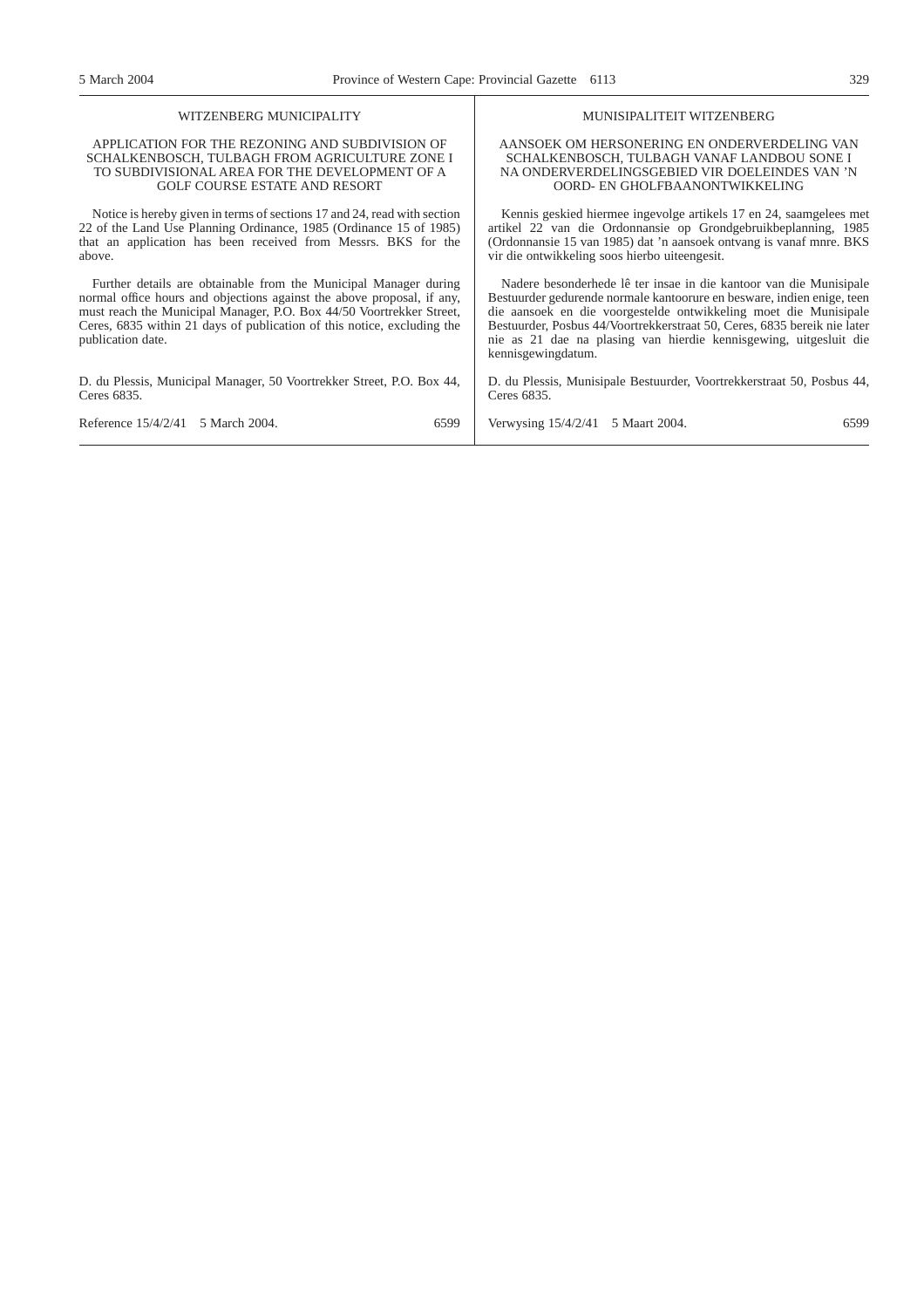## WITZENBERG MUNICIPALITY

### APPLICATION FOR THE REZONING AND SUBDIVISION OF SCHALKENBOSCH, TULBAGH FROM AGRICULTURE ZONE I TO SUBDIVISIONAL AREA FOR THE DEVELOPMENT OF A GOLF COURSE ESTATE AND RESORT

Notice is hereby given in terms of sections 17 and 24, read with section 22 of the Land Use Planning Ordinance, 1985 (Ordinance 15 of 1985) that an application has been received from Messrs. BKS for the above.

Further details are obtainable from the Municipal Manager during normal office hours and objections against the above proposal, if any, must reach the Municipal Manager, P.O. Box 44/50 Voortrekker Street, Ceres, 6835 within 21 days of publication of this notice, excluding the publication date.

D. du Plessis, Municipal Manager, 50 Voortrekker Street, P.O. Box 44, Ceres 6835.

Reference 15/4/2/41 5 March 2004. 6599

## MUNISIPALITEIT WITZENBERG

### AANSOEK OM HERSONERING EN ONDERVERDELING VAN SCHALKENBOSCH, TULBAGH VANAF LANDBOU SONE I NA ONDERVERDELINGSGEBIED VIR DOELEINDES VAN 'N OORD- EN GHOLFBAANONTWIKKELING

Kennis geskied hiermee ingevolge artikels 17 en 24, saamgelees met artikel 22 van die Ordonnansie op Grondgebruikbeplanning, 1985 (Ordonnansie 15 van 1985) dat 'n aansoek ontvang is vanaf mnre. BKS vir die ontwikkeling soos hierbo uiteengesit.

Nadere besonderhede lê ter insae in die kantoor van die Munisipale Bestuurder gedurende normale kantoorure en besware, indien enige, teen die aansoek en die voorgestelde ontwikkeling moet die Munisipale Bestuurder, Posbus 44/Voortrekkerstraat 50, Ceres, 6835 bereik nie later nie as 21 dae na plasing van hierdie kennisgewing, uitgesluit die kennisgewingdatum.

D. du Plessis, Munisipale Bestuurder, Voortrekkerstraat 50, Posbus 44, Ceres 6835.

Verwysing 15/4/2/41 5 Maart 2004. 6599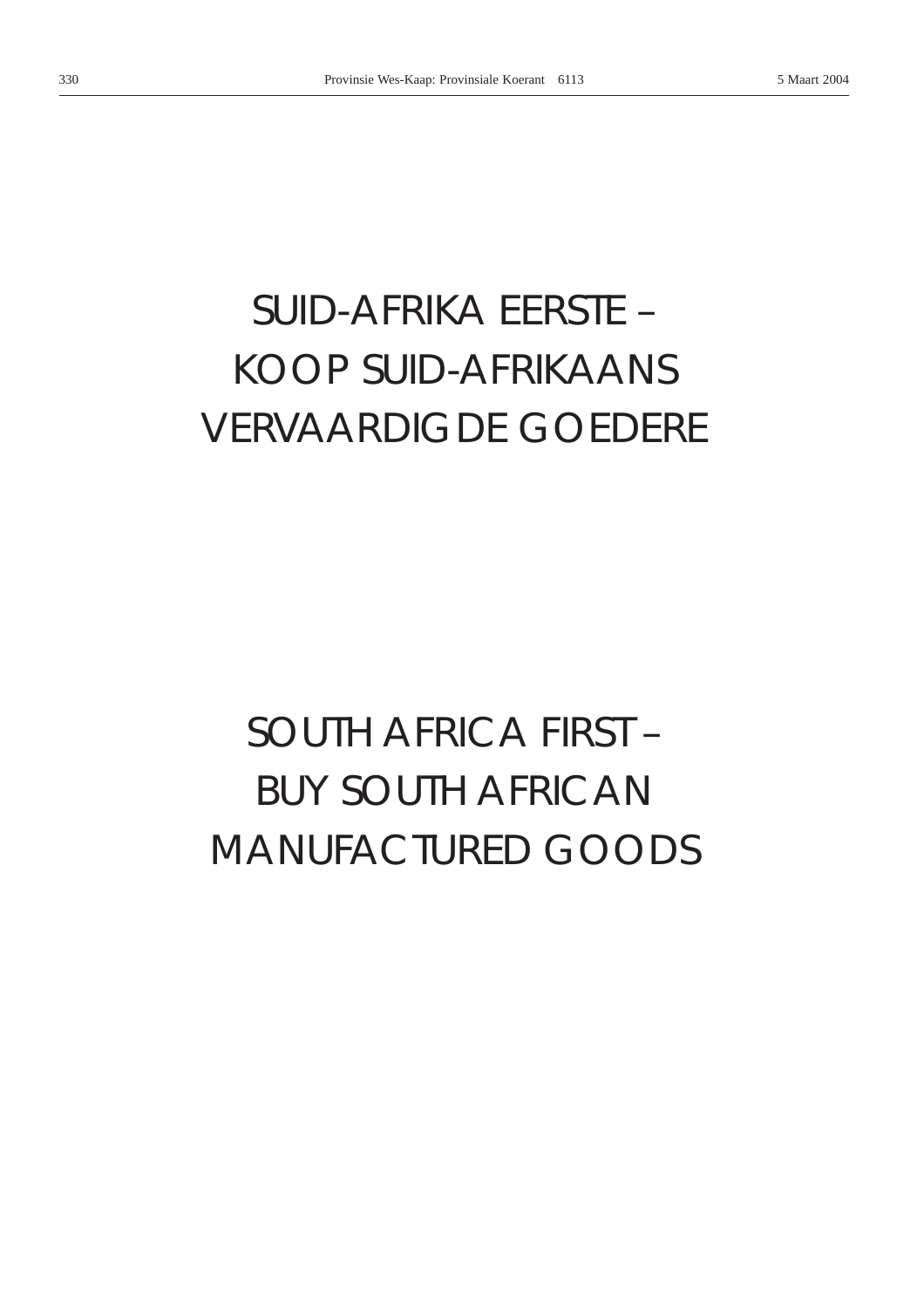# SUID-AFRIKA EERSTE – KOOP SUID-AFRIKAANS VERVAARDIGDE GOEDERE

# SOUTH AFRICA FIRST – BUY SOUTH AFRICAN MANUFACTURED GOODS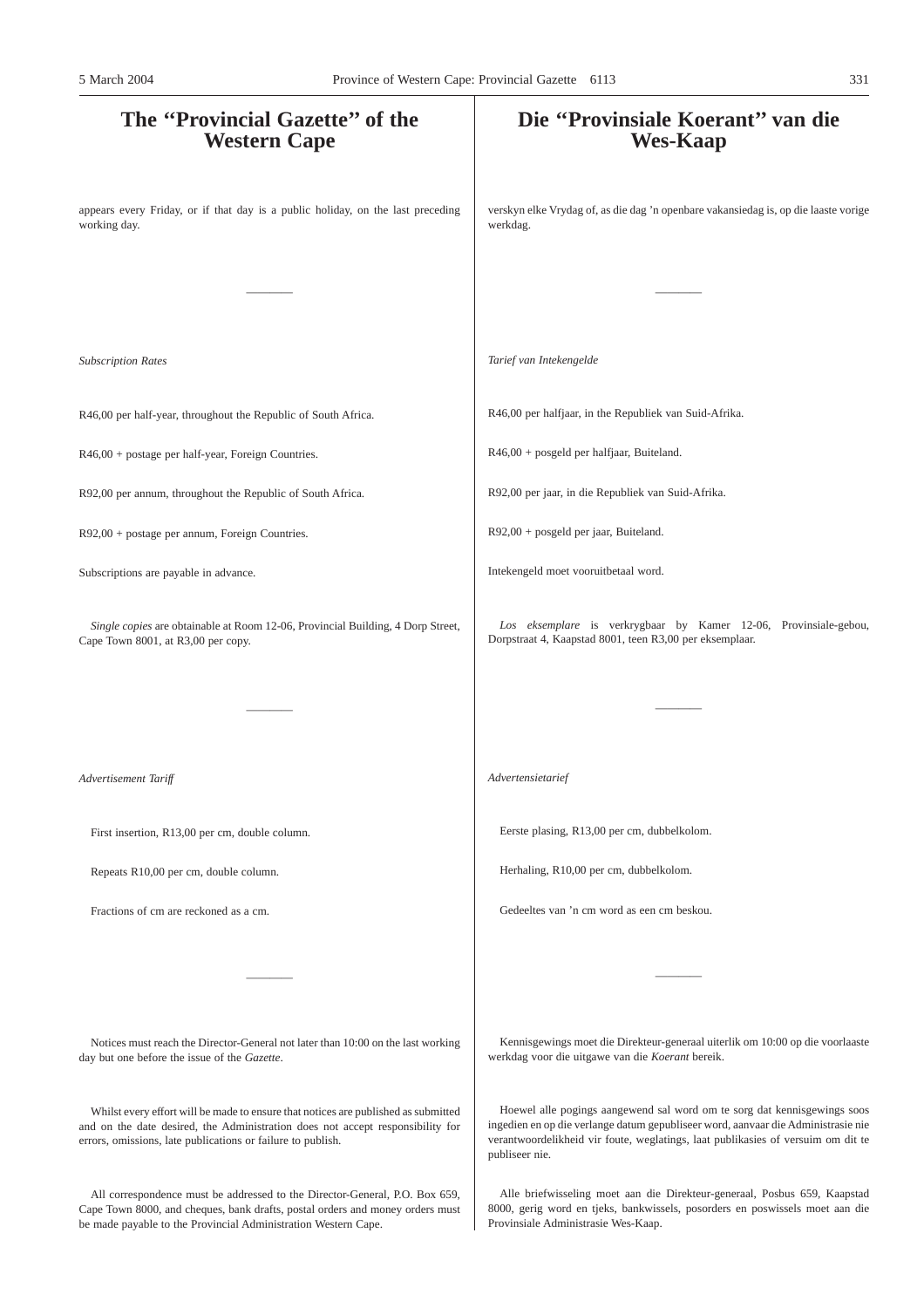# The "Provincial Gazette" of the Western Cape

appears every Friday, or if that day is a public holiday, on the last preceding working day.

---

*Subscription Rates*

R46,00 per half-year, throughout the Republic of South Africa.

R46,00 + postage per half-year, Foreign Countries.

R92,00 per annum, throughout the Republic of South Africa.

R92,00 + postage per annum, Foreign Countries.

Subscriptions are payable in advance.

*Single copies* are obtainable at Room 12-06, Provincial Building, 4 Dorp Street, Cape Town 8001, at R3,00 per copy.

---

*Advertisement Tariff*

First insertion, R13,00 per cm, double column.

Repeats R10,00 per cm, double column.

Fractions of cm are reckoned as a cm.

---

Notices must reach the Director-General not later than 10:00 on the last working day but one before the issue of the *Gazette*.

Whilst every effort will be made to ensure that notices are published as submitted and on the date desired, the Administration does not accept responsibility for errors, omissions, late publications or failure to publish.

All correspondence must be addressed to the Director-General, P.O. Box 659, Cape Town 8000, and cheques, bank drafts, postal orders and money orders must be made payable to the Provincial Administration Western Cape.

# Die "Provinsiale Koerant" van die Wes-Kaap

verskyn elke Vrydag of, as die dag 'n openbare vakansiedag is, op die laaste vorige werkdag.

---

*Tarief van Intekengelde*

R46,00 per halfjaar, in die Republiek van Suid-Afrika.

R46,00 + posgeld per halfjaar, Buiteland.

R92,00 per jaar, in die Republiek van Suid-Afrika.

R92,00 + posgeld per jaar, Buiteland.

Intekengeld moet vooruitbetaal word.

*Los eksemplare* is verkrygbaar by Kamer 12-06, Provinsiale-gebou, Dorpstraat 4, Kaapstad 8001, teen R3,00 per eksemplaar.

---

*Advertensietarief*

Eerste plasing, R13,00 per cm, dubbelkolom.

Herhaling, R10,00 per cm, dubbelkolom.

Gedeeltes van 'n cm word as een cm beskou.

---

Kennisgewings moet die Direkteur-generaal uiterlik om 10:00 op die voorlaaste werkdag voor die uitgawe van die *Koerant* bereik.

Hoewel alle pogings aangewend sal word om te sorg dat kennisgewings soos ingedien en op die verlange datum gepubliseer word, aanvaar die Administrasie nie verantwoordelikheid vir foute, weglatings, laat publikasies of versuim om dit te publiseer nie.

Alle briefwisseling moet aan die Direkteur-generaal, Posbus 659, Kaapstad 8000, gerig word en tjeks, bankwissels, posorders en poswissels moet aan die Provinsiale Administrasie Wes-Kaap.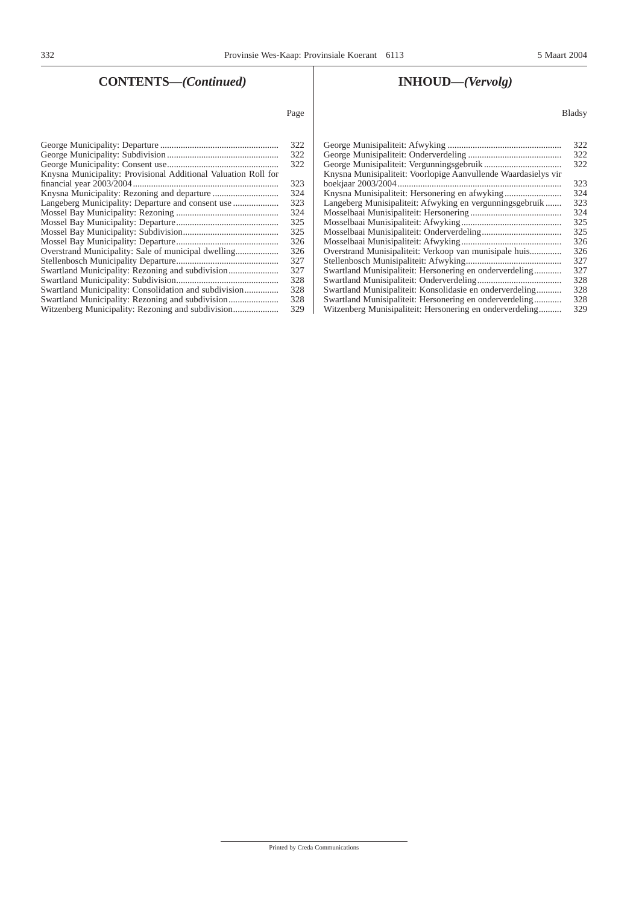## CONTENTS—*(Continued)*

| | Page |
|---|---|
| George Municipality: Departure | 322 |
| George Municipality: Subdivision | 322 |
| George Municipality: Consent use | 322 |
| Knysna Municipality: Provisional Additional Valuation Roll for financial year 2003/2004 | 323 |
| Knysna Municipality: Rezoning and departure | 324 |
| Langeberg Municipality: Departure and consent use | 323 |
| Mossel Bay Municipality: Rezoning | 324 |
| Mossel Bay Municipality: Departure | 325 |
| Mossel Bay Municipality: Subdivision | 325 |
| Mossel Bay Municipality: Departure | 326 |
| Overstrand Municipality: Sale of municipal dwelling | 326 |
| Stellenbosch Municipality Departure | 327 |
| Swartland Municipality: Rezoning and subdivision | 327 |
| Swartland Municipality: Subdivision | 328 |
| Swartland Municipality: Consolidation and subdivision | 328 |
| Swartland Municipality: Rezoning and subdivision | 328 |
| Witzenberg Municipality: Rezoning and subdivision | 329 |

## INHOUD—*(Vervolg)*

| | Bladsy |
|---|---|
| George Munisipaliteit: Afwyking | 322 |
| George Munisipaliteit: Onderverdeling | 322 |
| George Munisipaliteit: Vergunningsgebruik | 322 |
| Knysna Munisipaliteit: Voorlopige Aanvullende Waardasielys vir boekjaar 2003/2004 | 323 |
| Knysna Munisipaliteit: Hersonering en afwyking | 324 |
| Langeberg Munisipaliteit: Afwyking en vergunningsgebruik | 323 |
| Mosselbaai Munisipaliteit: Hersonering | 324 |
| Mosselbaai Munisipaliteit: Afwyking | 325 |
| Mosselbaai Munisipaliteit: Onderverdeling | 325 |
| Mosselbaai Munisipaliteit: Afwyking | 326 |
| Overstrand Munisipaliteit: Verkoop van munisipale huis | 326 |
| Stellenbosch Munisipaliteit: Afwyking | 327 |
| Swartland Munisipaliteit: Hersonering en onderverdeling | 327 |
| Swartland Munisipaliteit: Onderverdeling | 328 |
| Swartland Munisipaliteit: Konsolidasie en onderverdeling | 328 |
| Swartland Munisipaliteit: Hersonering en onderverdeling | 328 |
| Witzenberg Munisipaliteit: Hersonering en onderverdeling | 329 |

Printed by Creda Communications